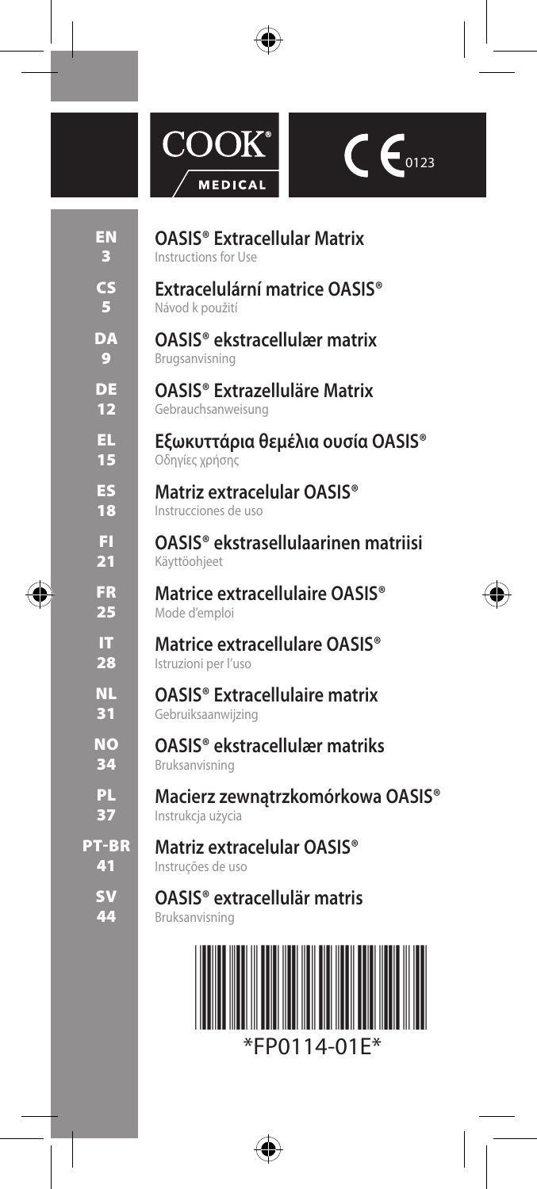COOK® MEDICAL

CE 0123

| | |
|---|---|
| **EN** 3 | **OASIS® Extracellular Matrix** Instructions for Use |
| **CS** 5 | **Extracelulární matrice OASIS®** Návod k použití |
| **DA** 9 | **OASIS® ekstracellulær matrix** Brugsanvisning |
| **DE** 12 | **OASIS® Extrazelluläre Matrix** Gebrauchsanweisung |
| **EL** 15 | **Εξωκυττάρια θεμέλια ουσία OASIS®** Οδηγίες χρήσης |
| **ES** 18 | **Matriz extracelular OASIS®** Instrucciones de uso |
| **FI** 21 | **OASIS® ekstrasellulaarinen matriisi** Käyttöohjeet |
| **FR** 25 | **Matrice extracellulaire OASIS®** Mode d'emploi |
| **IT** 28 | **Matrice extracellulare OASIS®** Istruzioni per l'uso |
| **NL** 31 | **OASIS® Extracellulaire matrix** Gebruiksaanwijzing |
| **NO** 34 | **OASIS® ekstracellulær matriks** Bruksanvisning |
| **PL** 37 | **Macierz zewnątrzkomórkowa OASIS®** Instrukcja użycia |
| **PT-BR** 41 | **Matriz extracelular OASIS®** Instruções de uso |
| **SV** 44 | **OASIS® extracellulär matris** Bruksanvisning |

*FP0114-01E*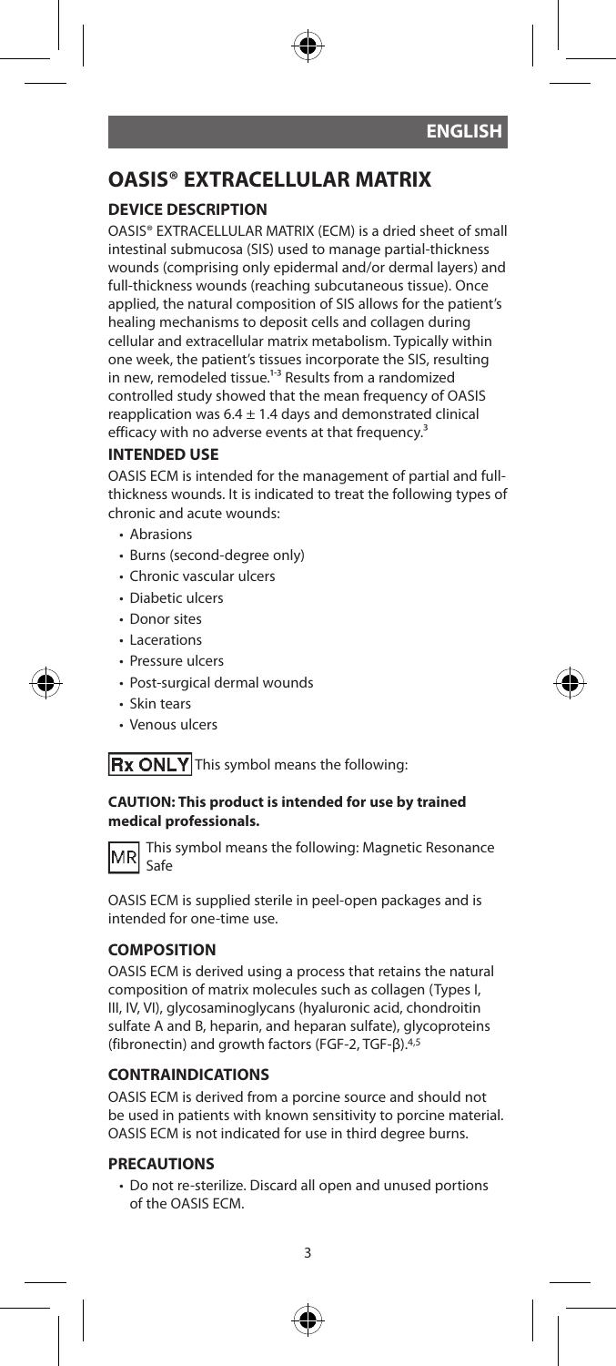ENGLISH

# OASIS® EXTRACELLULAR MATRIX

## DEVICE DESCRIPTION

OASIS® EXTRACELLULAR MATRIX (ECM) is a dried sheet of small intestinal submucosa (SIS) used to manage partial-thickness wounds (comprising only epidermal and/or dermal layers) and full-thickness wounds (reaching subcutaneous tissue). Once applied, the natural composition of SIS allows for the patient's healing mechanisms to deposit cells and collagen during cellular and extracellular matrix metabolism. Typically within one week, the patient's tissues incorporate the SIS, resulting in new, remodeled tissue.[1-3] Results from a randomized controlled study showed that the mean frequency of OASIS reapplication was $6.4 \pm 1.4$ days and demonstrated clinical efficacy with no adverse events at that frequency.[3]

## INTENDED USE

OASIS ECM is intended for the management of partial and full-thickness wounds. It is indicated to treat the following types of chronic and acute wounds:

- Abrasions
- Burns (second-degree only)
- Chronic vascular ulcers
- Diabetic ulcers
- Donor sites
- Lacerations
- Pressure ulcers
- Post-surgical dermal wounds
- Skin tears
- Venous ulcers

**Rx ONLY** This symbol means the following:

**CAUTION: This product is intended for use by trained medical professionals.**

MR This symbol means the following: Magnetic Resonance Safe

OASIS ECM is supplied sterile in peel-open packages and is intended for one-time use.

## COMPOSITION

OASIS ECM is derived using a process that retains the natural composition of matrix molecules such as collagen (Types I, III, IV, VI), glycosaminoglycans (hyaluronic acid, chondroitin sulfate A and B, heparin, and heparan sulfate), glycoproteins (fibronectin) and growth factors (FGF-2, TGF-β).[4,5]

## CONTRAINDICATIONS

OASIS ECM is derived from a porcine source and should not be used in patients with known sensitivity to porcine material. OASIS ECM is not indicated for use in third degree burns.

## PRECAUTIONS

- Do not re-sterilize. Discard all open and unused portions of the OASIS ECM.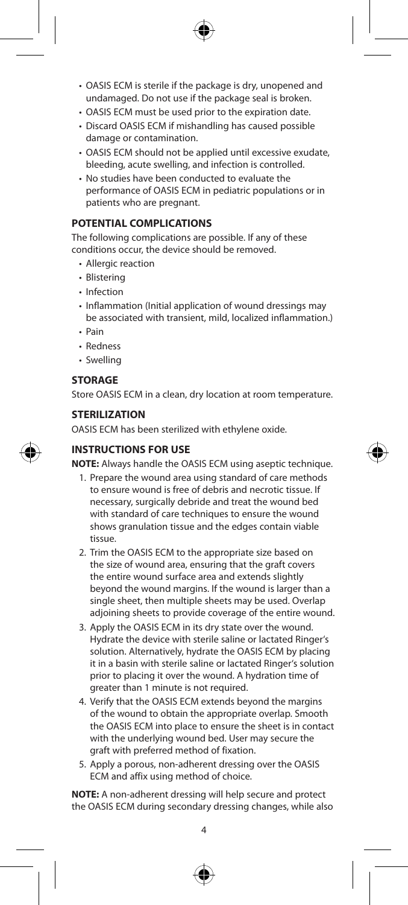- OASIS ECM is sterile if the package is dry, unopened and undamaged. Do not use if the package seal is broken.
- OASIS ECM must be used prior to the expiration date.
- Discard OASIS ECM if mishandling has caused possible damage or contamination.
- OASIS ECM should not be applied until excessive exudate, bleeding, acute swelling, and infection is controlled.
- No studies have been conducted to evaluate the performance of OASIS ECM in pediatric populations or in patients who are pregnant.

## POTENTIAL COMPLICATIONS

The following complications are possible. If any of these conditions occur, the device should be removed.

- Allergic reaction
- Blistering
- Infection
- Inflammation (Initial application of wound dressings may be associated with transient, mild, localized inflammation.)
- Pain
- Redness
- Swelling

## STORAGE

Store OASIS ECM in a clean, dry location at room temperature.

## STERILIZATION

OASIS ECM has been sterilized with ethylene oxide.

## INSTRUCTIONS FOR USE

**NOTE:** Always handle the OASIS ECM using aseptic technique.

1. Prepare the wound area using standard of care methods to ensure wound is free of debris and necrotic tissue. If necessary, surgically debride and treat the wound bed with standard of care techniques to ensure the wound shows granulation tissue and the edges contain viable tissue.
2. Trim the OASIS ECM to the appropriate size based on the size of wound area, ensuring that the graft covers the entire wound surface area and extends slightly beyond the wound margins. If the wound is larger than a single sheet, then multiple sheets may be used. Overlap adjoining sheets to provide coverage of the entire wound.
3. Apply the OASIS ECM in its dry state over the wound. Hydrate the device with sterile saline or lactated Ringer's solution. Alternatively, hydrate the OASIS ECM by placing it in a basin with sterile saline or lactated Ringer's solution prior to placing it over the wound. A hydration time of greater than 1 minute is not required.
4. Verify that the OASIS ECM extends beyond the margins of the wound to obtain the appropriate overlap. Smooth the OASIS ECM into place to ensure the sheet is in contact with the underlying wound bed. User may secure the graft with preferred method of fixation.
5. Apply a porous, non-adherent dressing over the OASIS ECM and affix using method of choice.

**NOTE:** A non-adherent dressing will help secure and protect the OASIS ECM during secondary dressing changes, while also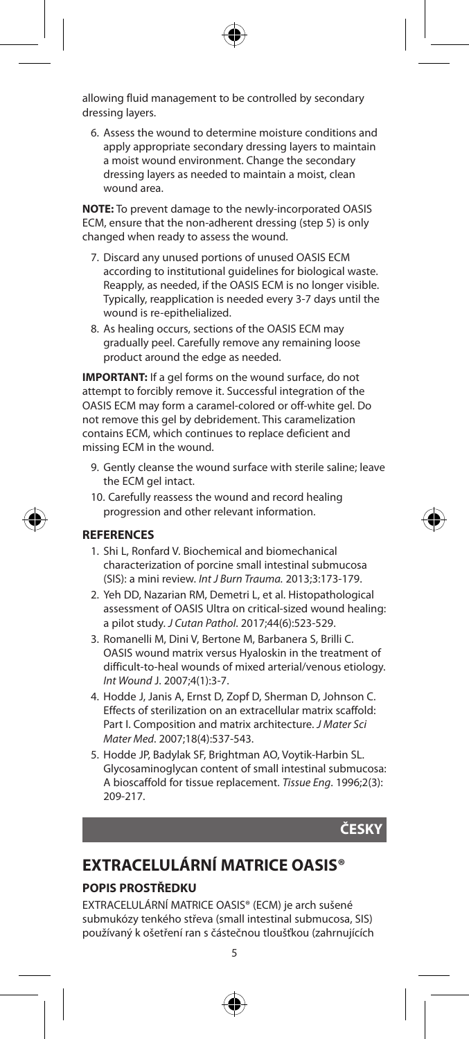allowing fluid management to be controlled by secondary dressing layers.

6. Assess the wound to determine moisture conditions and apply appropriate secondary dressing layers to maintain a moist wound environment. Change the secondary dressing layers as needed to maintain a moist, clean wound area.

**NOTE:** To prevent damage to the newly-incorporated OASIS ECM, ensure that the non-adherent dressing (step 5) is only changed when ready to assess the wound.

7. Discard any unused portions of unused OASIS ECM according to institutional guidelines for biological waste. Reapply, as needed, if the OASIS ECM is no longer visible. Typically, reapplication is needed every 3-7 days until the wound is re-epithelialized.
8. As healing occurs, sections of the OASIS ECM may gradually peel. Carefully remove any remaining loose product around the edge as needed.

**IMPORTANT:** If a gel forms on the wound surface, do not attempt to forcibly remove it. Successful integration of the OASIS ECM may form a caramel-colored or off-white gel. Do not remove this gel by debridement. This caramelization contains ECM, which continues to replace deficient and missing ECM in the wound.

9. Gently cleanse the wound surface with sterile saline; leave the ECM gel intact.
10. Carefully reassess the wound and record healing progression and other relevant information.

**REFERENCES**

1. Shi L, Ronfard V. Biochemical and biomechanical characterization of porcine small intestinal submucosa (SIS): a mini review. *Int J Burn Trauma.* 2013;3:173-179.
2. Yeh DD, Nazarian RM, Demetri L, et al. Histopathological assessment of OASIS Ultra on critical-sized wound healing: a pilot study. *J Cutan Pathol*. 2017;44(6):523-529.
3. Romanelli M, Dini V, Bertone M, Barbanera S, Brilli C. OASIS wound matrix versus Hyaloskin in the treatment of difficult-to-heal wounds of mixed arterial/venous etiology. *Int Wound J*. 2007;4(1):3-7.
4. Hodde J, Janis A, Ernst D, Zopf D, Sherman D, Johnson C. Effects of sterilization on an extracellular matrix scaffold: Part I. Composition and matrix architecture. *J Mater Sci Mater Med*. 2007;18(4):537-543.
5. Hodde JP, Badylak SF, Brightman AO, Voytik-Harbin SL. Glycosaminoglycan content of small intestinal submucosa: A bioscaffold for tissue replacement. *Tissue Eng*. 1996;2(3): 209-217.

**ČESKY**

# EXTRACELULÁRNÍ MATRICE OASIS®

## POPIS PROSTŘEDKU

EXTRACELULÁRNÍ MATRICE OASIS® (ECM) je arch sušené submukózy tenkého střeva (small intestinal submucosa, SIS) používaný k ošetření ran s částečnou tloušťkou (zahrnujících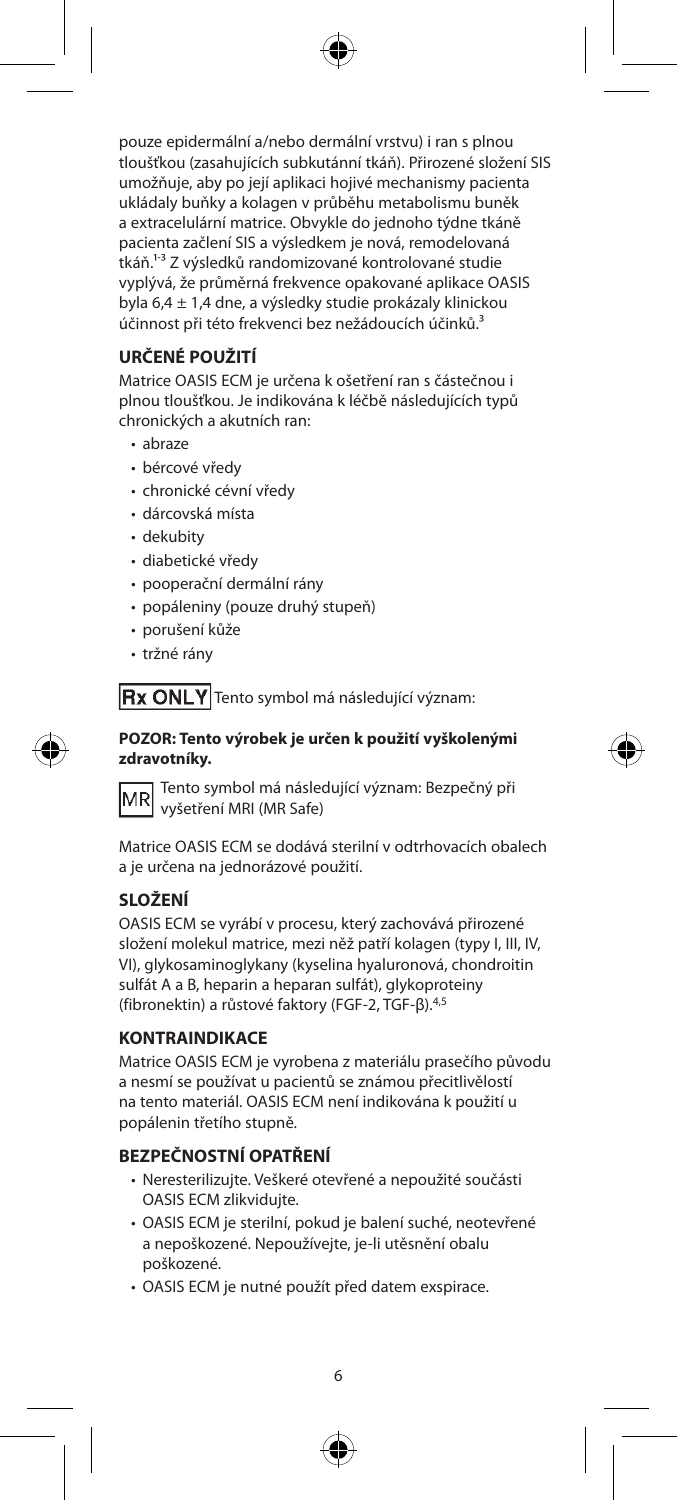pouze epidermální a/nebo dermální vrstvu) i ran s plnou tloušťkou (zasahujících subkutánní tkáň). Přirozené složení SIS umožňuje, aby po její aplikaci hojivé mechanismy pacienta ukládaly buňky a kolagen v průběhu metabolismu buněk a extracelulární matrice. Obvykle do jednoho týdne tkáně pacienta začlení SIS a výsledkem je nová, remodelovaná tkáň.[1-3] Z výsledků randomizované kontrolované studie vyplývá, že průměrná frekvence opakované aplikace OASIS byla 6,4 ± 1,4 dne, a výsledky studie prokázaly klinickou účinnost při této frekvenci bez nežádoucích účinků.[3]

## URČENÉ POUŽITÍ

Matrice OASIS ECM je určena k ošetření ran s částečnou i plnou tloušťkou. Je indikována k léčbě následujících typů chronických a akutních ran:

- abraze
- bércové vředy
- chronické cévní vředy
- dárcovská místa
- dekubity
- diabetické vředy
- pooperační dermální rány
- popáleniny (pouze druhý stupeň)
- porušení kůže
- tržné rány

Rx ONLY Tento symbol má následující význam:

**POZOR: Tento výrobek je určen k použití vyškolenými zdravotníky.**

MR Tento symbol má následující význam: Bezpečný při vyšetření MRI (MR Safe)

Matrice OASIS ECM se dodává sterilní v odtrhovacích obalech a je určena na jednorázové použití.

## SLOŽENÍ

OASIS ECM se vyrábí v procesu, který zachovává přirozené složení molekul matrice, mezi něž patří kolagen (typy I, III, IV, VI), glykosaminoglykany (kyselina hyaluronová, chondroitin sulfát A a B, heparin a heparan sulfát), glykoproteiny (fibronektin) a růstové faktory (FGF-2, TGF-β).[4,5]

## KONTRAINDIKACE

Matrice OASIS ECM je vyrobena z materiálu prasečího původu a nesmí se používat u pacientů se známou přecitlivělostí na tento materiál. OASIS ECM není indikována k použití u popálenin třetího stupně.

## BEZPEČNOSTNÍ OPATŘENÍ

- Neresterilizujte. Veškeré otevřené a nepoužité součásti OASIS ECM zlikvidujte.
- OASIS ECM je sterilní, pokud je balení suché, neotevřené a nepoškozené. Nepoužívejte, je-li utěsnění obalu poškozené.
- OASIS ECM je nutné použít před datem exspirace.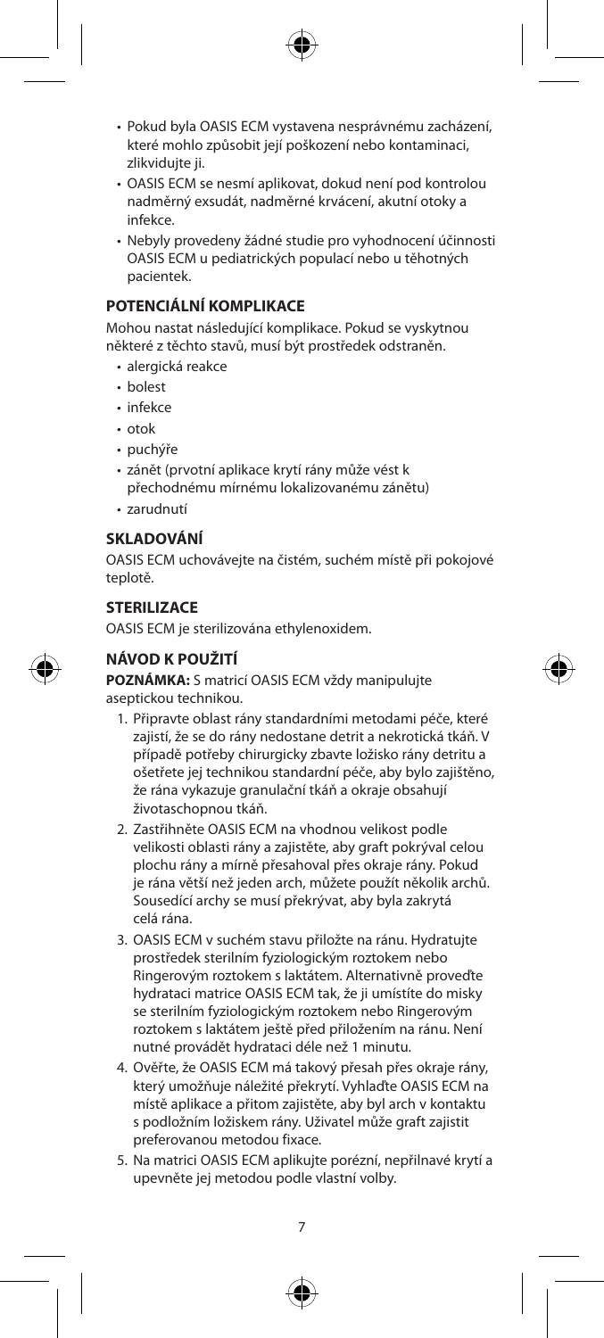- Pokud byla OASIS ECM vystavena nesprávnému zacházení, které mohlo způsobit její poškození nebo kontaminaci, zlikvidujte ji.
- OASIS ECM se nesmí aplikovat, dokud není pod kontrolou nadměrný exsudát, nadměrné krvácení, akutní otoky a infekce.
- Nebyly provedeny žádné studie pro vyhodnocení účinnosti OASIS ECM u pediatrických populací nebo u těhotných pacientek.

## POTENCIÁLNÍ KOMPLIKACE

Mohou nastat následující komplikace. Pokud se vyskytnou některé z těchto stavů, musí být prostředek odstraněn.

- alergická reakce
- bolest
- infekce
- otok
- puchýře
- zánět (prvotní aplikace krytí rány může vést k přechodnému mírnému lokalizovanému zánětu)
- zarudnutí

## SKLADOVÁNÍ

OASIS ECM uchovávejte na čistém, suchém místě při pokojové teplotě.

## STERILIZACE

OASIS ECM je sterilizována ethylenoxidem.

## NÁVOD K POUŽITÍ

**POZNÁMKA:** S matricí OASIS ECM vždy manipulujte aseptickou technikou.

1. Připravte oblast rány standardními metodami péče, které zajistí, že se do rány nedostane detrit a nekrotická tkáň. V případě potřeby chirurgicky zbavte lůžko rány detritu a ošetřete jej technikou standardní péče, aby bylo zajištěno, že rána vykazuje granulační tkáň a okraje obsahují životaschopnou tkáň.
2. Zastřihněte OASIS ECM na vhodnou velikost podle velikosti oblasti rány a zajistěte, aby graft pokrýval celou plochu rány a mírně přesahoval přes okraje rány. Pokud je rána větší než jeden arch, můžete použít několik archů. Sousedící archy se musí překrývat, aby byla zakrytá celá rána.
3. OASIS ECM v suchém stavu přiložte na ránu. Hydratujte prostředek sterilním fyziologickým roztokem nebo Ringerovým roztokem s laktátem. Alternativně proveďte hydrataci matrice OASIS ECM tak, že ji umístíte do misky se sterilním fyziologickým roztokem nebo Ringerovým roztokem s laktátem ještě před přiložením na ránu. Není nutné provádět hydrataci déle než 1 minutu.
4. Ověřte, že OASIS ECM má takový přesah přes okraje rány, který umožňuje náležité překrytí. Vyhlaďte OASIS ECM na místě aplikace a přitom zajistěte, aby byl arch v kontaktu s podložním lůžkem rány. Uživatel může graft zajistit preferovanou metodou fixace.
5. Na matrici OASIS ECM aplikujte porézní, nepřilnavé krytí a upevněte jej metodou podle vlastní volby.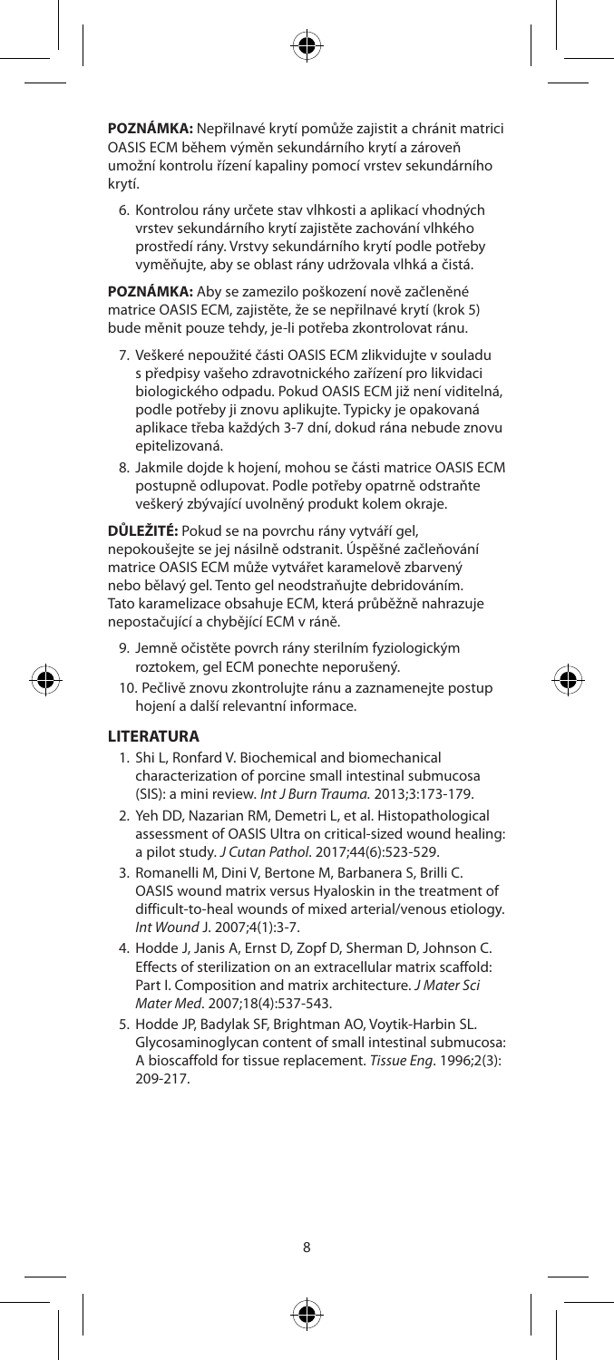**POZNÁMKA:** Nepřilnavé krytí pomůže zajistit a chránit matrici OASIS ECM během výměn sekundárního krytí a zároveň umožní kontrolu řízení kapaliny pomocí vrstev sekundárního krytí.

6. Kontrolou rány určete stav vlhkosti a aplikací vhodných vrstev sekundárního krytí zajistěte zachování vlhkého prostředí rány. Vrstvy sekundárního krytí podle potřeby vyměňujte, aby se oblast rány udržovala vlhká a čistá.

**POZNÁMKA:** Aby se zamezilo poškození nově začleněné matrice OASIS ECM, zajistěte, že se nepřilnavé krytí (krok 5) bude měnit pouze tehdy, je-li potřeba zkontrolovat ránu.

7. Veškeré nepoužité části OASIS ECM zlikvidujte v souladu s předpisy vašeho zdravotnického zařízení pro likvidaci biologického odpadu. Pokud OASIS ECM již není viditelná, podle potřeby ji znovu aplikujte. Typicky je opakovaná aplikace třeba každých 3-7 dní, dokud rána nebude znovu epitelizovaná.
8. Jakmile dojde k hojení, mohou se části matrice OASIS ECM postupně odlupovat. Podle potřeby opatrně odstraňte veškerý zbývající uvolněný produkt kolem okraje.

**DŮLEŽITÉ:** Pokud se na povrchu rány vytváří gel, nepokoušejte se jej násilně odstranit. Úspěšné začleňování matrice OASIS ECM může vytvářet karamelově zbarvený nebo bělavý gel. Tento gel neodstraňujte debridováním. Tato karamelizace obsahuje ECM, která průběžně nahrazuje nepostačující a chybějící ECM v ráně.

9. Jemně očistěte povrch rány sterilním fyziologickým roztokem, gel ECM ponechte neporušený.
10. Pečlivě znovu zkontrolujte ránu a zaznamenejte postup hojení a další relevantní informace.

## LITERATURA

1. Shi L, Ronfard V. Biochemical and biomechanical characterization of porcine small intestinal submucosa (SIS): a mini review. *Int J Burn Trauma.* 2013;3:173-179.
2. Yeh DD, Nazarian RM, Demetri L, et al. Histopathological assessment of OASIS Ultra on critical-sized wound healing: a pilot study. *J Cutan Pathol*. 2017;44(6):523-529.
3. Romanelli M, Dini V, Bertone M, Barbanera S, Brilli C. OASIS wound matrix versus Hyaloskin in the treatment of difficult-to-heal wounds of mixed arterial/venous etiology. *Int Wound* J. 2007;4(1):3-7.
4. Hodde J, Janis A, Ernst D, Zopf D, Sherman D, Johnson C. Effects of sterilization on an extracellular matrix scaffold: Part I. Composition and matrix architecture. *J Mater Sci Mater Med*. 2007;18(4):537-543.
5. Hodde JP, Badylak SF, Brightman AO, Voytik-Harbin SL. Glycosaminoglycan content of small intestinal submucosa: A bioscaffold for tissue replacement. *Tissue Eng*. 1996;2(3): 209-217.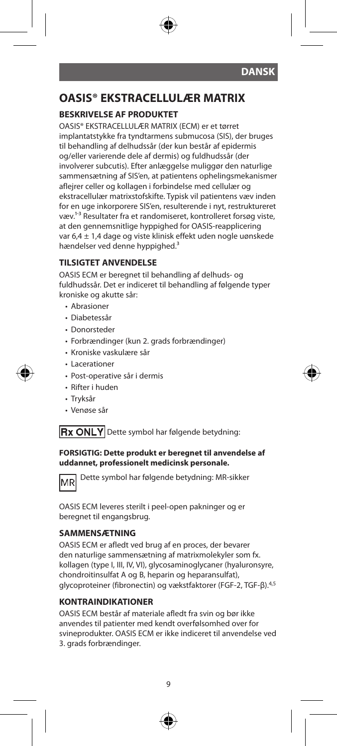DANSK

# OASIS® EKSTRACELLULÆR MATRIX

## BESKRIVELSE AF PRODUKTET

OASIS® EKSTRACELLULÆR MATRIX (ECM) er et tørret implantatstykke fra tyndtarmens submucosa (SIS), der bruges til behandling af delhudssår (der kun består af epidermis og/eller varierende dele af dermis) og fuldhudssår (der involverer subcutis). Efter anlæggelse muliggør den naturlige sammensætning af SIS'en, at patientens ophelingsmekanismer aflejrer celler og kollagen i forbindelse med cellulær og ekstracellulær matrixstofskifte. Typisk vil patientens væv inden for en uge inkorporere SIS'en, resulterende i nyt, restruktureret væv.[1-3] Resultater fra et randomiseret, kontrolleret forsøg viste, at den gennemsnitlige hyppighed for OASIS-reapplicering var $6{,}4 \pm 1{,}4$ dage og viste klinisk effekt uden nogle uønskede hændelser ved denne hyppighed.[3]

## TILSIGTET ANVENDELSE

OASIS ECM er beregnet til behandling af delhuds- og fuldhudssår. Det er indiceret til behandling af følgende typer kroniske og akutte sår:

- Abrasioner
- Diabetessår
- Donorsteder
- Forbrændinger (kun 2. grads forbrændinger)
- Kroniske vaskulære sår
- Lacerationer
- Post-operative sår i dermis
- Rifter i huden
- Tryksår
- Venøse sår

Rx ONLY Dette symbol har følgende betydning:

**FORSIGTIG: Dette produkt er beregnet til anvendelse af uddannet, professionelt medicinsk personale.**

MR Dette symbol har følgende betydning: MR-sikker

OASIS ECM leveres sterilt i peel-open pakninger og er beregnet til engangsbrug.

## SAMMENSÆTNING

OASIS ECM er afledt ved brug af en proces, der bevarer den naturlige sammensætning af matrixmolekyler som fx. kollagen (type I, III, IV, VI), glycosaminoglycaner (hyaluronsyre, chondroitinsulfat A og B, heparin og heparansulfat), glycoproteiner (fibronectin) og vækstfaktorer (FGF-2, TGF-β).[4,5]

## KONTRAINDIKATIONER

OASIS ECM består af materiale afledt fra svin og bør ikke anvendes til patienter med kendt overfølsomhed over for svineprodukter. OASIS ECM er ikke indiceret til anvendelse ved 3. grads forbrændinger.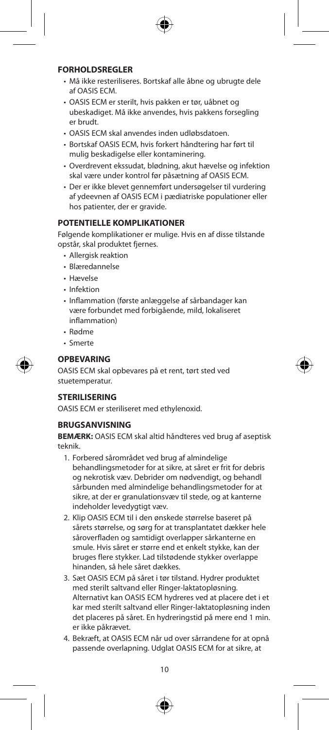## FORHOLDSREGLER

- Må ikke resteriliseres. Bortskaf alle åbne og ubrugte dele af OASIS ECM.
- OASIS ECM er sterilt, hvis pakken er tør, uåbnet og ubeskadiget. Må ikke anvendes, hvis pakkens forsegling er brudt.
- OASIS ECM skal anvendes inden udløbsdatoen.
- Bortskaf OASIS ECM, hvis forkert håndtering har ført til mulig beskadigelse eller kontaminering.
- Overdrevent ekssudat, blødning, akut hævelse og infektion skal være under kontrol før påsætning af OASIS ECM.
- Der er ikke blevet gennemført undersøgelser til vurdering af ydeevnen af OASIS ECM i pædiatriske populationer eller hos patienter, der er gravide.

## POTENTIELLE KOMPLIKATIONER

Følgende komplikationer er mulige. Hvis en af disse tilstande opstår, skal produktet fjernes.

- Allergisk reaktion
- Blæredannelse
- Hævelse
- Infektion
- Inflammation (første anlæggelse af sårbandager kan være forbundet med forbigående, mild, lokaliseret inflammation)
- Rødme
- Smerte

## OPBEVARING

OASIS ECM skal opbevares på et rent, tørt sted ved stuetemperatur.

## STERILISERING

OASIS ECM er steriliseret med ethylenoxid.

## BRUGSANVISNING

**BEMÆRK:** OASIS ECM skal altid håndteres ved brug af aseptisk teknik.

1. Forbered sårområdet ved brug af almindelige behandlingsmetoder for at sikre, at såret er frit for debris og nekrotisk væv. Debrider om nødvendigt, og behandl sårbunden med almindelige behandlingsmetoder for at sikre, at der er granulationsvæv til stede, og at kanterne indeholder levedygtigt væv.
2. Klip OASIS ECM til i den ønskede størrelse baseret på sårets størrelse, og sørg for at transplantatet dækker hele såroverfladen og samtidigt overlapper sårkanterne en smule. Hvis såret er større end et enkelt stykke, kan der bruges flere stykker. Lad tilstødende stykker overlappe hinanden, så hele såret dækkes.
3. Sæt OASIS ECM på såret i tør tilstand. Hydrer produktet med sterilt saltvand eller Ringer-laktatopløsning. Alternativt kan OASIS ECM hydreres ved at placere det i et kar med sterilt saltvand eller Ringer-laktatopløsning inden det placeres på såret. En hydreringstid på mere end 1 min. er ikke påkrævet.
4. Bekræft, at OASIS ECM når ud over sårrandene for at opnå passende overlapning. Udglat OASIS ECM for at sikre, at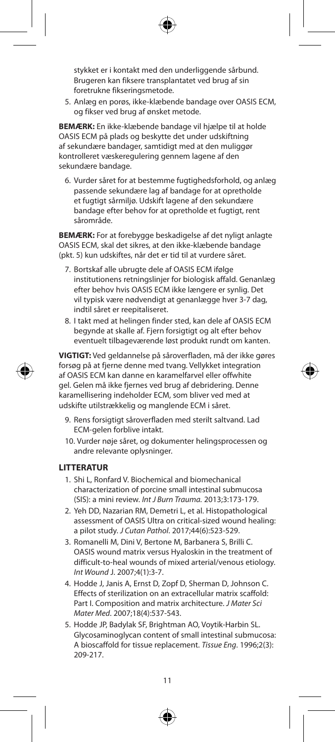stykket er i kontakt med den underliggende sårbund. Brugeren kan fiksere transplantatet ved brug af sin foretrukne fikseringsmetode.

5. Anlæg en porøs, ikke-klæbende bandage over OASIS ECM, og fikser ved brug af ønsket metode.

**BEMÆRK:** En ikke-klæbende bandage vil hjælpe til at holde OASIS ECM på plads og beskytte det under udskiftning af sekundære bandager, samtidigt med at den muliggør kontrolleret væskeregulering gennem lagene af den sekundære bandage.

6. Vurder såret for at bestemme fugtighedsforhold, og anlæg passende sekundære lag af bandage for at opretholde et fugtigt sårmiljø. Udskift lagene af den sekundære bandage efter behov for at opretholde et fugtigt, rent sårområde.

**BEMÆRK:** For at forebygge beskadigelse af det nyligt anlagte OASIS ECM, skal det sikres, at den ikke-klæbende bandage (pkt. 5) kun udskiftes, når det er tid til at vurdere såret.

7. Bortskaf alle ubrugte dele af OASIS ECM ifølge institutionens retningslinjer for biologisk affald. Genanlæg efter behov hvis OASIS ECM ikke længere er synlig. Det vil typisk være nødvendigt at genanlægge hver 3-7 dag, indtil såret er reepitaliseret.
8. I takt med at helingen finder sted, kan dele af OASIS ECM begynde at skalle af. Fjern forsigtigt og alt efter behov eventuelt tilbageværende løst produkt rundt om kanten.

**VIGTIGT:** Ved geldannelse på såroverfladen, må der ikke gøres forsøg på at fjerne denne med tvang. Vellykket integration af OASIS ECM kan danne en karamelfarvel eller offwhite gel. Gelen må ikke fjernes ved brug af debridering. Denne karamellisering indeholder ECM, som bliver ved med at udskifte utilstrækkelig og manglende ECM i såret.

9. Rens forsigtigt såroverfladen med sterilt saltvand. Lad ECM-gelen forblive intakt.
10. Vurder nøje såret, og dokumenter helingsprocessen og andre relevante oplysninger.

## LITTERATUR

1. Shi L, Ronfard V. Biochemical and biomechanical characterization of porcine small intestinal submucosa (SIS): a mini review. *Int J Burn Trauma.* 2013;3:173-179.
2. Yeh DD, Nazarian RM, Demetri L, et al. Histopathological assessment of OASIS Ultra on critical-sized wound healing: a pilot study. *J Cutan Pathol*. 2017;44(6):523-529.
3. Romanelli M, Dini V, Bertone M, Barbanera S, Brilli C. OASIS wound matrix versus Hyaloskin in the treatment of difficult-to-heal wounds of mixed arterial/venous etiology. *Int Wound* J. 2007;4(1):3-7.
4. Hodde J, Janis A, Ernst D, Zopf D, Sherman D, Johnson C. Effects of sterilization on an extracellular matrix scaffold: Part I. Composition and matrix architecture. *J Mater Sci Mater Med*. 2007;18(4):537-543.
5. Hodde JP, Badylak SF, Brightman AO, Voytik-Harbin SL. Glycosaminoglycan content of small intestinal submucosa: A bioscaffold for tissue replacement. *Tissue Eng*. 1996;2(3): 209-217.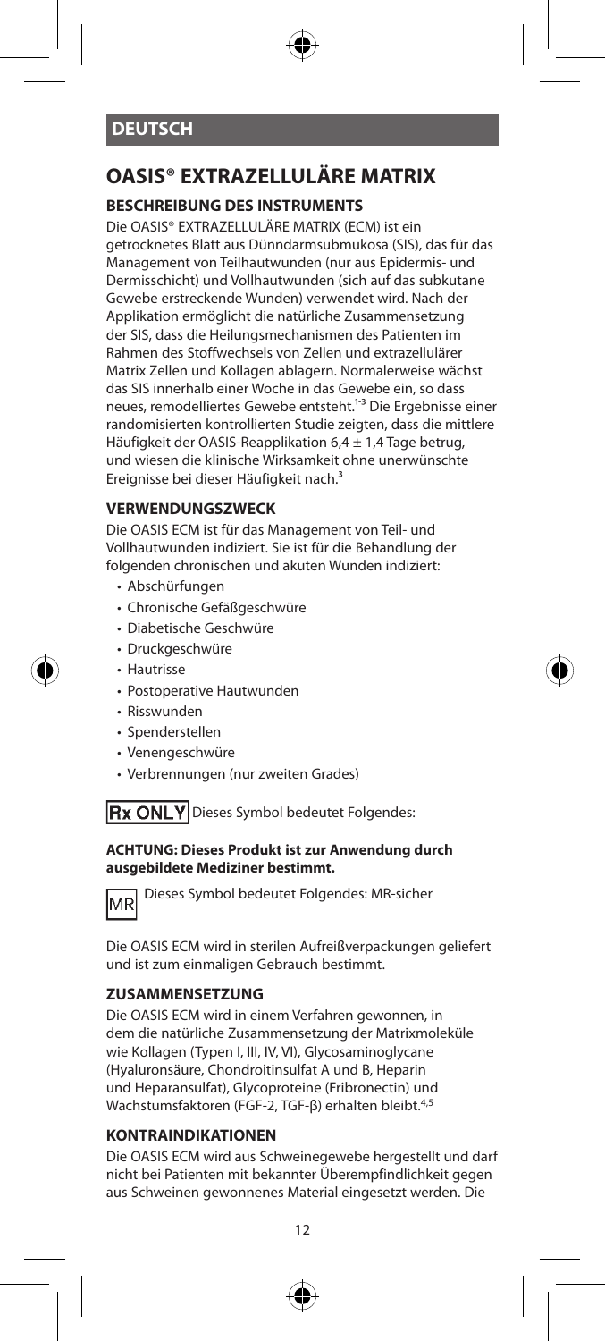## DEUTSCH

# OASIS® EXTRAZELLULÄRE MATRIX

### BESCHREIBUNG DES INSTRUMENTS

Die OASIS® EXTRAZELLULÄRE MATRIX (ECM) ist ein getrocknetes Blatt aus Dünndarmsubmukosa (SIS), das für das Management von Teilhautwunden (nur aus Epidermis- und Dermisschicht) und Vollhautwunden (sich auf das subkutane Gewebe erstreckende Wunden) verwendet wird. Nach der Applikation ermöglicht die natürliche Zusammensetzung der SIS, dass die Heilungsmechanismen des Patienten im Rahmen des Stoffwechsels von Zellen und extrazellulärer Matrix Zellen und Kollagen ablagern. Normalerweise wächst das SIS innerhalb einer Woche in das Gewebe ein, so dass neues, remodelliertes Gewebe entsteht.[1-3] Die Ergebnisse einer randomisierten kontrollierten Studie zeigten, dass die mittlere Häufigkeit der OASIS-Reapplikation 6,4 ± 1,4 Tage betrug, und wiesen die klinische Wirksamkeit ohne unerwünschte Ereignisse bei dieser Häufigkeit nach.[3]

### VERWENDUNGSZWECK

Die OASIS ECM ist für das Management von Teil- und Vollhautwunden indiziert. Sie ist für die Behandlung der folgenden chronischen und akuten Wunden indiziert:

- Abschürfungen
- Chronische Gefäßgeschwüre
- Diabetische Geschwüre
- Druckgeschwüre
- Hautrisse
- Postoperative Hautwunden
- Risswunden
- Spenderstellen
- Venengeschwüre
- Verbrennungen (nur zweiten Grades)

Rx ONLY Dieses Symbol bedeutet Folgendes:

**ACHTUNG: Dieses Produkt ist zur Anwendung durch ausgebildete Mediziner bestimmt.**

MR Dieses Symbol bedeutet Folgendes: MR-sicher

Die OASIS ECM wird in sterilen Aufreißverpackungen geliefert und ist zum einmaligen Gebrauch bestimmt.

### ZUSAMMENSETZUNG

Die OASIS ECM wird in einem Verfahren gewonnen, in dem die natürliche Zusammensetzung der Matrixmoleküle wie Kollagen (Typen I, III, IV, VI), Glycosaminoglycane (Hyaluronsäure, Chondroitinsulfat A und B, Heparin und Heparansulfat), Glycoproteine (Fribronectin) und Wachstumsfaktoren (FGF-2, TGF-β) erhalten bleibt.[4,5]

### KONTRAINDIKATIONEN

Die OASIS ECM wird aus Schweinegewebe hergestellt und darf nicht bei Patienten mit bekannter Überempfindlichkeit gegen aus Schweinen gewonnenes Material eingesetzt werden. Die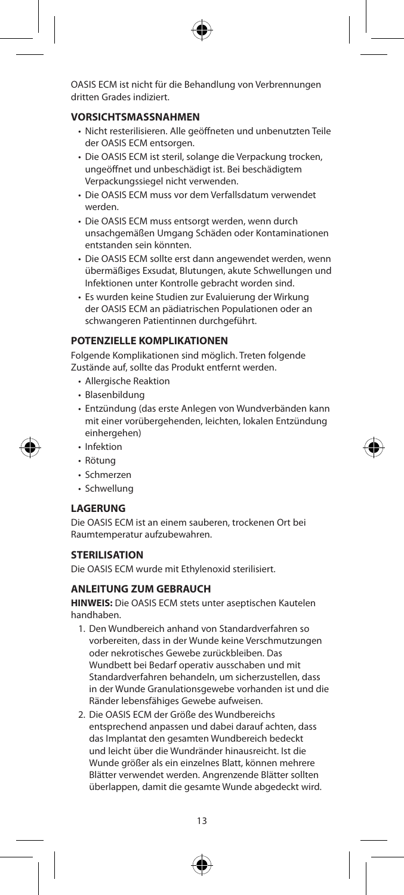OASIS ECM ist nicht für die Behandlung von Verbrennungen dritten Grades indiziert.

### VORSICHTSMASSNAHMEN

- Nicht resterilisieren. Alle geöffneten und unbenutzten Teile der OASIS ECM entsorgen.
- Die OASIS ECM ist steril, solange die Verpackung trocken, ungeöffnet und unbeschädigt ist. Bei beschädigtem Verpackungssiegel nicht verwenden.
- Die OASIS ECM muss vor dem Verfallsdatum verwendet werden.
- Die OASIS ECM muss entsorgt werden, wenn durch unsachgemäßen Umgang Schäden oder Kontaminationen entstanden sein könnten.
- Die OASIS ECM sollte erst dann angewendet werden, wenn übermäßiges Exsudat, Blutungen, akute Schwellungen und Infektionen unter Kontrolle gebracht worden sind.
- Es wurden keine Studien zur Evaluierung der Wirkung der OASIS ECM an pädiatrischen Populationen oder an schwangeren Patientinnen durchgeführt.

### POTENZIELLE KOMPLIKATIONEN

Folgende Komplikationen sind möglich. Treten folgende Zustände auf, sollte das Produkt entfernt werden.

- Allergische Reaktion
- Blasenbildung
- Entzündung (das erste Anlegen von Wundverbänden kann mit einer vorübergehenden, leichten, lokalen Entzündung einhergehen)
- Infektion
- Rötung
- Schmerzen
- Schwellung

### LAGERUNG

Die OASIS ECM ist an einem sauberen, trockenen Ort bei Raumtemperatur aufzubewahren.

### STERILISATION

Die OASIS ECM wurde mit Ethylenoxid sterilisiert.

### ANLEITUNG ZUM GEBRAUCH

**HINWEIS:** Die OASIS ECM stets unter aseptischen Kautelen handhaben.

1. Den Wundbereich anhand von Standardverfahren so vorbereiten, dass in der Wunde keine Verschmutzungen oder nekrotisches Gewebe zurückbleiben. Das Wundbett bei Bedarf operativ ausschaben und mit Standardverfahren behandeln, um sicherzustellen, dass in der Wunde Granulationsgewebe vorhanden ist und die Ränder lebensfähiges Gewebe aufweisen.
2. Die OASIS ECM der Größe des Wundbereichs entsprechend anpassen und dabei darauf achten, dass das Implantat den gesamten Wundbereich bedeckt und leicht über die Wundränder hinausreicht. Ist die Wunde größer als ein einzelnes Blatt, können mehrere Blätter verwendet werden. Angrenzende Blätter sollten überlappen, damit die gesamte Wunde abgedeckt wird.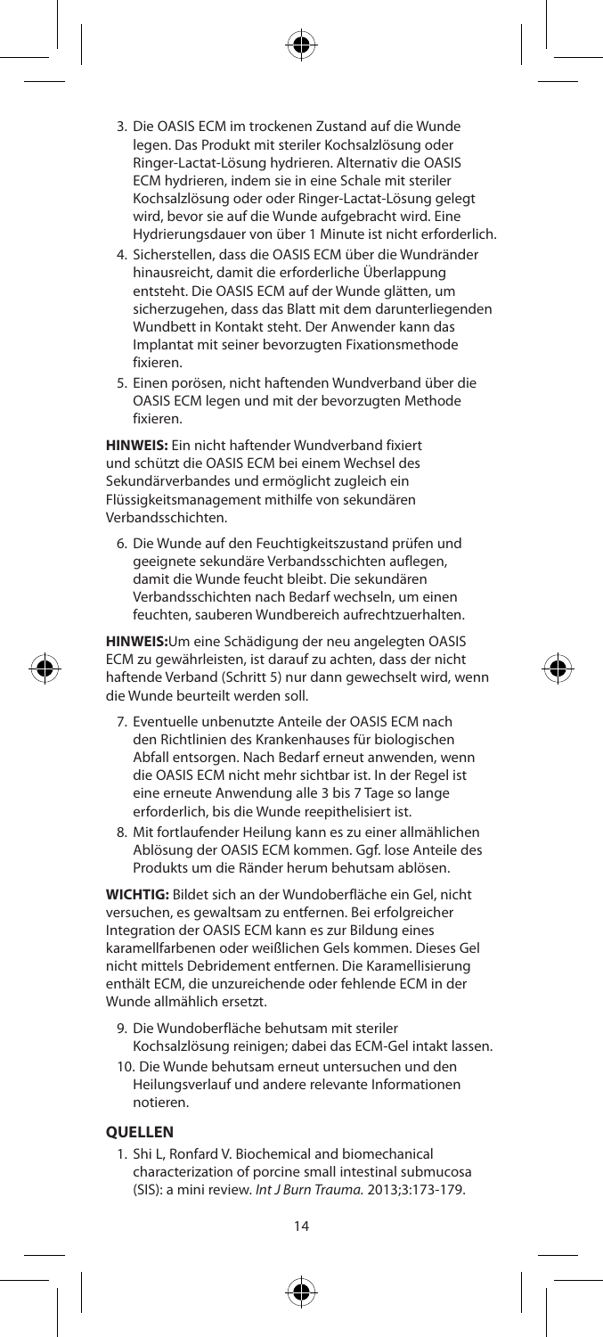3. Die OASIS ECM im trockenen Zustand auf die Wunde legen. Das Produkt mit steriler Kochsalzlösung oder Ringer-Lactat-Lösung hydrieren. Alternativ die OASIS ECM hydrieren, indem sie in eine Schale mit steriler Kochsalzlösung oder oder Ringer-Lactat-Lösung gelegt wird, bevor sie auf die Wunde aufgebracht wird. Eine Hydrierungsdauer von über 1 Minute ist nicht erforderlich.
4. Sicherstellen, dass die OASIS ECM über die Wundränder hinausreicht, damit die erforderliche Überlappung entsteht. Die OASIS ECM auf der Wunde glätten, um sicherzugehen, dass das Blatt mit dem darunterliegenden Wundbett in Kontakt steht. Der Anwender kann das Implantat mit seiner bevorzugten Fixationsmethode fixieren.
5. Einen porösen, nicht haftenden Wundverband über die OASIS ECM legen und mit der bevorzugten Methode fixieren.

**HINWEIS:** Ein nicht haftender Wundverband fixiert und schützt die OASIS ECM bei einem Wechsel des Sekundärverbandes und ermöglicht zugleich ein Flüssigkeitsmanagement mithilfe von sekundären Verbandsschichten.

6. Die Wunde auf den Feuchtigkeitszustand prüfen und geeignete sekundäre Verbandsschichten auflegen, damit die Wunde feucht bleibt. Die sekundären Verbandsschichten nach Bedarf wechseln, um einen feuchten, sauberen Wundbereich aufrechtzuerhalten.

**HINWEIS:**Um eine Schädigung der neu angelegten OASIS ECM zu gewährleisten, ist darauf zu achten, dass der nicht haftende Verband (Schritt 5) nur dann gewechselt wird, wenn die Wunde beurteilt werden soll.

7. Eventuelle unbenutzte Anteile der OASIS ECM nach den Richtlinien des Krankenhauses für biologischen Abfall entsorgen. Nach Bedarf erneut anwenden, wenn die OASIS ECM nicht mehr sichtbar ist. In der Regel ist eine erneute Anwendung alle 3 bis 7 Tage so lange erforderlich, bis die Wunde reepithelisiert ist.
8. Mit fortlaufender Heilung kann es zu einer allmählichen Ablösung der OASIS ECM kommen. Ggf. lose Anteile des Produkts um die Ränder herum behutsam ablösen.

**WICHTIG:** Bildet sich an der Wundoberfläche ein Gel, nicht versuchen, es gewaltsam zu entfernen. Bei erfolgreicher Integration der OASIS ECM kann es zur Bildung eines karamellfarbenen oder weißlichen Gels kommen. Dieses Gel nicht mittels Debridement entfernen. Die Karamellisierung enthält ECM, die unzureichende oder fehlende ECM in der Wunde allmählich ersetzt.

9. Die Wundoberfläche behutsam mit steriler Kochsalzlösung reinigen; dabei das ECM-Gel intakt lassen.
10. Die Wunde behutsam erneut untersuchen und den Heilungsverlauf und andere relevante Informationen notieren.

## QUELLEN

1. Shi L, Ronfard V. Biochemical and biomechanical characterization of porcine small intestinal submucosa (SIS): a mini review. *Int J Burn Trauma.* 2013;3:173-179.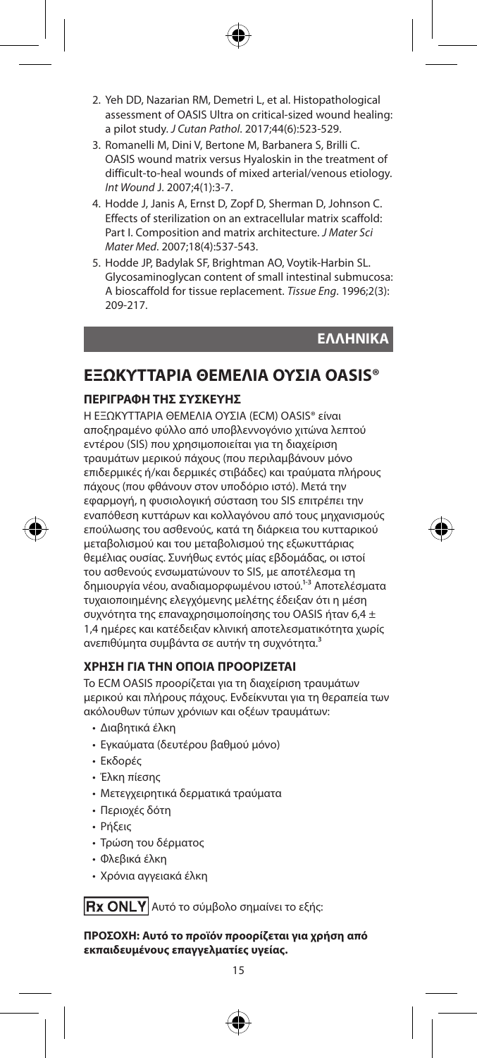2. Yeh DD, Nazarian RM, Demetri L, et al. Histopathological assessment of OASIS Ultra on critical-sized wound healing: a pilot study. *J Cutan Pathol*. 2017;44(6):523-529.
3. Romanelli M, Dini V, Bertone M, Barbanera S, Brilli C. OASIS wound matrix versus Hyaloskin in the treatment of difficult-to-heal wounds of mixed arterial/venous etiology. *Int Wound J*. 2007;4(1):3-7.
4. Hodde J, Janis A, Ernst D, Zopf D, Sherman D, Johnson C. Effects of sterilization on an extracellular matrix scaffold: Part I. Composition and matrix architecture. *J Mater Sci Mater Med*. 2007;18(4):537-543.
5. Hodde JP, Badylak SF, Brightman AO, Voytik-Harbin SL. Glycosaminoglycan content of small intestinal submucosa: A bioscaffold for tissue replacement. *Tissue Eng*. 1996;2(3): 209-217.

**ΕΛΛΗΝΙΚΑ**

# ΕΞΩΚΥΤΤΑΡΙΑ ΘΕΜΕΛΙΑ ΟΥΣΙΑ OASIS®

## ΠΕΡΙΓΡΑΦΗ ΤΗΣ ΣΥΣΚΕΥΗΣ

Η ΕΞΩΚΥΤΤΑΡΙΑ ΘΕΜΕΛΙΑ ΟΥΣΙΑ (ECM) OASIS® είναι αποξηραμένο φύλλο από υποβλεννογόνιο χιτώνα λεπτού εντέρου (SIS) που χρησιμοποιείται για τη διαχείριση τραυμάτων μερικού πάχους (που περιλαμβάνουν μόνο επιδερμικές ή/και δερμικές στιβάδες) και τραύματα πλήρους πάχους (που φθάνουν στον υποδόριο ιστό). Μετά την εφαρμογή, η φυσιολογική σύσταση του SIS επιτρέπει την εναπόθεση κυττάρων και κολλαγόνου από τους μηχανισμούς επούλωσης του ασθενούς, κατά τη διάρκεια του κυτταρικού μεταβολισμού και του μεταβολισμού της εξωκυττάριας θεμέλιας ουσίας. Συνήθως εντός μίας εβδομάδας, οι ιστοί του ασθενούς ενσωματώνουν το SIS, με αποτέλεσμα τη δημιουργία νέου, αναδιαμορφωμένου ιστού.[1-3] Αποτελέσματα τυχαιοποιημένης ελεγχόμενης μελέτης έδειξαν ότι η μέση συχνότητα της επαναχρησιμοποίησης του OASIS ήταν 6,4 ± 1,4 ημέρες και κατέδειξαν κλινική αποτελεσματικότητα χωρίς ανεπιθύμητα συμβάντα σε αυτήν τη συχνότητα.[3]

## ΧΡΗΣΗ ΓΙΑ ΤΗΝ ΟΠΟΙΑ ΠΡΟΟΡΙΖΕΤΑΙ

Το ECM OASIS προορίζεται για τη διαχείριση τραυμάτων μερικού και πλήρους πάχους. Ενδείκνυται για τη θεραπεία των ακόλουθων τύπων χρόνιων και οξέων τραυμάτων:

- Διαβητικά έλκη
- Εγκαύματα (δευτέρου βαθμού μόνο)
- Εκδορές
- Έλκη πίεσης
- Μετεγχειρητικά δερματικά τραύματα
- Περιοχές δότη
- Ρήξεις
- Τρώση του δέρματος
- Φλεβικά έλκη
- Χρόνια αγγειακά έλκη

**Rx ONLY** Αυτό το σύμβολο σημαίνει το εξής:

**ΠΡΟΣΟΧΗ: Αυτό το προϊόν προορίζεται για χρήση από εκπαιδευμένους επαγγελματίες υγείας.**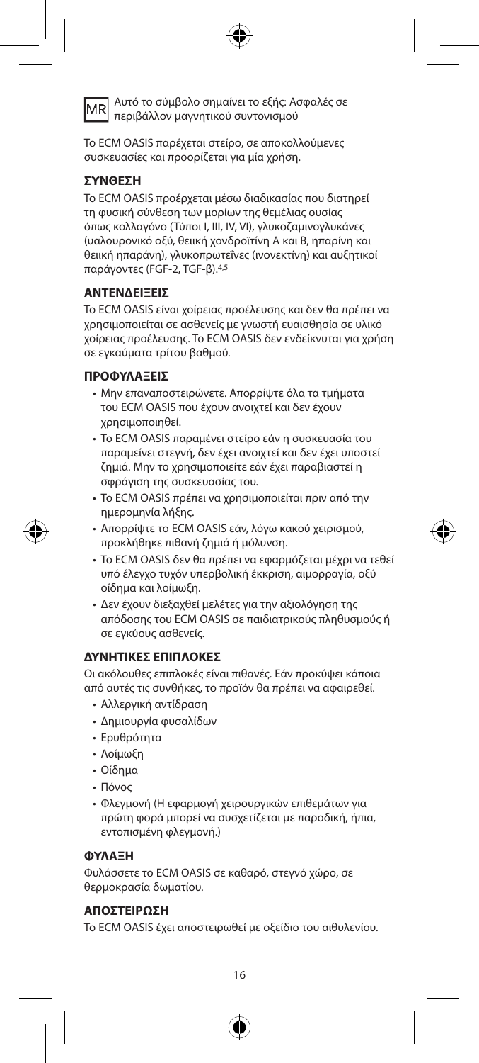MR Αυτό το σύμβολο σημαίνει το εξής: Ασφαλές σε περιβάλλον μαγνητικού συντονισμού

Το ECM OASIS παρέχεται στείρο, σε αποκολλούμενες συσκευασίες και προορίζεται για μία χρήση.

## ΣΥΝΘΕΣΗ

Το ECM OASIS προέρχεται μέσω διαδικασίας που διατηρεί τη φυσική σύνθεση των μορίων της θεμέλιας ουσίας όπως κολλαγόνο (Τύποι I, III, IV, VI), γλυκοζαμινογλυκάνες (υαλουρονικό οξύ, θειική χονδροϊτίνη A και B, ηπαρίνη και θειική ηπαράνη), γλυκοπρωτεΐνες (ινονεκτίνη) και αυξητικοί παράγοντες (FGF-2, TGF-β).[4,5]

## ΑΝΤΕΝΔΕΙΞΕΙΣ

Το ECM OASIS είναι χοίρειας προέλευσης και δεν θα πρέπει να χρησιμοποιείται σε ασθενείς με γνωστή ευαισθησία σε υλικό χοίρειας προέλευσης. Το ECM OASIS δεν ενδείκνυται για χρήση σε εγκαύματα τρίτου βαθμού.

## ΠΡΟΦΥΛΑΞΕΙΣ

- Μην επαναποστειρώνετε. Απορρίψτε όλα τα τμήματα του ECM OASIS που έχουν ανοιχτεί και δεν έχουν χρησιμοποιηθεί.
- Το ECM OASIS παραμένει στείρο εάν η συσκευασία του παραμείνει στεγνή, δεν έχει ανοιχτεί και δεν έχει υποστεί ζημιά. Μην το χρησιμοποιείτε εάν έχει παραβιαστεί η σφράγιση της συσκευασίας του.
- Το ECM OASIS πρέπει να χρησιμοποιείται πριν από την ημερομηνία λήξης.
- Απορρίψτε το ECM OASIS εάν, λόγω κακού χειρισμού, προκλήθηκε πιθανή ζημιά ή μόλυνση.
- Το ECM OASIS δεν θα πρέπει να εφαρμόζεται μέχρι να τεθεί υπό έλεγχο τυχόν υπερβολική έκκριση, αιμορραγία, οξύ οίδημα και λοίμωξη.
- Δεν έχουν διεξαχθεί μελέτες για την αξιολόγηση της απόδοσης του ECM OASIS σε παιδιατρικούς πληθυσμούς ή σε εγκύους ασθενείς.

## ΔΥΝΗΤΙΚΕΣ ΕΠΙΠΛΟΚΕΣ

Οι ακόλουθες επιπλοκές είναι πιθανές. Εάν προκύψει κάποια από αυτές τις συνθήκες, το προϊόν θα πρέπει να αφαιρεθεί.

- Αλλεργική αντίδραση
- Δημιουργία φυσαλίδων
- Ερυθρότητα
- Λοίμωξη
- Οίδημα
- Πόνος
- Φλεγμονή (Η εφαρμογή χειρουργικών επιθεμάτων για πρώτη φορά μπορεί να συσχετίζεται με παροδική, ήπια, εντοπισμένη φλεγμονή.)

## ΦΥΛΑΞΗ

Φυλάσσετε το ECM OASIS σε καθαρό, στεγνό χώρο, σε θερμοκρασία δωματίου.

## ΑΠΟΣΤΕΙΡΩΣΗ

Το ECM OASIS έχει αποστειρωθεί με οξείδιο του αιθυλενίου.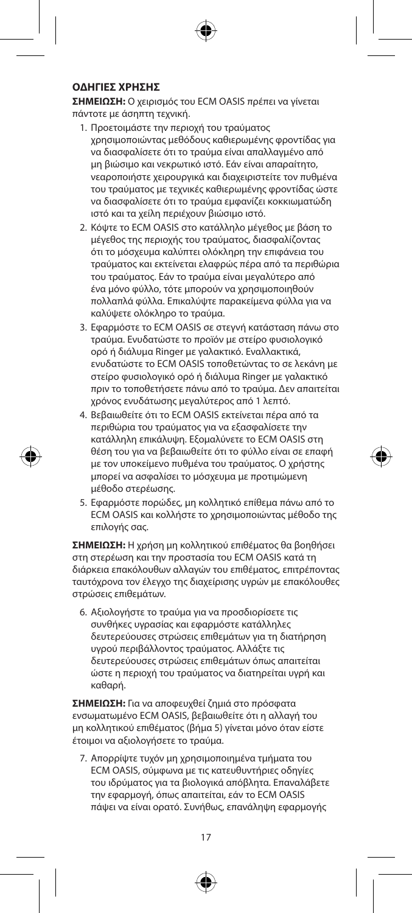### ΟΔΗΓΙΕΣ ΧΡΗΣΗΣ

**ΣΗΜΕΙΩΣΗ:** Ο χειρισμός του ECM OASIS πρέπει να γίνεται πάντοτε με άσηπτη τεχνική.

1. Προετοιμάστε την περιοχή του τραύματος χρησιμοποιώντας μεθόδους καθιερωμένης φροντίδας για να διασφαλίσετε ότι το τραύμα είναι απαλλαγμένο από μη βιώσιμο και νεκρωτικό ιστό. Εάν είναι απαραίτητο, νεαροποιήστε χειρουργικά και διαχειριστείτε τον πυθμένα του τραύματος με τεχνικές καθιερωμένης φροντίδας ώστε να διασφαλίσετε ότι το τραύμα εμφανίζει κοκκιωματώδη ιστό και τα χείλη περιέχουν βιώσιμο ιστό.
2. Κόψτε το ECM OASIS στο κατάλληλο μέγεθος με βάση το μέγεθος της περιοχής του τραύματος, διασφαλίζοντας ότι το μόσχευμα καλύπτει ολόκληρη την επιφάνεια του τραύματος και εκτείνεται ελαφρώς πέρα από τα περιθώρια του τραύματος. Εάν το τραύμα είναι μεγαλύτερο από ένα μόνο φύλλο, τότε μπορούν να χρησιμοποιηθούν πολλαπλά φύλλα. Επικαλύψτε παρακείμενα φύλλα για να καλύψετε ολόκληρο το τραύμα.
3. Εφαρμόστε το ECM OASIS σε στεγνή κατάσταση πάνω στο τραύμα. Ενυδατώστε το προϊόν με στείρο φυσιολογικό ορό ή διάλυμα Ringer με γαλακτικό. Εναλλακτικά, ενυδατώστε το ECM OASIS τοποθετώντας το σε λεκάνη με στείρο φυσιολογικό ορό ή διάλυμα Ringer με γαλακτικό πριν το τοποθετήσετε πάνω από το τραύμα. Δεν απαιτείται χρόνος ενυδάτωσης μεγαλύτερος από 1 λεπτό.
4. Βεβαιωθείτε ότι το ECM OASIS εκτείνεται πέρα από τα περιθώρια του τραύματος για να εξασφαλίσετε την κατάλληλη επικάλυψη. Εξομαλύνετε το ECM OASIS στη θέση του για να βεβαιωθείτε ότι το φύλλο είναι σε επαφή με τον υποκείμενο πυθμένα του τραύματος. Ο χρήστης μπορεί να ασφαλίσει το μόσχευμα με προτιμώμενη μέθοδο στερέωσης.
5. Εφαρμόστε πορώδες, μη κολλητικό επίθεμα πάνω από το ECM OASIS και κολλήστε το χρησιμοποιώντας μέθοδο της επιλογής σας.

**ΣΗΜΕΙΩΣΗ:** Η χρήση μη κολλητικού επιθέματος θα βοηθήσει στη στερέωση και την προστασία του ECM OASIS κατά τη διάρκεια επακόλουθων αλλαγών του επιθέματος, επιτρέποντας ταυτόχρονα τον έλεγχο της διαχείρισης υγρών με επακόλουθες στρώσεις επιθεμάτων.

6. Αξιολογήστε το τραύμα για να προσδιορίσετε τις συνθήκες υγρασίας και εφαρμόστε κατάλληλες δευτερεύουσες στρώσεις επιθεμάτων για τη διατήρηση υγρού περιβάλλοντος τραύματος. Αλλάξτε τις δευτερεύουσες στρώσεις επιθεμάτων όπως απαιτείται ώστε η περιοχή του τραύματος να διατηρείται υγρή και καθαρή.

**ΣΗΜΕΙΩΣΗ:** Για να αποφευχθεί ζημιά στο πρόσφατα ενσωματωμένο ECM OASIS, βεβαιωθείτε ότι η αλλαγή του μη κολλητικού επιθέματος (βήμα 5) γίνεται μόνο όταν είστε έτοιμοι να αξιολογήσετε το τραύμα.

7. Απορρίψτε τυχόν μη χρησιμοποιημένα τμήματα του ECM OASIS, σύμφωνα με τις κατευθυντήριες οδηγίες του ιδρύματος για τα βιολογικά απόβλητα. Επαναλάβετε την εφαρμογή, όπως απαιτείται, εάν το ECM OASIS πάψει να είναι ορατό. Συνήθως, επανάληψη εφαρμογής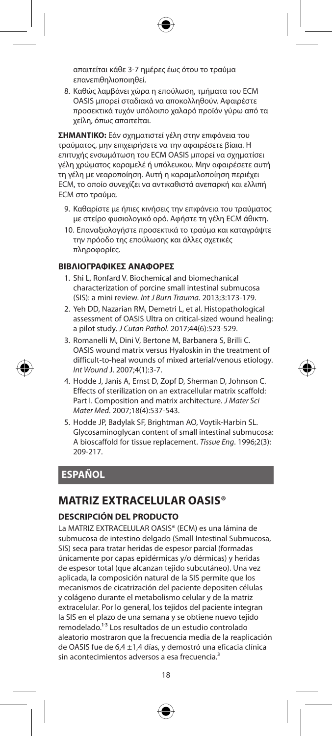απαιτείται κάθε 3-7 ημέρες έως ότου το τραύμα επανεπιθηλιοποιηθεί.

8. Καθώς λαμβάνει χώρα η επούλωση, τμήματα του ECM OASIS μπορεί σταδιακά να αποκολληθούν. Αφαιρέστε προσεκτικά τυχόν υπόλοιπο χαλαρό προϊόν γύρω από τα χείλη, όπως απαιτείται.

**ΣΗΜΑΝΤΙΚΟ:** Εάν σχηματιστεί γέλη στην επιφάνεια του τραύματος, μην επιχειρήσετε να την αφαιρέσετε βίαια. Η επιτυχής ενσωμάτωση του ECM OASIS μπορεί να σχηματίσει γέλη χρώματος καραμελέ ή υπόλευκου. Μην αφαιρέσετε αυτή τη γέλη με νεαροποίηση. Αυτή η καραμελοποίηση περιέχει ECM, το οποίο συνεχίζει να αντικαθιστά ανεπαρκή και ελλιπή ECM στο τραύμα.

9. Καθαρίστε με ήπιες κινήσεις την επιφάνεια του τραύματος με στείρο φυσιολογικό ορό. Αφήστε τη γέλη ECM άθικτη.
10. Επαναξιολογήστε προσεκτικά το τραύμα και καταγράψτε την πρόοδο της επούλωσης και άλλες σχετικές πληροφορίες.

### ΒΙΒΛΙΟΓΡΑΦΙΚΕΣ ΑΝΑΦΟΡΕΣ

1. Shi L, Ronfard V. Biochemical and biomechanical characterization of porcine small intestinal submucosa (SIS): a mini review. *Int J Burn Trauma.* 2013;3:173-179.
2. Yeh DD, Nazarian RM, Demetri L, et al. Histopathological assessment of OASIS Ultra on critical-sized wound healing: a pilot study. *J Cutan Pathol*. 2017;44(6):523-529.
3. Romanelli M, Dini V, Bertone M, Barbanera S, Brilli C. OASIS wound matrix versus Hyaloskin in the treatment of difficult-to-heal wounds of mixed arterial/venous etiology. *Int Wound* J. 2007;4(1):3-7.
4. Hodde J, Janis A, Ernst D, Zopf D, Sherman D, Johnson C. Effects of sterilization on an extracellular matrix scaffold: Part I. Composition and matrix architecture. *J Mater Sci Mater Med*. 2007;18(4):537-543.
5. Hodde JP, Badylak SF, Brightman AO, Voytik-Harbin SL. Glycosaminoglycan content of small intestinal submucosa: A bioscaffold for tissue replacement. *Tissue Eng*. 1996;2(3): 209-217.

## ESPAÑOL

# MATRIZ EXTRACELULAR OASIS®

### DESCRIPCIÓN DEL PRODUCTO

La MATRIZ EXTRACELULAR OASIS® (ECM) es una lámina de submucosa de intestino delgado (Small Intestinal Submucosa, SIS) seca para tratar heridas de espesor parcial (formadas únicamente por capas epidérmicas y/o dérmicas) y heridas de espesor total (que alcanzan tejido subcutáneo). Una vez aplicada, la composición natural de la SIS permite que los mecanismos de cicatrización del paciente depositen células y colágeno durante el metabolismo celular y de la matriz extracelular. Por lo general, los tejidos del paciente integran la SIS en el plazo de una semana y se obtiene nuevo tejido remodelado.[1-3] Los resultados de un estudio controlado aleatorio mostraron que la frecuencia media de la reaplicación de OASIS fue de 6,4 ±1,4 días, y demostró una eficacia clínica sin acontecimientos adversos a esa frecuencia.[3]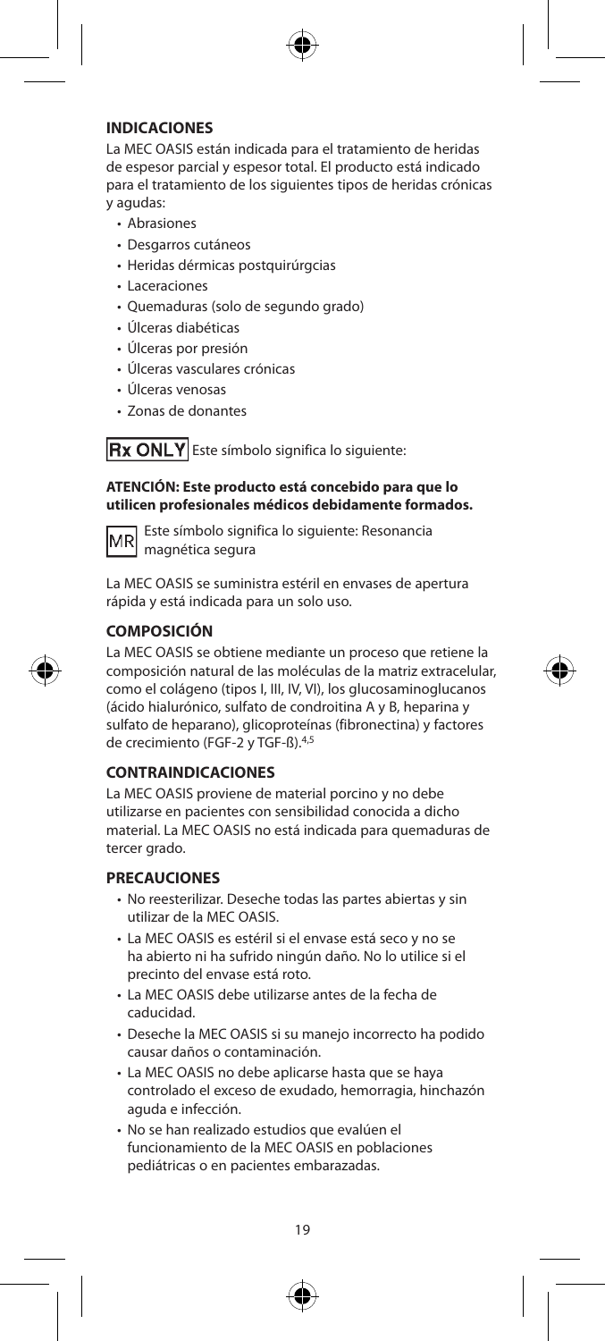## INDICACIONES

La MEC OASIS están indicada para el tratamiento de heridas de espesor parcial y espesor total. El producto está indicado para el tratamiento de los siguientes tipos de heridas crónicas y agudas:

- Abrasiones
- Desgarros cutáneos
- Heridas dérmicas postquirúrgcias
- Laceraciones
- Quemaduras (solo de segundo grado)
- Úlceras diabéticas
- Úlceras por presión
- Úlceras vasculares crónicas
- Úlceras venosas
- Zonas de donantes

**Rx ONLY** Este símbolo significa lo siguiente:

**ATENCIÓN: Este producto está concebido para que lo utilicen profesionales médicos debidamente formados.**

MR Este símbolo significa lo siguiente: Resonancia magnética segura

La MEC OASIS se suministra estéril en envases de apertura rápida y está indicada para un solo uso.

## COMPOSICIÓN

La MEC OASIS se obtiene mediante un proceso que retiene la composición natural de las moléculas de la matriz extracelular, como el colágeno (tipos I, III, IV, VI), los glucosaminoglucanos (ácido hialurónico, sulfato de condroitina A y B, heparina y sulfato de heparano), glicoproteínas (fibronectina) y factores de crecimiento (FGF-2 y TGF-ß).[4,5]

## CONTRAINDICACIONES

La MEC OASIS proviene de material porcino y no debe utilizarse en pacientes con sensibilidad conocida a dicho material. La MEC OASIS no está indicada para quemaduras de tercer grado.

## PRECAUCIONES

- No reesterilizar. Deseche todas las partes abiertas y sin utilizar de la MEC OASIS.
- La MEC OASIS es estéril si el envase está seco y no se ha abierto ni ha sufrido ningún daño. No lo utilice si el precinto del envase está roto.
- La MEC OASIS debe utilizarse antes de la fecha de caducidad.
- Deseche la MEC OASIS si su manejo incorrecto ha podido causar daños o contaminación.
- La MEC OASIS no debe aplicarse hasta que se haya controlado el exceso de exudado, hemorragia, hinchazón aguda e infección.
- No se han realizado estudios que evalúen el funcionamiento de la MEC OASIS en poblaciones pediátricas o en pacientes embarazadas.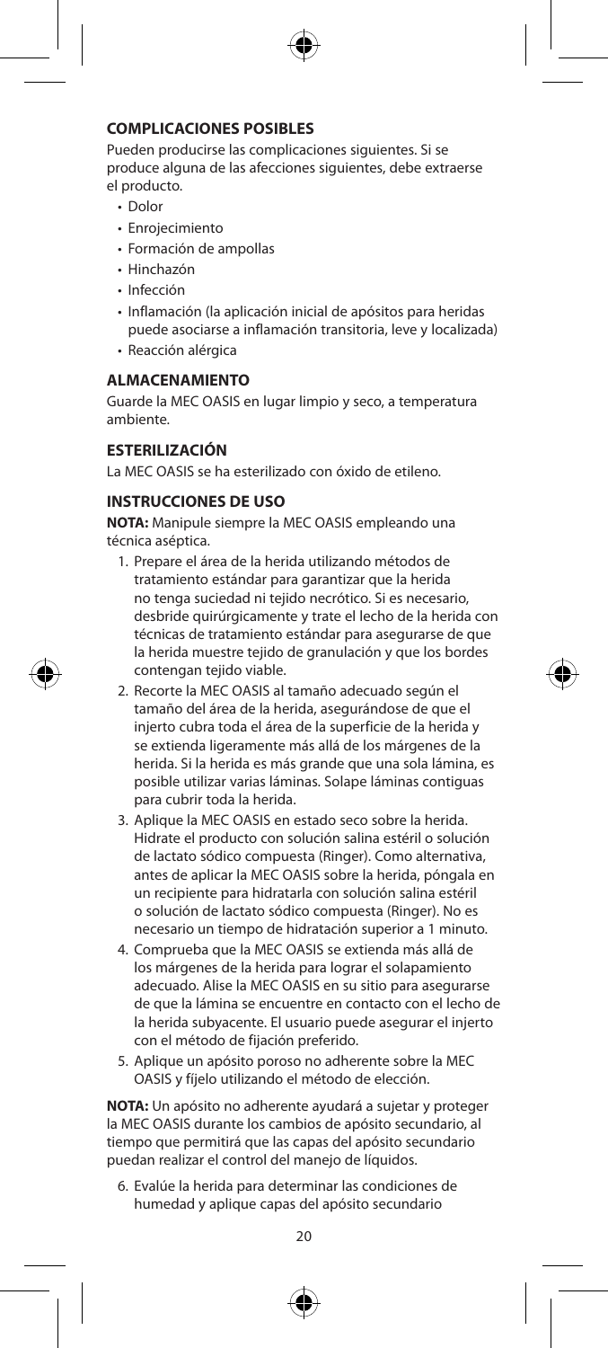## COMPLICACIONES POSIBLES

Pueden producirse las complicaciones siguientes. Si se produce alguna de las afecciones siguientes, debe extraerse el producto.

- Dolor
- Enrojecimiento
- Formación de ampollas
- Hinchazón
- Infección
- Inflamación (la aplicación inicial de apósitos para heridas puede asociarse a inflamación transitoria, leve y localizada)
- Reacción alérgica

## ALMACENAMIENTO

Guarde la MEC OASIS en lugar limpio y seco, a temperatura ambiente.

## ESTERILIZACIÓN

La MEC OASIS se ha esterilizado con óxido de etileno.

## INSTRUCCIONES DE USO

**NOTA:** Manipule siempre la MEC OASIS empleando una técnica aséptica.

1. Prepare el área de la herida utilizando métodos de tratamiento estándar para garantizar que la herida no tenga suciedad ni tejido necrótico. Si es necesario, desbride quirúrgicamente y trate el lecho de la herida con técnicas de tratamiento estándar para asegurarse de que la herida muestre tejido de granulación y que los bordes contengan tejido viable.
2. Recorte la MEC OASIS al tamaño adecuado según el tamaño del área de la herida, asegurándose de que el injerto cubra toda el área de la superficie de la herida y se extienda ligeramente más allá de los márgenes de la herida. Si la herida es más grande que una sola lámina, es posible utilizar varias láminas. Solape láminas contiguas para cubrir toda la herida.
3. Aplique la MEC OASIS en estado seco sobre la herida. Hidrate el producto con solución salina estéril o solución de lactato sódico compuesta (Ringer). Como alternativa, antes de aplicar la MEC OASIS sobre la herida, póngala en un recipiente para hidratarla con solución salina estéril o solución de lactato sódico compuesta (Ringer). No es necesario un tiempo de hidratación superior a 1 minuto.
4. Comprueba que la MEC OASIS se extienda más allá de los márgenes de la herida para lograr el solapamiento adecuado. Alise la MEC OASIS en su sitio para asegurarse de que la lámina se encuentre en contacto con el lecho de la herida subyacente. El usuario puede asegurar el injerto con el método de fijación preferido.
5. Aplique un apósito poroso no adherente sobre la MEC OASIS y fíjelo utilizando el método de elección.

**NOTA:** Un apósito no adherente ayudará a sujetar y proteger la MEC OASIS durante los cambios de apósito secundario, al tiempo que permitirá que las capas del apósito secundario puedan realizar el control del manejo de líquidos.

6. Evalúe la herida para determinar las condiciones de humedad y aplique capas del apósito secundario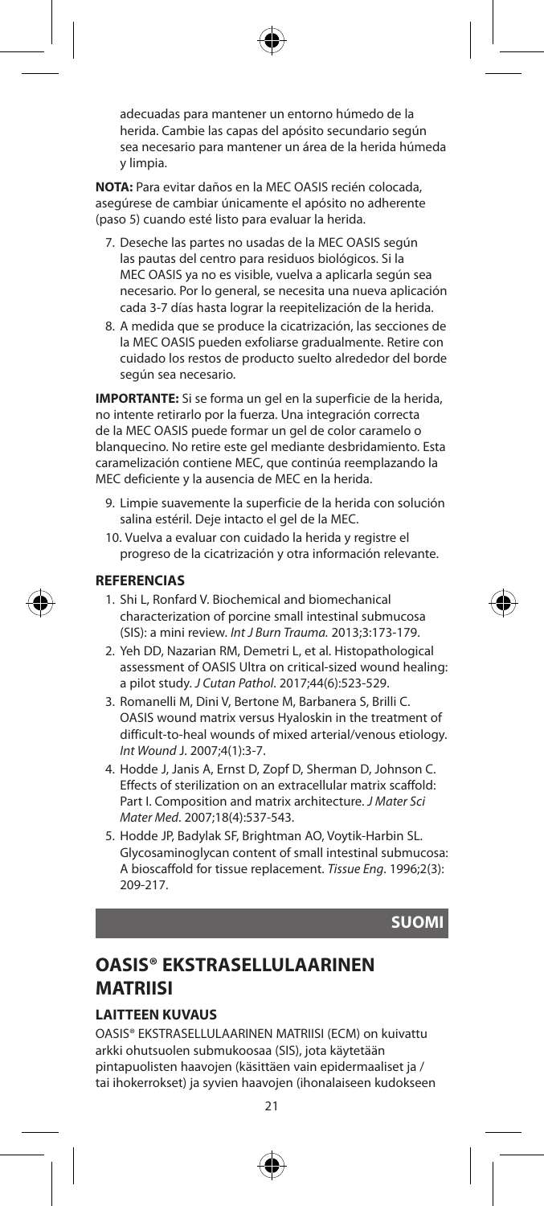adecuadas para mantener un entorno húmedo de la herida. Cambie las capas del apósito secundario según sea necesario para mantener un área de la herida húmeda y limpia.

**NOTA:** Para evitar daños en la MEC OASIS recién colocada, asegúrese de cambiar únicamente el apósito no adherente (paso 5) cuando esté listo para evaluar la herida.

7. Deseche las partes no usadas de la MEC OASIS según las pautas del centro para residuos biológicos. Si la MEC OASIS ya no es visible, vuelva a aplicarla según sea necesario. Por lo general, se necesita una nueva aplicación cada 3-7 días hasta lograr la reepitelización de la herida.
8. A medida que se produce la cicatrización, las secciones de la MEC OASIS pueden exfoliarse gradualmente. Retire con cuidado los restos de producto suelto alrededor del borde según sea necesario.

**IMPORTANTE:** Si se forma un gel en la superficie de la herida, no intente retirarlo por la fuerza. Una integración correcta de la MEC OASIS puede formar un gel de color caramelo o blanquecino. No retire este gel mediante desbridamiento. Esta caramelización contiene MEC, que continúa reemplazando la MEC deficiente y la ausencia de MEC en la herida.

9. Limpie suavemente la superficie de la herida con solución salina estéril. Deje intacto el gel de la MEC.
10. Vuelva a evaluar con cuidado la herida y registre el progreso de la cicatrización y otra información relevante.

### REFERENCIAS

1. Shi L, Ronfard V. Biochemical and biomechanical characterization of porcine small intestinal submucosa (SIS): a mini review. *Int J Burn Trauma.* 2013;3:173-179.
2. Yeh DD, Nazarian RM, Demetri L, et al. Histopathological assessment of OASIS Ultra on critical-sized wound healing: a pilot study. *J Cutan Pathol*. 2017;44(6):523-529.
3. Romanelli M, Dini V, Bertone M, Barbanera S, Brilli C. OASIS wound matrix versus Hyaloskin in the treatment of difficult-to-heal wounds of mixed arterial/venous etiology. *Int Wound* J. 2007;4(1):3-7.
4. Hodde J, Janis A, Ernst D, Zopf D, Sherman D, Johnson C. Effects of sterilization on an extracellular matrix scaffold: Part I. Composition and matrix architecture. *J Mater Sci Mater Med*. 2007;18(4):537-543.
5. Hodde JP, Badylak SF, Brightman AO, Voytik-Harbin SL. Glycosaminoglycan content of small intestinal submucosa: A bioscaffold for tissue replacement. *Tissue Eng*. 1996;2(3): 209-217.

## SUOMI

# OASIS® EKSTRASELLULAARINEN MATRIISI

### LAITTEEN KUVAUS

OASIS® EKSTRASELLULAARINEN MATRIISI (ECM) on kuivattu arkki ohutsuolen submukoosaa (SIS), jota käytetään pintapuolisten haavojen (käsittäen vain epidermaaliset ja / tai ihokerrokset) ja syvien haavojen (ihonalaiseen kudokseen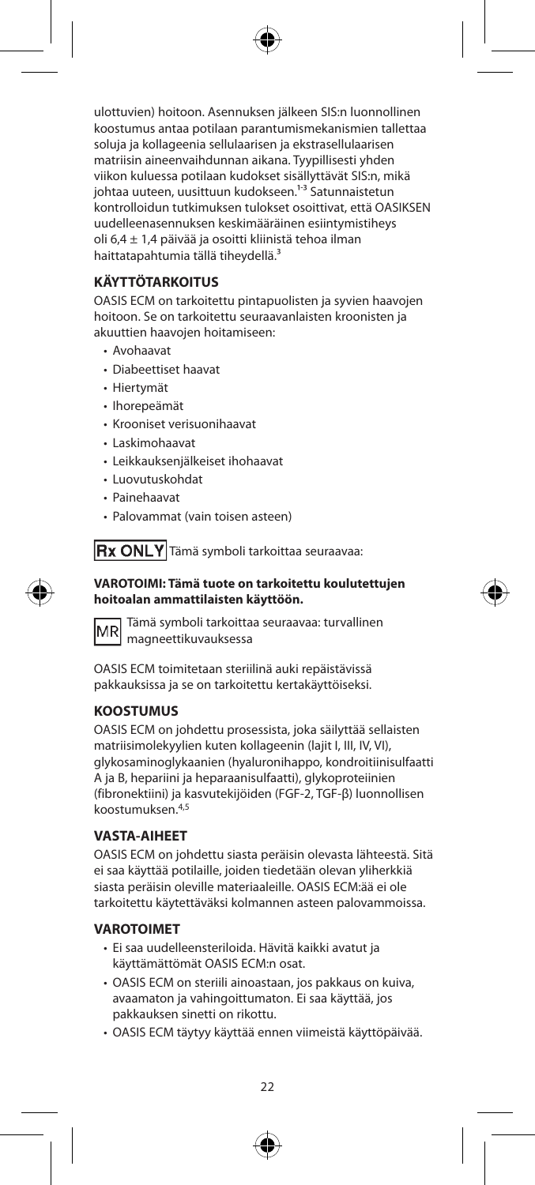ulottuvien) hoitoon. Asennuksen jälkeen SIS:n luonnollinen koostumus antaa potilaan parantumismekanismien tallettaa soluja ja kollageenia sellulaarisen ja ekstrasellulaarisen matriisin aineenvaihdunnan aikana. Tyypillisesti yhden viikon kuluessa potilaan kudokset sisällyttävät SIS:n, mikä johtaa uuteen, uusittuun kudokseen.[1-3] Satunnaistetun kontrolloidun tutkimuksen tulokset osoittivat, että OASIKSEN uudelleenasennuksen keskimääräinen esiintymistiheys oli 6,4 ± 1,4 päivää ja osoitti kliinistä tehoa ilman haittatapahtumia tällä tiheydellä.[3]

## KÄYTTÖTARKOITUS

OASIS ECM on tarkoitettu pintapuolisten ja syvien haavojen hoitoon. Se on tarkoitettu seuraavanlaisten kroonisten ja akuuttien haavojen hoitamiseen:

- Avohaavat
- Diabeettiset haavat
- Hiertymät
- Ihorepeämät
- Krooniset verisuonihaavat
- Laskimohaavat
- Leikkauksenjälkeiset ihohaavat
- Luovutuskohdat
- Painehaavat
- Palovammat (vain toisen asteen)

Rx ONLY Tämä symboli tarkoittaa seuraavaa:

**VAROTOIMI: Tämä tuote on tarkoitettu koulutettujen hoitoalan ammattilaisten käyttöön.**

MR Tämä symboli tarkoittaa seuraavaa: turvallinen magneettikuvauksessa

OASIS ECM toimitetaan steriilinä auki repäistävissä pakkauksissa ja se on tarkoitettu kertakäyttöiseksi.

## KOOSTUMUS

OASIS ECM on johdettu prosessista, joka säilyttää sellaisten matriisimolekyylien kuten kollageenin (lajit I, III, IV, VI), glykosaminoglykaanien (hyaluronihappo, kondroitiinisulfaatti A ja B, hepariini ja heparaanisulfaatti), glykoproteiinien (fibronektiini) ja kasvutekijöiden (FGF-2, TGF-β) luonnollisen koostumuksen.[4,5]

## VASTA-AIHEET

OASIS ECM on johdettu siasta peräisin olevasta lähteestä. Sitä ei saa käyttää potilaille, joiden tiedetään olevan yliherkkiä siasta peräisin oleville materiaaleille. OASIS ECM:ää ei ole tarkoitettu käytettäväksi kolmannen asteen palovammoissa.

## VAROTOIMET

- Ei saa uudelleensteriloida. Hävitä kaikki avatut ja käyttämättömät OASIS ECM:n osat.
- OASIS ECM on steriili ainoastaan, jos pakkaus on kuiva, avaamaton ja vahingoittumaton. Ei saa käyttää, jos pakkauksen sinetti on rikottu.
- OASIS ECM täytyy käyttää ennen viimeistä käyttöpäivää.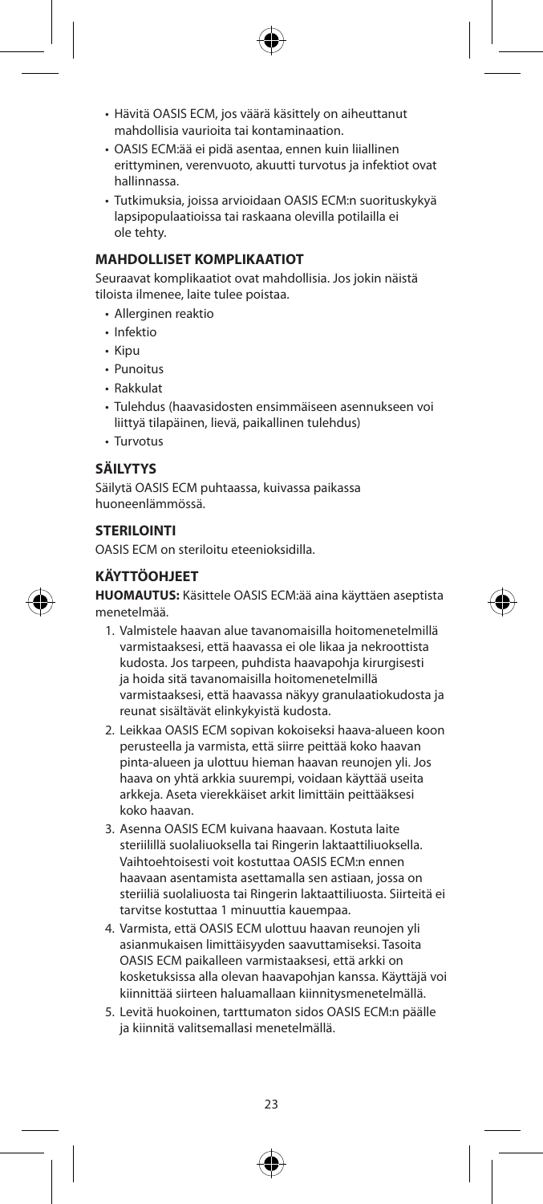- Hävitä OASIS ECM, jos väärä käsittely on aiheuttanut mahdollisia vaurioita tai kontaminaation.
- OASIS ECM:ää ei pidä asentaa, ennen kuin liiallinen erittyminen, verenvuoto, akuutti turvotus ja infektiot ovat hallinnassa.
- Tutkimuksia, joissa arvioidaan OASIS ECM:n suorituskykyä lapsipopulaatioissa tai raskaana olevilla potilailla ei ole tehty.

### MAHDOLLISET KOMPLIKAATIOT

Seuraavat komplikaatiot ovat mahdollisia. Jos jokin näistä tiloista ilmenee, laite tulee poistaa.

- Allerginen reaktio
- Infektio
- Kipu
- Punoitus
- Rakkulat
- Tulehdus (haavasidosten ensimmäiseen asennukseen voi liittyä tilapäinen, lievä, paikallinen tulehdus)
- Turvotus

### SÄILYTYS

Säilytä OASIS ECM puhtaassa, kuivassa paikassa huoneenlämmössä.

### STERILOINTI

OASIS ECM on steriloitu eteenioksidilla.

### KÄYTTÖOHJEET

**HUOMAUTUS:** Käsittele OASIS ECM:ää aina käyttäen aseptista menetelmää.

1. Valmistele haavan alue tavanomaisilla hoitomenetelmillä varmistaaksesi, että haavassa ei ole likaa ja nekroottista kudosta. Jos tarpeen, puhdista haavapohja kirurgisesti ja hoida sitä tavanomaisilla hoitomenetelmillä varmistaaksesi, että haavassa näkyy granulaatiokudosta ja reunat sisältävät elinkykyistä kudosta.
2. Leikkaa OASIS ECM sopivan kokoiseksi haava-alueen koon perusteella ja varmista, että siirre peittää koko haavan pinta-alueen ja ulottuu hieman haavan reunojen yli. Jos haava on yhtä arkkia suurempi, voidaan käyttää useita arkkeja. Aseta vierekkäiset arkit limittäin peittääksesi koko haavan.
3. Asenna OASIS ECM kuivana haavaan. Kostuta laite steriilillä suolaliuoksella tai Ringerin laktaattiliuoksella. Vaihtoehtoisesti voit kostuttaa OASIS ECM:n ennen haavaan asentamista asettamalla sen astiaan, jossa on steriiliä suolaliuosta tai Ringerin laktaattiliuosta. Siirteitä ei tarvitse kostuttaa 1 minuuttia kauempaa.
4. Varmista, että OASIS ECM ulottuu haavan reunojen yli asianmukaisen limittäisyyden saavuttamiseksi. Tasoita OASIS ECM paikalleen varmistaaksesi, että arkki on kosketuksissa alla olevan haavapohjan kanssa. Käyttäjä voi kiinnittää siirteen haluamallaan kiinnitysmenetelmällä.
5. Levitä huokoinen, tarttumaton sidos OASIS ECM:n päälle ja kiinnitä valitsemallasi menetelmällä.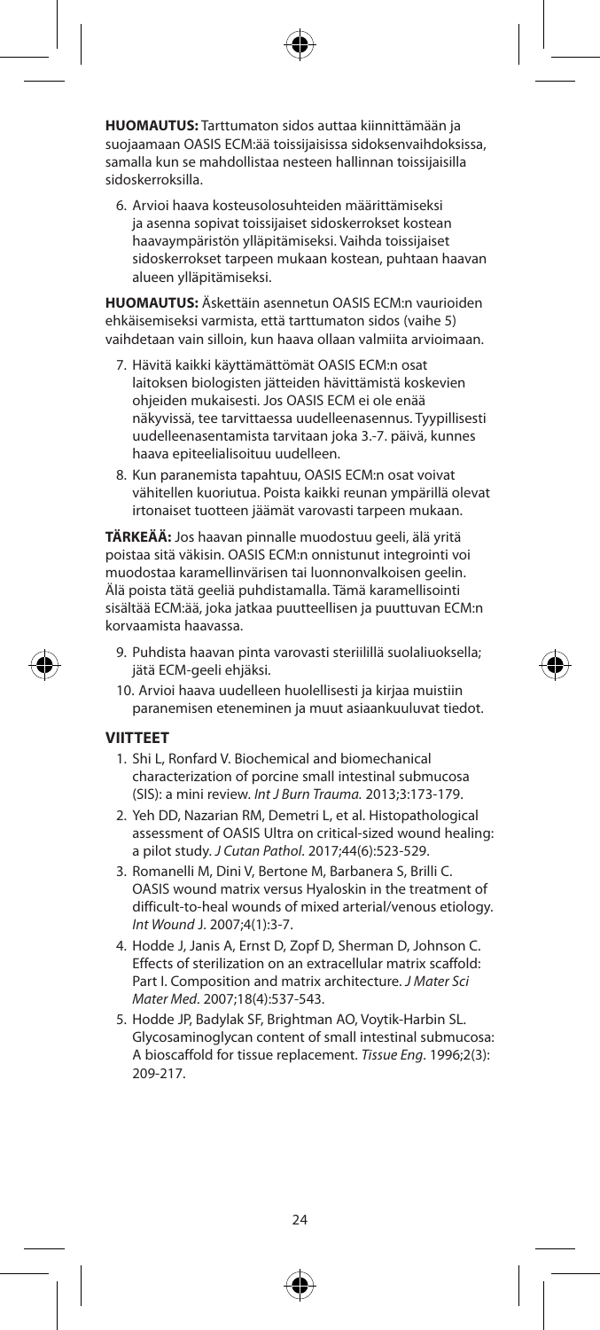**HUOMAUTUS:** Tarttumaton sidos auttaa kiinnittämään ja suojaamaan OASIS ECM:ää toissijaisissa sidoksenvaihdoksissa, samalla kun se mahdollistaa nesteen hallinnan toissijaisilla sidoskerroksilla.

6. Arvioi haava kosteusolosuhteiden määrittämiseksi ja asenna sopivat toissijaiset sidoskerrokset kostean haavaympäristön ylläpitämiseksi. Vaihda toissijaiset sidoskerrokset tarpeen mukaan kostean, puhtaan haavan alueen ylläpitämiseksi.

**HUOMAUTUS:** Äskettäin asennetun OASIS ECM:n vaurioiden ehkäisemiseksi varmista, että tarttumaton sidos (vaihe 5) vaihdetaan vain silloin, kun haava ollaan valmiita arvioimaan.

7. Hävitä kaikki käyttämättömät OASIS ECM:n osat laitoksen biologisten jätteiden hävittämistä koskevien ohjeiden mukaisesti. Jos OASIS ECM ei ole enää näkyvissä, tee tarvittaessa uudelleenasennus. Tyypillisesti uudelleenasentamista tarvitaan joka 3.-7. päivä, kunnes haava epiteelialisoituu uudelleen.
8. Kun paranemista tapahtuu, OASIS ECM:n osat voivat vähitellen kuoriutua. Poista kaikki reunan ympärillä olevat irtonaiset tuotteen jäämät varovasti tarpeen mukaan.

**TÄRKEÄÄ:** Jos haavan pinnalle muodostuu geeli, älä yritä poistaa sitä väkisin. OASIS ECM:n onnistunut integrointi voi muodostaa karamellinvärisen tai luonnonvalkoisen geelin. Älä poista tätä geeliä puhdistamalla. Tämä karamellisointi sisältää ECM:ää, joka jatkaa puutteellisen ja puuttuvan ECM:n korvaamista haavassa.

9. Puhdista haavan pinta varovasti steriilillä suolaliuoksella; jätä ECM-geeli ehjäksi.
10. Arvioi haava uudelleen huolellisesti ja kirjaa muistiin paranemisen eteneminen ja muut asiaankuuluvat tiedot.

## VIITTEET

1. Shi L, Ronfard V. Biochemical and biomechanical characterization of porcine small intestinal submucosa (SIS): a mini review. *Int J Burn Trauma.* 2013;3:173-179.
2. Yeh DD, Nazarian RM, Demetri L, et al. Histopathological assessment of OASIS Ultra on critical-sized wound healing: a pilot study. *J Cutan Pathol*. 2017;44(6):523-529.
3. Romanelli M, Dini V, Bertone M, Barbanera S, Brilli C. OASIS wound matrix versus Hyaloskin in the treatment of difficult-to-heal wounds of mixed arterial/venous etiology. *Int Wound J*. 2007;4(1):3-7.
4. Hodde J, Janis A, Ernst D, Zopf D, Sherman D, Johnson C. Effects of sterilization on an extracellular matrix scaffold: Part I. Composition and matrix architecture. *J Mater Sci Mater Med*. 2007;18(4):537-543.
5. Hodde JP, Badylak SF, Brightman AO, Voytik-Harbin SL. Glycosaminoglycan content of small intestinal submucosa: A bioscaffold for tissue replacement. *Tissue Eng*. 1996;2(3): 209-217.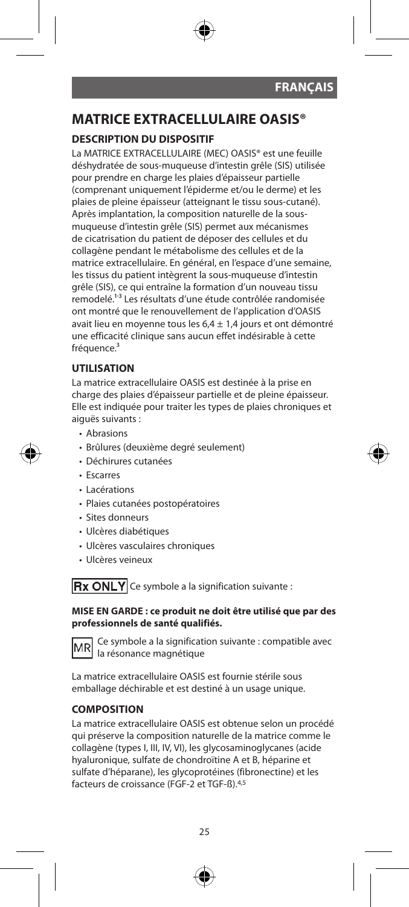## FRANÇAIS

# MATRICE EXTRACELLULAIRE OASIS®

### DESCRIPTION DU DISPOSITIF

La MATRICE EXTRACELLULAIRE (MEC) OASIS® est une feuille déshydratée de sous-muqueuse d'intestin grêle (SIS) utilisée pour prendre en charge les plaies d'épaisseur partielle (comprenant uniquement l'épiderme et/ou le derme) et les plaies de pleine épaisseur (atteignant le tissu sous-cutané). Après implantation, la composition naturelle de la sous-muqueuse d'intestin grêle (SIS) permet aux mécanismes de cicatrisation du patient de déposer des cellules et du collagène pendant le métabolisme des cellules et de la matrice extracellulaire. En général, en l'espace d'une semaine, les tissus du patient intègrent la sous-muqueuse d'intestin grêle (SIS), ce qui entraîne la formation d'un nouveau tissu remodelé.[1-3] Les résultats d'une étude contrôlée randomisée ont montré que le renouvellement de l'application d'OASIS avait lieu en moyenne tous les 6,4 ± 1,4 jours et ont démontré une efficacité clinique sans aucun effet indésirable à cette fréquence.[3]

### UTILISATION

La matrice extracellulaire OASIS est destinée à la prise en charge des plaies d'épaisseur partielle et de pleine épaisseur. Elle est indiquée pour traiter les types de plaies chroniques et aiguës suivants :

- Abrasions
- Brûlures (deuxième degré seulement)
- Déchirures cutanées
- Escarres
- Lacérations
- Plaies cutanées postopératoires
- Sites donneurs
- Ulcères diabétiques
- Ulcères vasculaires chroniques
- Ulcères veineux

Rx ONLY Ce symbole a la signification suivante :

**MISE EN GARDE : ce produit ne doit être utilisé que par des professionnels de santé qualifiés.**

MR Ce symbole a la signification suivante : compatible avec la résonance magnétique

La matrice extracellulaire OASIS est fournie stérile sous emballage déchirable et est destiné à un usage unique.

### COMPOSITION

La matrice extracellulaire OASIS est obtenue selon un procédé qui préserve la composition naturelle de la matrice comme le collagène (types I, III, IV, VI), les glycosaminoglycanes (acide hyaluronique, sulfate de chondroïtine A et B, héparine et sulfate d'héparane), les glycoprotéines (fibronectine) et les facteurs de croissance (FGF-2 et TGF-ß).[4,5]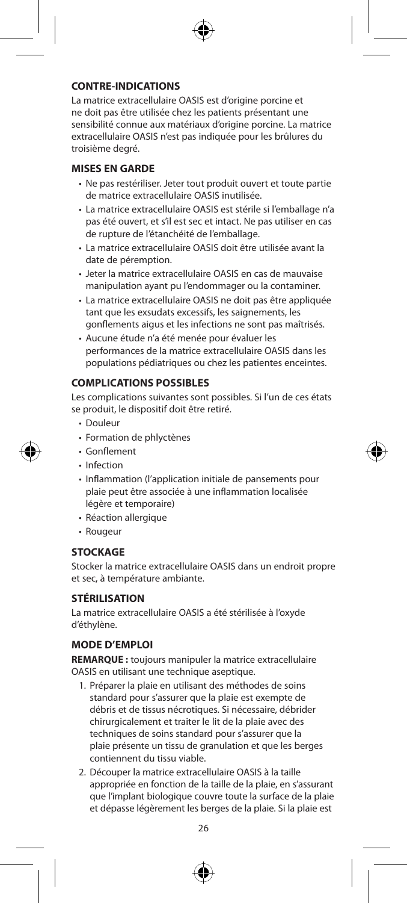## CONTRE-INDICATIONS

La matrice extracellulaire OASIS est d'origine porcine et ne doit pas être utilisée chez les patients présentant une sensibilité connue aux matériaux d'origine porcine. La matrice extracellulaire OASIS n'est pas indiquée pour les brûlures du troisième degré.

## MISES EN GARDE

- Ne pas restériliser. Jeter tout produit ouvert et toute partie de matrice extracellulaire OASIS inutilisée.
- La matrice extracellulaire OASIS est stérile si l'emballage n'a pas été ouvert, et s'il est sec et intact. Ne pas utiliser en cas de rupture de l'étanchéité de l'emballage.
- La matrice extracellulaire OASIS doit être utilisée avant la date de péremption.
- Jeter la matrice extracellulaire OASIS en cas de mauvaise manipulation ayant pu l'endommager ou la contaminer.
- La matrice extracellulaire OASIS ne doit pas être appliquée tant que les exsudats excessifs, les saignements, les gonflements aigus et les infections ne sont pas maîtrisés.
- Aucune étude n'a été menée pour évaluer les performances de la matrice extracellulaire OASIS dans les populations pédiatriques ou chez les patientes enceintes.

## COMPLICATIONS POSSIBLES

Les complications suivantes sont possibles. Si l'un de ces états se produit, le dispositif doit être retiré.

- Douleur
- Formation de phlyctènes
- Gonflement
- Infection
- Inflammation (l'application initiale de pansements pour plaie peut être associée à une inflammation localisée légère et temporaire)
- Réaction allergique
- Rougeur

## STOCKAGE

Stocker la matrice extracellulaire OASIS dans un endroit propre et sec, à température ambiante.

## STÉRILISATION

La matrice extracellulaire OASIS a été stérilisée à l'oxyde d'éthylène.

## MODE D'EMPLOI

**REMARQUE :** toujours manipuler la matrice extracellulaire OASIS en utilisant une technique aseptique.

1. Préparer la plaie en utilisant des méthodes de soins standard pour s'assurer que la plaie est exempte de débris et de tissus nécrotiques. Si nécessaire, débrider chirurgicalement et traiter le lit de la plaie avec des techniques de soins standard pour s'assurer que la plaie présente un tissu de granulation et que les berges contiennent du tissu viable.
2. Découper la matrice extracellulaire OASIS à la taille appropriée en fonction de la taille de la plaie, en s'assurant que l'implant biologique couvre toute la surface de la plaie et dépasse légèrement les berges de la plaie. Si la plaie est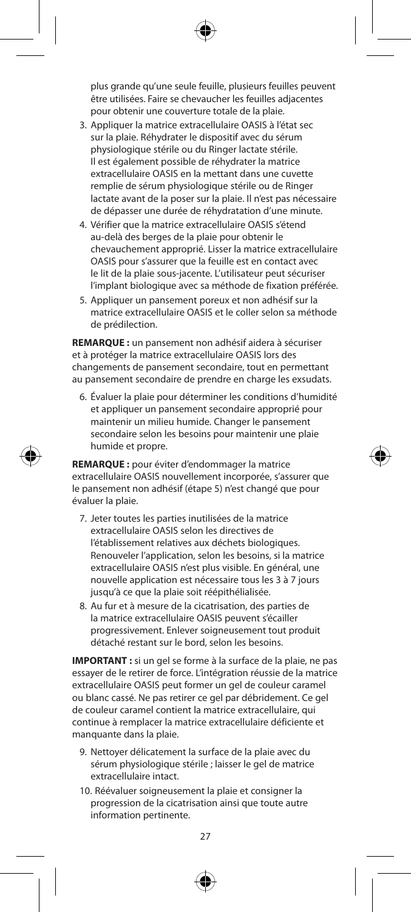plus grande qu'une seule feuille, plusieurs feuilles peuvent être utilisées. Faire se chevaucher les feuilles adjacentes pour obtenir une couverture totale de la plaie.

3. Appliquer la matrice extracellulaire OASIS à l'état sec sur la plaie. Réhydrater le dispositif avec du sérum physiologique stérile ou du Ringer lactate stérile. Il est également possible de réhydrater la matrice extracellulaire OASIS en la mettant dans une cuvette remplie de sérum physiologique stérile ou de Ringer lactate avant de la poser sur la plaie. Il n'est pas nécessaire de dépasser une durée de réhydratation d'une minute.
4. Vérifier que la matrice extracellulaire OASIS s'étend au-delà des berges de la plaie pour obtenir le chevauchement approprié. Lisser la matrice extracellulaire OASIS pour s'assurer que la feuille est en contact avec le lit de la plaie sous-jacente. L'utilisateur peut sécuriser l'implant biologique avec sa méthode de fixation préférée.
5. Appliquer un pansement poreux et non adhésif sur la matrice extracellulaire OASIS et le coller selon sa méthode de prédilection.

**REMARQUE :** un pansement non adhésif aidera à sécuriser et à protéger la matrice extracellulaire OASIS lors des changements de pansement secondaire, tout en permettant au pansement secondaire de prendre en charge les exsudats.

6. Évaluer la plaie pour déterminer les conditions d'humidité et appliquer un pansement secondaire approprié pour maintenir un milieu humide. Changer le pansement secondaire selon les besoins pour maintenir une plaie humide et propre.

**REMARQUE :** pour éviter d'endommager la matrice extracellulaire OASIS nouvellement incorporée, s'assurer que le pansement non adhésif (étape 5) n'est changé que pour évaluer la plaie.

7. Jeter toutes les parties inutilisées de la matrice extracellulaire OASIS selon les directives de l'établissement relatives aux déchets biologiques. Renouveler l'application, selon les besoins, si la matrice extracellulaire OASIS n'est plus visible. En général, une nouvelle application est nécessaire tous les 3 à 7 jours jusqu'à ce que la plaie soit réépithélialisée.
8. Au fur et à mesure de la cicatrisation, des parties de la matrice extracellulaire OASIS peuvent s'écailler progressivement. Enlever soigneusement tout produit détaché restant sur le bord, selon les besoins.

**IMPORTANT :** si un gel se forme à la surface de la plaie, ne pas essayer de le retirer de force. L'intégration réussie de la matrice extracellulaire OASIS peut former un gel de couleur caramel ou blanc cassé. Ne pas retirer ce gel par débridement. Ce gel de couleur caramel contient la matrice extracellulaire, qui continue à remplacer la matrice extracellulaire déficiente et manquante dans la plaie.

9. Nettoyer délicatement la surface de la plaie avec du sérum physiologique stérile ; laisser le gel de matrice extracellulaire intact.
10. Réévaluer soigneusement la plaie et consigner la progression de la cicatrisation ainsi que toute autre information pertinente.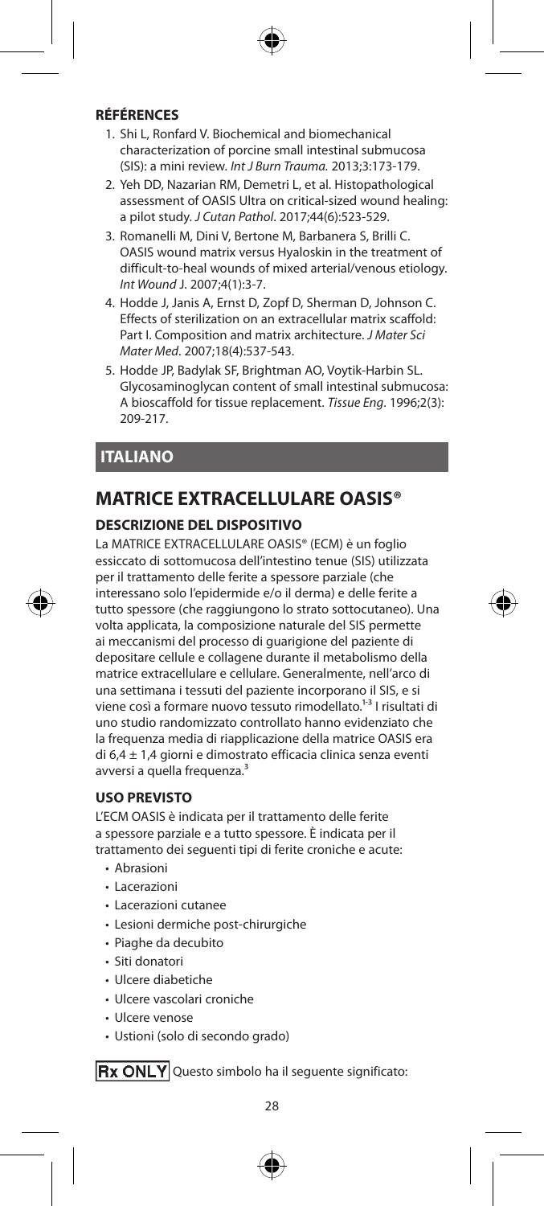### RÉFÉRENCES

1. Shi L, Ronfard V. Biochemical and biomechanical characterization of porcine small intestinal submucosa (SIS): a mini review. *Int J Burn Trauma.* 2013;3:173-179.
2. Yeh DD, Nazarian RM, Demetri L, et al. Histopathological assessment of OASIS Ultra on critical-sized wound healing: a pilot study. *J Cutan Pathol*. 2017;44(6):523-529.
3. Romanelli M, Dini V, Bertone M, Barbanera S, Brilli C. OASIS wound matrix versus Hyaloskin in the treatment of difficult-to-heal wounds of mixed arterial/venous etiology. *Int Wound J*. 2007;4(1):3-7.
4. Hodde J, Janis A, Ernst D, Zopf D, Sherman D, Johnson C. Effects of sterilization on an extracellular matrix scaffold: Part I. Composition and matrix architecture. *J Mater Sci Mater Med*. 2007;18(4):537-543.
5. Hodde JP, Badylak SF, Brightman AO, Voytik-Harbin SL. Glycosaminoglycan content of small intestinal submucosa: A bioscaffold for tissue replacement. *Tissue Eng*. 1996;2(3): 209-217.

## ITALIANO

# MATRICE EXTRACELLULARE OASIS®

### DESCRIZIONE DEL DISPOSITIVO

La MATRICE EXTRACELLULARE OASIS® (ECM) è un foglio essiccato di sottomucosa dell'intestino tenue (SIS) utilizzata per il trattamento delle ferite a spessore parziale (che interessano solo l'epidermide e/o il derma) e delle ferite a tutto spessore (che raggiungono lo strato sottocutaneo). Una volta applicata, la composizione naturale del SIS permette ai meccanismi del processo di guarigione del paziente di depositare cellule e collagene durante il metabolismo della matrice extracellulare e cellulare. Generalmente, nell'arco di una settimana i tessuti del paziente incorporano il SIS, e si viene così a formare nuovo tessuto rimodellato.[1-3] I risultati di uno studio randomizzato controllato hanno evidenziato che la frequenza media di riapplicazione della matrice OASIS era di 6,4 ± 1,4 giorni e dimostrato efficacia clinica senza eventi avversi a quella frequenza.[3]

### USO PREVISTO

L'ECM OASIS è indicata per il trattamento delle ferite a spessore parziale e a tutto spessore. È indicata per il trattamento dei seguenti tipi di ferite croniche e acute:

- Abrasioni
- Lacerazioni
- Lacerazioni cutanee
- Lesioni dermiche post-chirurgiche
- Piaghe da decubito
- Siti donatori
- Ulcere diabetiche
- Ulcere vascolari croniche
- Ulcere venose
- Ustioni (solo di secondo grado)

**Rx ONLY** Questo simbolo ha il seguente significato: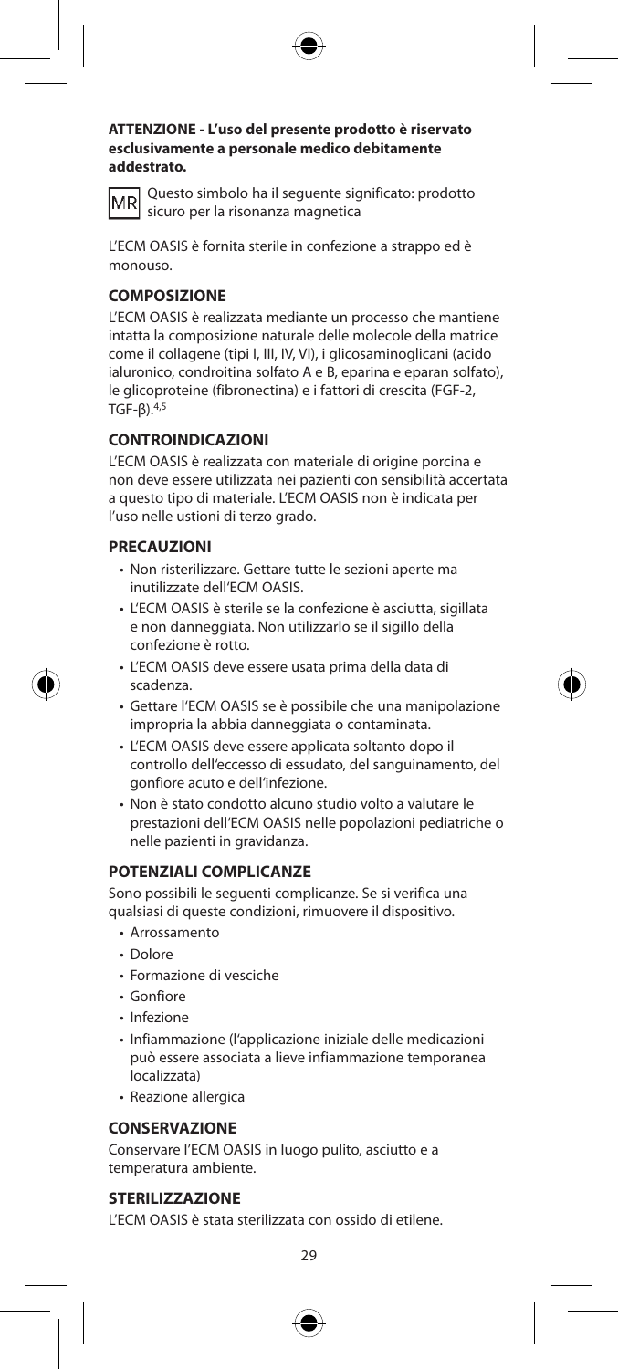**ATTENZIONE - L'uso del presente prodotto è riservato esclusivamente a personale medico debitamente addestrato.**

MR Questo simbolo ha il seguente significato: prodotto sicuro per la risonanza magnetica

L'ECM OASIS è fornita sterile in confezione a strappo ed è monouso.

## COMPOSIZIONE

L'ECM OASIS è realizzata mediante un processo che mantiene intatta la composizione naturale delle molecole della matrice come il collagene (tipi I, III, IV, VI), i glicosaminoglicani (acido ialuronico, condroitina solfato A e B, eparina e eparan solfato), le glicoproteine (fibronectina) e i fattori di crescita (FGF-2, TGF-β).[4,5]

## CONTROINDICAZIONI

L'ECM OASIS è realizzata con materiale di origine porcina e non deve essere utilizzata nei pazienti con sensibilità accertata a questo tipo di materiale. L'ECM OASIS non è indicata per l'uso nelle ustioni di terzo grado.

## PRECAUZIONI

- Non risterilizzare. Gettare tutte le sezioni aperte ma inutilizzate dell'ECM OASIS.
- L'ECM OASIS è sterile se la confezione è asciutta, sigillata e non danneggiata. Non utilizzarlo se il sigillo della confezione è rotto.
- L'ECM OASIS deve essere usata prima della data di scadenza.
- Gettare l'ECM OASIS se è possibile che una manipolazione impropria la abbia danneggiata o contaminata.
- L'ECM OASIS deve essere applicata soltanto dopo il controllo dell'eccesso di essudato, del sanguinamento, del gonfiore acuto e dell'infezione.
- Non è stato condotto alcuno studio volto a valutare le prestazioni dell'ECM OASIS nelle popolazioni pediatriche o nelle pazienti in gravidanza.

## POTENZIALI COMPLICANZE

Sono possibili le seguenti complicanze. Se si verifica una qualsiasi di queste condizioni, rimuovere il dispositivo.

- Arrossamento
- Dolore
- Formazione di vesciche
- Gonfiore
- Infezione
- Infiammazione (l'applicazione iniziale delle medicazioni può essere associata a lieve infiammazione temporanea localizzata)
- Reazione allergica

## CONSERVAZIONE

Conservare l'ECM OASIS in luogo pulito, asciutto e a temperatura ambiente.

## STERILIZZAZIONE

L'ECM OASIS è stata sterilizzata con ossido di etilene.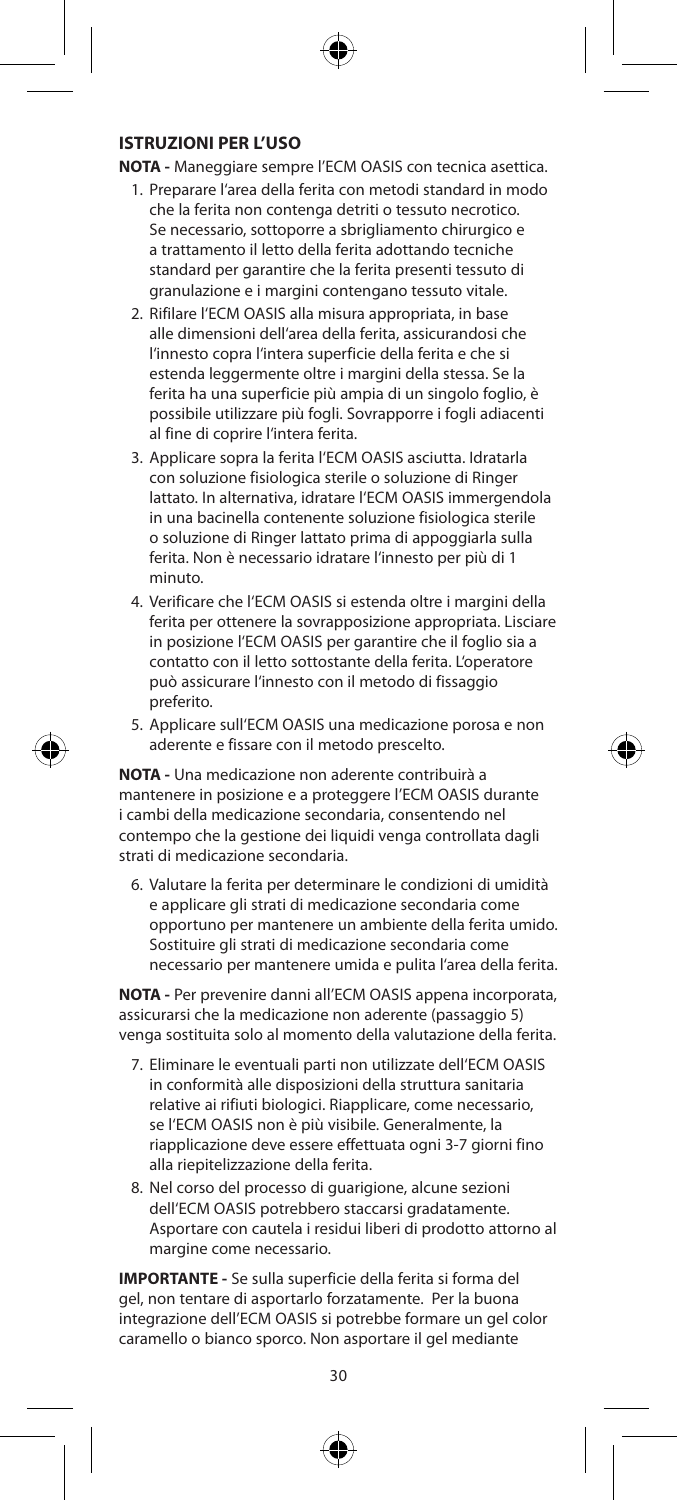## ISTRUZIONI PER L'USO

**NOTA -** Maneggiare sempre l'ECM OASIS con tecnica asettica.

1. Preparare l'area della ferita con metodi standard in modo che la ferita non contenga detriti o tessuto necrotico. Se necessario, sottoporre a sbrigliamento chirurgico e a trattamento il letto della ferita adottando tecniche standard per garantire che la ferita presenti tessuto di granulazione e i margini contengano tessuto vitale.
2. Rifilare l'ECM OASIS alla misura appropriata, in base alle dimensioni dell'area della ferita, assicurandosi che l'innesto copra l'intera superficie della ferita e che si estenda leggermente oltre i margini della stessa. Se la ferita ha una superficie più ampia di un singolo foglio, è possibile utilizzare più fogli. Sovrapporre i fogli adiacenti al fine di coprire l'intera ferita.
3. Applicare sopra la ferita l'ECM OASIS asciutta. Idratarla con soluzione fisiologica sterile o soluzione di Ringer lattato. In alternativa, idratare l'ECM OASIS immergendola in una bacinella contenente soluzione fisiologica sterile o soluzione di Ringer lattato prima di appoggiarla sulla ferita. Non è necessario idratare l'innesto per più di 1 minuto.
4. Verificare che l'ECM OASIS si estenda oltre i margini della ferita per ottenere la sovrapposizione appropriata. Lisciare in posizione l'ECM OASIS per garantire che il foglio sia a contatto con il letto sottostante della ferita. L'operatore può assicurare l'innesto con il metodo di fissaggio preferito.
5. Applicare sull'ECM OASIS una medicazione porosa e non aderente e fissare con il metodo prescelto.

**NOTA -** Una medicazione non aderente contribuirà a mantenere in posizione e a proteggere l'ECM OASIS durante i cambi della medicazione secondaria, consentendo nel contempo che la gestione dei liquidi venga controllata dagli strati di medicazione secondaria.

6. Valutare la ferita per determinare le condizioni di umidità e applicare gli strati di medicazione secondaria come opportuno per mantenere un ambiente della ferita umido. Sostituire gli strati di medicazione secondaria come necessario per mantenere umida e pulita l'area della ferita.

**NOTA -** Per prevenire danni all'ECM OASIS appena incorporata, assicurarsi che la medicazione non aderente (passaggio 5) venga sostituita solo al momento della valutazione della ferita.

7. Eliminare le eventuali parti non utilizzate dell'ECM OASIS in conformità alle disposizioni della struttura sanitaria relative ai rifiuti biologici. Riapplicare, come necessario, se l'ECM OASIS non è più visibile. Generalmente, la riapplicazione deve essere effettuata ogni 3-7 giorni fino alla riepitelizzazione della ferita.
8. Nel corso del processo di guarigione, alcune sezioni dell'ECM OASIS potrebbero staccarsi gradatamente. Asportare con cautela i residui liberi di prodotto attorno al margine come necessario.

**IMPORTANTE -** Se sulla superficie della ferita si forma del gel, non tentare di asportarlo forzatamente. Per la buona integrazione dell'ECM OASIS si potrebbe formare un gel color caramello o bianco sporco. Non asportare il gel mediante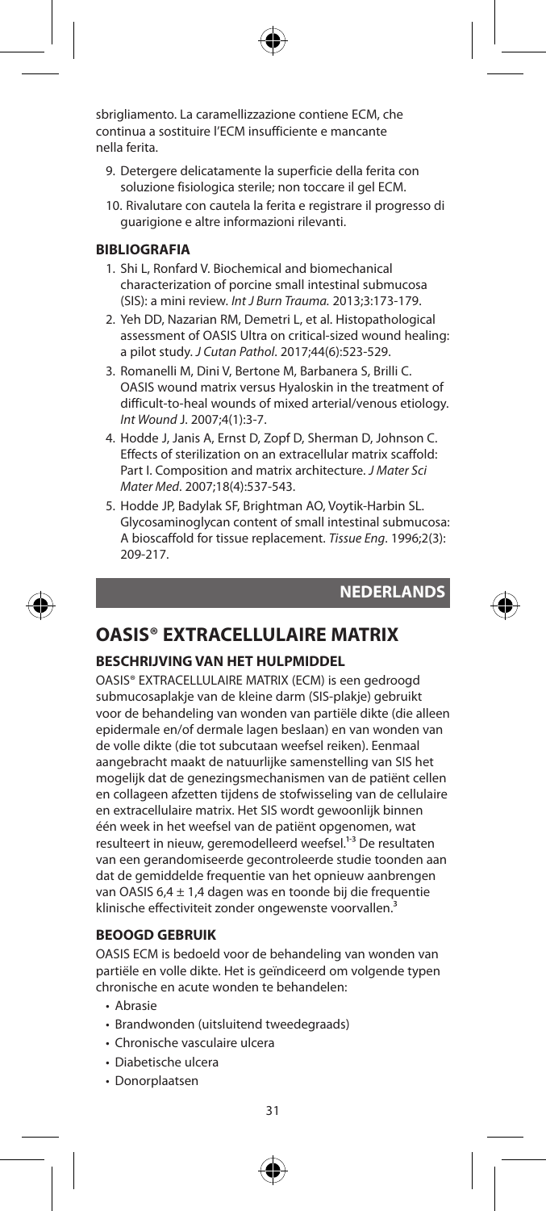sbrigliamento. La caramellizzazione contiene ECM, che continua a sostituire l'ECM insufficiente e mancante nella ferita.

9. Detergere delicatamente la superficie della ferita con soluzione fisiologica sterile; non toccare il gel ECM.
10. Rivalutare con cautela la ferita e registrare il progresso di guarigione e altre informazioni rilevanti.

### BIBLIOGRAFIA

1. Shi L, Ronfard V. Biochemical and biomechanical characterization of porcine small intestinal submucosa (SIS): a mini review. *Int J Burn Trauma.* 2013;3:173-179.
2. Yeh DD, Nazarian RM, Demetri L, et al. Histopathological assessment of OASIS Ultra on critical-sized wound healing: a pilot study. *J Cutan Pathol*. 2017;44(6):523-529.
3. Romanelli M, Dini V, Bertone M, Barbanera S, Brilli C. OASIS wound matrix versus Hyaloskin in the treatment of difficult-to-heal wounds of mixed arterial/venous etiology. *Int Wound J*. 2007;4(1):3-7.
4. Hodde J, Janis A, Ernst D, Zopf D, Sherman D, Johnson C. Effects of sterilization on an extracellular matrix scaffold: Part I. Composition and matrix architecture. *J Mater Sci Mater Med*. 2007;18(4):537-543.
5. Hodde JP, Badylak SF, Brightman AO, Voytik-Harbin SL. Glycosaminoglycan content of small intestinal submucosa: A bioscaffold for tissue replacement. *Tissue Eng*. 1996;2(3): 209-217.

## NEDERLANDS

# OASIS® EXTRACELLULAIRE MATRIX

### BESCHRIJVING VAN HET HULPMIDDEL

OASIS® EXTRACELLULAIRE MATRIX (ECM) is een gedroogd submucosaplakje van de kleine darm (SIS-plakje) gebruikt voor de behandeling van wonden van partiële dikte (die alleen epidermale en/of dermale lagen beslaan) en van wonden van de volle dikte (die tot subcutaan weefsel reiken). Eenmaal aangebracht maakt de natuurlijke samenstelling van SIS het mogelijk dat de genezingsmechanismen van de patiënt cellen en collageen afzetten tijdens de stofwisseling van de cellulaire en extracellulaire matrix. Het SIS wordt gewoonlijk binnen één week in het weefsel van de patiënt opgenomen, wat resulteert in nieuw, geremodelleerd weefsel.[1-3] De resultaten van een gerandomiseerde gecontroleerde studie toonden aan dat de gemiddelde frequentie van het opnieuw aanbrengen van OASIS 6,4 ± 1,4 dagen was en toonde bij die frequentie klinische effectiviteit zonder ongewenste voorvallen.[3]

### BEOOGD GEBRUIK

OASIS ECM is bedoeld voor de behandeling van wonden van partiële en volle dikte. Het is geïndiceerd om volgende typen chronische en acute wonden te behandelen:

- Abrasie
- Brandwonden (uitsluitend tweedegraads)
- Chronische vasculaire ulcera
- Diabetische ulcera
- Donorplaatsen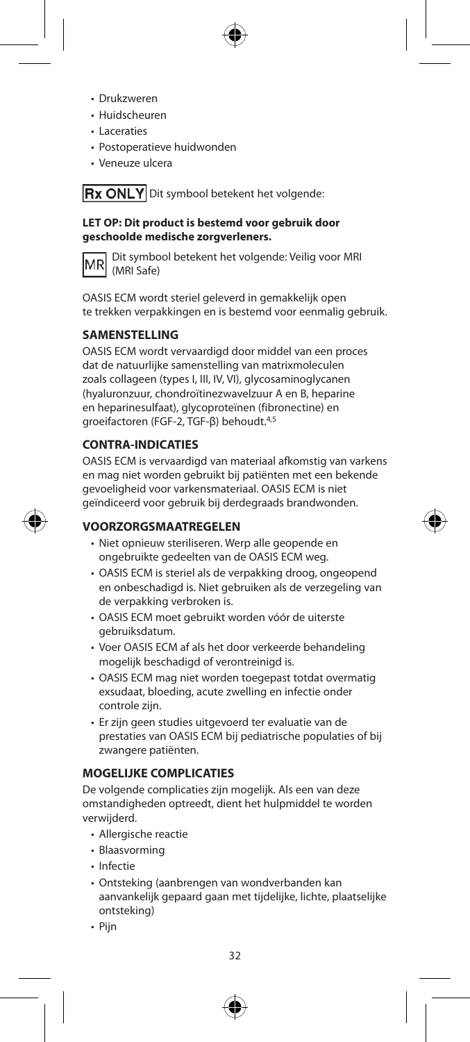- Drukzweren
- Huidscheuren
- Laceraties
- Postoperatieve huidwonden
- Veneuze ulcera

**Rx ONLY** Dit symbool betekent het volgende:

**LET OP: Dit product is bestemd voor gebruik door geschoolde medische zorgverleners.**

MR Dit symbool betekent het volgende: Veilig voor MRI (MRI Safe)

OASIS ECM wordt steriel geleverd in gemakkelijk open te trekken verpakkingen en is bestemd voor eenmalig gebruik.

## SAMENSTELLING

OASIS ECM wordt vervaardigd door middel van een proces dat de natuurlijke samenstelling van matrixmoleculen zoals collageen (types I, III, IV, VI), glycosaminoglycanen (hyaluronzuur, chondroïtinezwavelzuur A en B, heparine en heparinesulfaat), glycoproteïnen (fibronectine) en groeifactoren (FGF-2, TGF-β) behoudt.[4,5]

## CONTRA-INDICATIES

OASIS ECM is vervaardigd van materiaal afkomstig van varkens en mag niet worden gebruikt bij patiënten met een bekende gevoeligheid voor varkensmateriaal. OASIS ECM is niet geïndiceerd voor gebruik bij derdegraads brandwonden.

## VOORZORGSMAATREGELEN

- Niet opnieuw steriliseren. Werp alle geopende en ongebruikte gedeelten van de OASIS ECM weg.
- OASIS ECM is steriel als de verpakking droog, ongeopend en onbeschadigd is. Niet gebruiken als de verzegeling van de verpakking verbroken is.
- OASIS ECM moet gebruikt worden vóór de uiterste gebruiksdatum.
- Voer OASIS ECM af als het door verkeerde behandeling mogelijk beschadigd of verontreinigd is.
- OASIS ECM mag niet worden toegepast totdat overmatig exsudaat, bloeding, acute zwelling en infectie onder controle zijn.
- Er zijn geen studies uitgevoerd ter evaluatie van de prestaties van OASIS ECM bij pediatrische populaties of bij zwangere patiënten.

## MOGELIJKE COMPLICATIES

De volgende complicaties zijn mogelijk. Als een van deze omstandigheden optreedt, dient het hulpmiddel te worden verwijderd.

- Allergische reactie
- Blaasvorming
- Infectie
- Ontsteking (aanbrengen van wondverbanden kan aanvankelijk gepaard gaan met tijdelijke, lichte, plaatselijke ontsteking)
- Pijn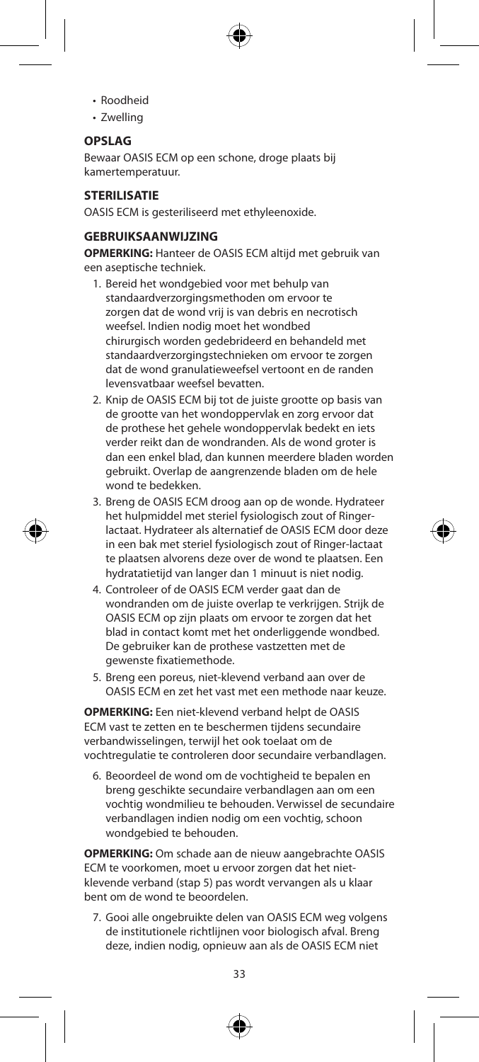- Roodheid
- Zwelling

## OPSLAG

Bewaar OASIS ECM op een schone, droge plaats bij kamertemperatuur.

## STERILISATIE

OASIS ECM is gesteriliseerd met ethyleenoxide.

## GEBRUIKSAANWIJZING

**OPMERKING:** Hanteer de OASIS ECM altijd met gebruik van een aseptische techniek.

1. Bereid het wondgebied voor met behulp van standaardverzorgingsmethoden om ervoor te zorgen dat de wond vrij is van debris en necrotisch weefsel. Indien nodig moet het wondbed chirurgisch worden gedebrideerd en behandeld met standaardverzorgingstechnieken om ervoor te zorgen dat de wond granulatieweefsel vertoont en de randen levensvatbaar weefsel bevatten.
2. Knip de OASIS ECM bij tot de juiste grootte op basis van de grootte van het wondoppervlak en zorg ervoor dat de prothese het gehele wondoppervlak bedekt en iets verder reikt dan de wondranden. Als de wond groter is dan een enkel blad, dan kunnen meerdere bladen worden gebruikt. Overlap de aangrenzende bladen om de hele wond te bedekken.
3. Breng de OASIS ECM droog aan op de wonde. Hydrateer het hulpmiddel met steriel fysiologisch zout of Ringer-lactaat. Hydrateer als alternatief de OASIS ECM door deze in een bak met steriel fysiologisch zout of Ringer-lactaat te plaatsen alvorens deze over de wond te plaatsen. Een hydratatietijd van langer dan 1 minuut is niet nodig.
4. Controleer of de OASIS ECM verder gaat dan de wondranden om de juiste overlap te verkrijgen. Strijk de OASIS ECM op zijn plaats om ervoor te zorgen dat het blad in contact komt met het onderliggende wondbed. De gebruiker kan de prothese vastzetten met de gewenste fixatiemethode.
5. Breng een poreus, niet-klevend verband aan over de OASIS ECM en zet het vast met een methode naar keuze.

**OPMERKING:** Een niet-klevend verband helpt de OASIS ECM vast te zetten en te beschermen tijdens secundaire verbandwisselingen, terwijl het ook toelaat om de vochtregulatie te controleren door secundaire verbandlagen.

6. Beoordeel de wond om de vochtigheid te bepalen en breng geschikte secundaire verbandlagen aan om een vochtig wondmilieu te behouden. Verwissel de secundaire verbandlagen indien nodig om een vochtig, schoon wondgebied te behouden.

**OPMERKING:** Om schade aan de nieuw aangebrachte OASIS ECM te voorkomen, moet u ervoor zorgen dat het niet-klevende verband (stap 5) pas wordt vervangen als u klaar bent om de wond te beoordelen.

7. Gooi alle ongebruikte delen van OASIS ECM weg volgens de institutionele richtlijnen voor biologisch afval. Breng deze, indien nodig, opnieuw aan als de OASIS ECM niet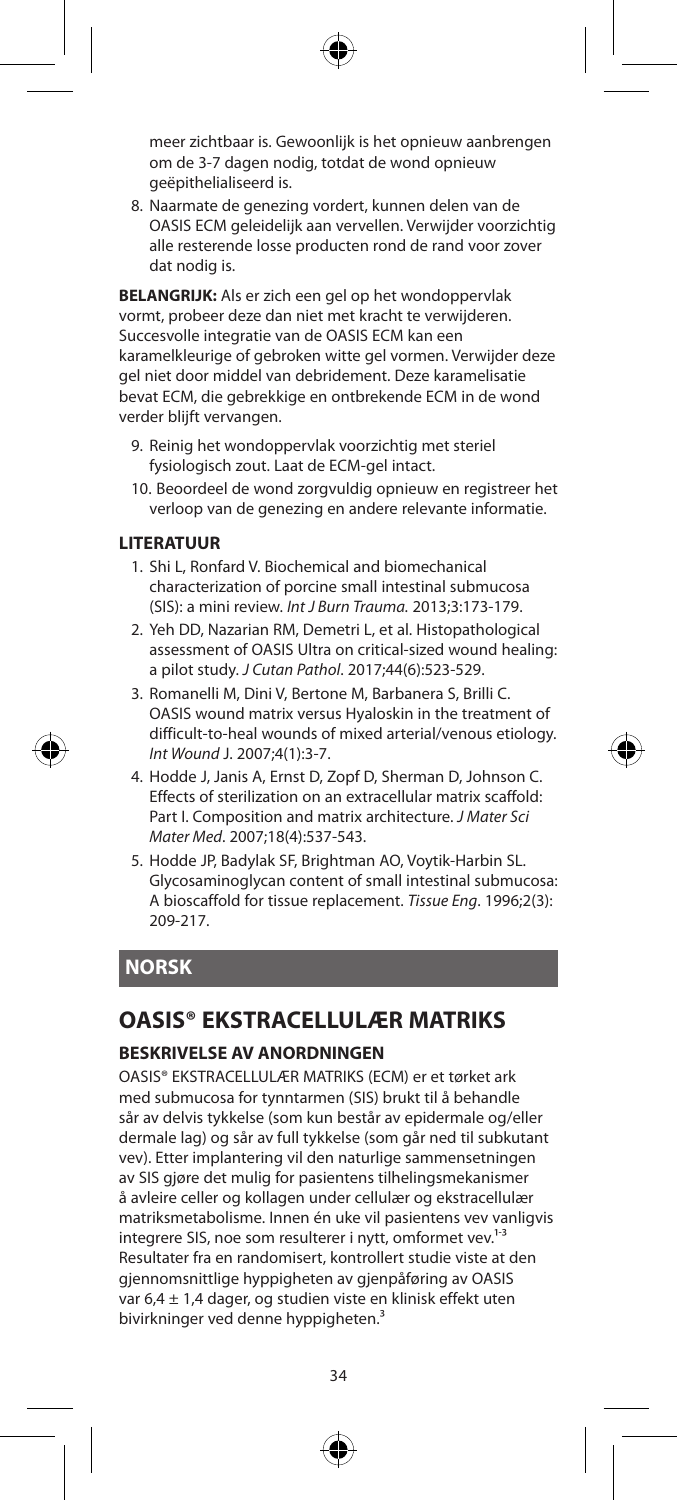meer zichtbaar is. Gewoonlijk is het opnieuw aanbrengen om de 3-7 dagen nodig, totdat de wond opnieuw geëpithelialiseerd is.

8. Naarmate de genezing vordert, kunnen delen van de OASIS ECM geleidelijk aan vervellen. Verwijder voorzichtig alle resterende losse producten rond de rand voor zover dat nodig is.

**BELANGRIJK:** Als er zich een gel op het wondoppervlak vormt, probeer deze dan niet met kracht te verwijderen. Succesvolle integratie van de OASIS ECM kan een karamelkleurige of gebroken witte gel vormen. Verwijder deze gel niet door middel van debridement. Deze karamelisatie bevat ECM, die gebrekkige en ontbrekende ECM in de wond verder blijft vervangen.

9. Reinig het wondoppervlak voorzichtig met steriel fysiologisch zout. Laat de ECM-gel intact.
10. Beoordeel de wond zorgvuldig opnieuw en registreer het verloop van de genezing en andere relevante informatie.

### LITERATUUR

1. Shi L, Ronfard V. Biochemical and biomechanical characterization of porcine small intestinal submucosa (SIS): a mini review. *Int J Burn Trauma.* 2013;3:173-179.
2. Yeh DD, Nazarian RM, Demetri L, et al. Histopathological assessment of OASIS Ultra on critical-sized wound healing: a pilot study. *J Cutan Pathol*. 2017;44(6):523-529.
3. Romanelli M, Dini V, Bertone M, Barbanera S, Brilli C. OASIS wound matrix versus Hyaloskin in the treatment of difficult-to-heal wounds of mixed arterial/venous etiology. *Int Wound* J. 2007;4(1):3-7.
4. Hodde J, Janis A, Ernst D, Zopf D, Sherman D, Johnson C. Effects of sterilization on an extracellular matrix scaffold: Part I. Composition and matrix architecture. *J Mater Sci Mater Med*. 2007;18(4):537-543.
5. Hodde JP, Badylak SF, Brightman AO, Voytik-Harbin SL. Glycosaminoglycan content of small intestinal submucosa: A bioscaffold for tissue replacement. *Tissue Eng*. 1996;2(3): 209-217.

## NORSK

# OASIS® EKSTRACELLULÆR MATRIKS

### BESKRIVELSE AV ANORDNINGEN

OASIS® EKSTRACELLULÆR MATRIKS (ECM) er et tørket ark med submucosa for tynntarmen (SIS) brukt til å behandle sår av delvis tykkelse (som kun består av epidermale og/eller dermale lag) og sår av full tykkelse (som går ned til subkutant vev). Etter implantering vil den naturlige sammensetningen av SIS gjøre det mulig for pasientens tilhelingsmekanismer å avleire celler og kollagen under cellulær og ekstracellulær matriksmetabolisme. Innen én uke vil pasientens vev vanligvis integrere SIS, noe som resulterer i nytt, omformet vev.[1-3] Resultater fra en randomisert, kontrollert studie viste at den gjennomsnittlige hyppigheten av gjenpåføring av OASIS var 6,4 ± 1,4 dager, og studien viste en klinisk effekt uten bivirkninger ved denne hyppigheten.[3]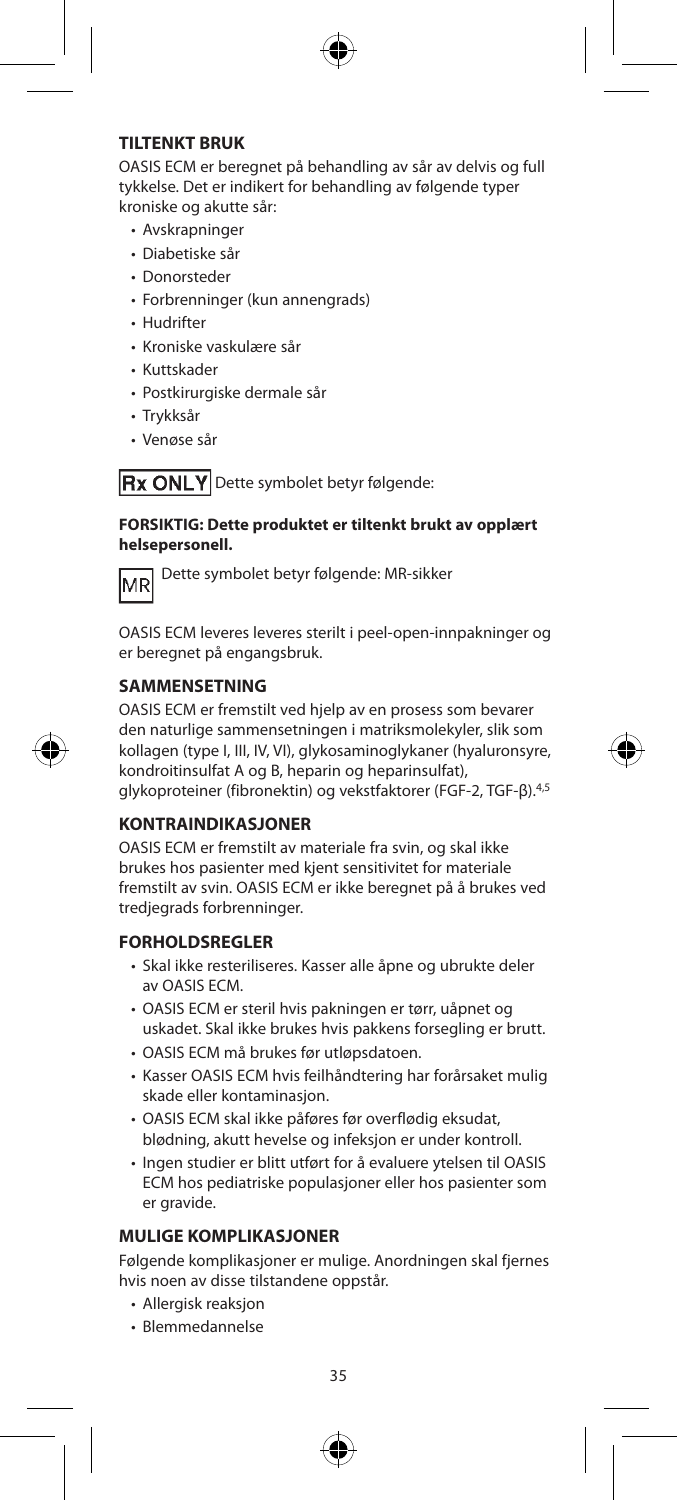## TILTENKT BRUK

OASIS ECM er beregnet på behandling av sår av delvis og full tykkelse. Det er indikert for behandling av følgende typer kroniske og akutte sår:

- Avskrapninger
- Diabetiske sår
- Donorsteder
- Forbrenninger (kun annengrads)
- Hudrifter
- Kroniske vaskulære sår
- Kuttskader
- Postkirurgiske dermale sår
- Trykksår
- Venøse sår

Rx ONLY Dette symbolet betyr følgende:

**FORSIKTIG: Dette produktet er tiltenkt brukt av opplært helsepersonell.**

MR Dette symbolet betyr følgende: MR-sikker

OASIS ECM leveres leveres sterilt i peel-open-innpakninger og er beregnet på engangsbruk.

## SAMMENSETNING

OASIS ECM er fremstilt ved hjelp av en prosess som bevarer den naturlige sammensetningen i matriksmolekyler, slik som kollagen (type I, III, IV, VI), glykosaminoglykaner (hyaluronsyre, kondroitinsulfat A og B, heparin og heparinsulfat), glykoproteiner (fibronektin) og vekstfaktorer (FGF-2, TGF-β).[4,5]

## KONTRAINDIKASJONER

OASIS ECM er fremstilt av materiale fra svin, og skal ikke brukes hos pasienter med kjent sensitivitet for materiale fremstilt av svin. OASIS ECM er ikke beregnet på å brukes ved tredjegrads forbrenninger.

## FORHOLDSREGLER

- Skal ikke resteriliseres. Kasser alle åpne og ubrukte deler av OASIS ECM.
- OASIS ECM er steril hvis pakningen er tørr, uåpnet og uskadet. Skal ikke brukes hvis pakkens forsegling er brutt.
- OASIS ECM må brukes før utløpsdatoen.
- Kasser OASIS ECM hvis feilhåndtering har forårsaket mulig skade eller kontaminasjon.
- OASIS ECM skal ikke påføres før overflødig eksudat, blødning, akutt hevelse og infeksjon er under kontroll.
- Ingen studier er blitt utført for å evaluere ytelsen til OASIS ECM hos pediatriske populasjoner eller hos pasienter som er gravide.

## MULIGE KOMPLIKASJONER

Følgende komplikasjoner er mulige. Anordningen skal fjernes hvis noen av disse tilstandene oppstår.

- Allergisk reaksjon
- Blemmedannelse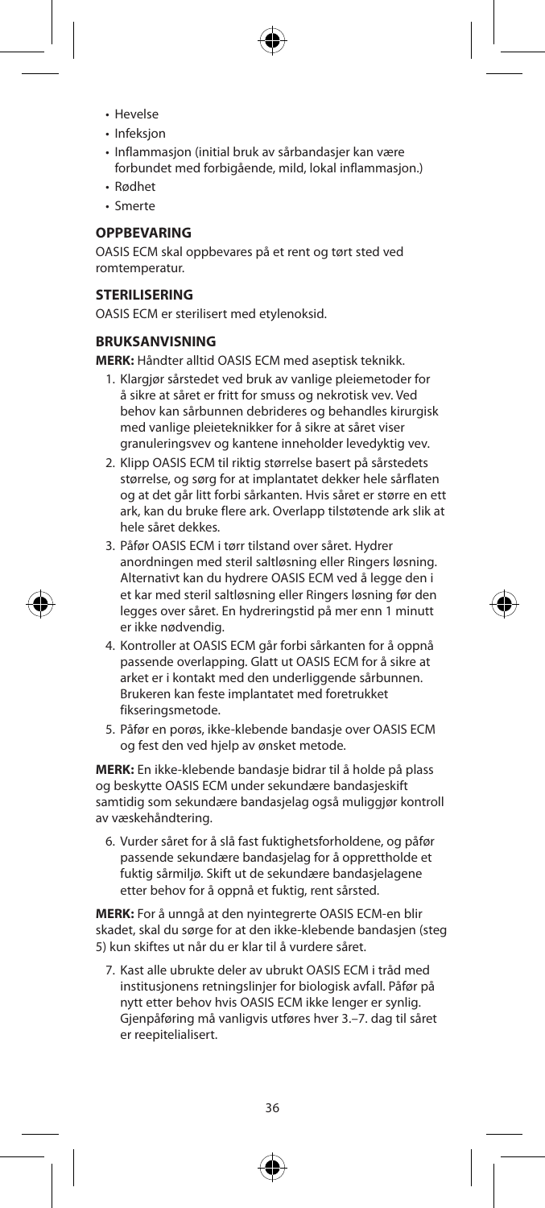- Hevelse
- Infeksjon
- Inflammasjon (initial bruk av sårbandasjer kan være forbundet med forbigående, mild, lokal inflammasjon.)
- Rødhet
- Smerte

## OPPBEVARING

OASIS ECM skal oppbevares på et rent og tørt sted ved romtemperatur.

## STERILISERING

OASIS ECM er sterilisert med etylenoksid.

## BRUKSANVISNING

**MERK:** Håndter alltid OASIS ECM med aseptisk teknikk.

1. Klargjør sårstedet ved bruk av vanlige pleiemetoder for å sikre at såret er fritt for smuss og nekrotisk vev. Ved behov kan sårbunnen debrideres og behandles kirurgisk med vanlige pleieteknikker for å sikre at såret viser granuleringsvev og kantene inneholder levedyktig vev.
2. Klipp OASIS ECM til riktig størrelse basert på sårstedets størrelse, og sørg for at implantatet dekker hele sårflaten og at det går litt forbi sårkanten. Hvis såret er større en ett ark, kan du bruke flere ark. Overlapp tilstøtende ark slik at hele såret dekkes.
3. Påfør OASIS ECM i tørr tilstand over såret. Hydrer anordningen med steril saltløsning eller Ringers løsning. Alternativt kan du hydrere OASIS ECM ved å legge den i et kar med steril saltløsning eller Ringers løsning før den legges over såret. En hydreringstid på mer enn 1 minutt er ikke nødvendig.
4. Kontroller at OASIS ECM går forbi sårkanten for å oppnå passende overlapping. Glatt ut OASIS ECM for å sikre at arket er i kontakt med den underliggende sårbunnen. Brukeren kan feste implantatet med foretrukket fikseringsmetode.
5. Påfør en porøs, ikke-klebende bandasje over OASIS ECM og fest den ved hjelp av ønsket metode.

**MERK:** En ikke-klebende bandasje bidrar til å holde på plass og beskytte OASIS ECM under sekundære bandasjeskift samtidig som sekundære bandasjelag også muliggjør kontroll av væskehåndtering.

6. Vurder såret for å slå fast fuktighetsforholdene, og påfør passende sekundære bandasjelag for å opprettholde et fuktig sårmiljø. Skift ut de sekundære bandasjelagene etter behov for å oppnå et fuktig, rent sårsted.

**MERK:** For å unngå at den nyintegrerte OASIS ECM-en blir skadet, skal du sørge for at den ikke-klebende bandasjen (steg 5) kun skiftes ut når du er klar til å vurdere såret.

7. Kast alle ubrukte deler av ubrukt OASIS ECM i tråd med institusjonens retningslinjer for biologisk avfall. Påfør på nytt etter behov hvis OASIS ECM ikke lenger er synlig. Gjenpåføring må vanligvis utføres hver 3.–7. dag til såret er reepitelialisert.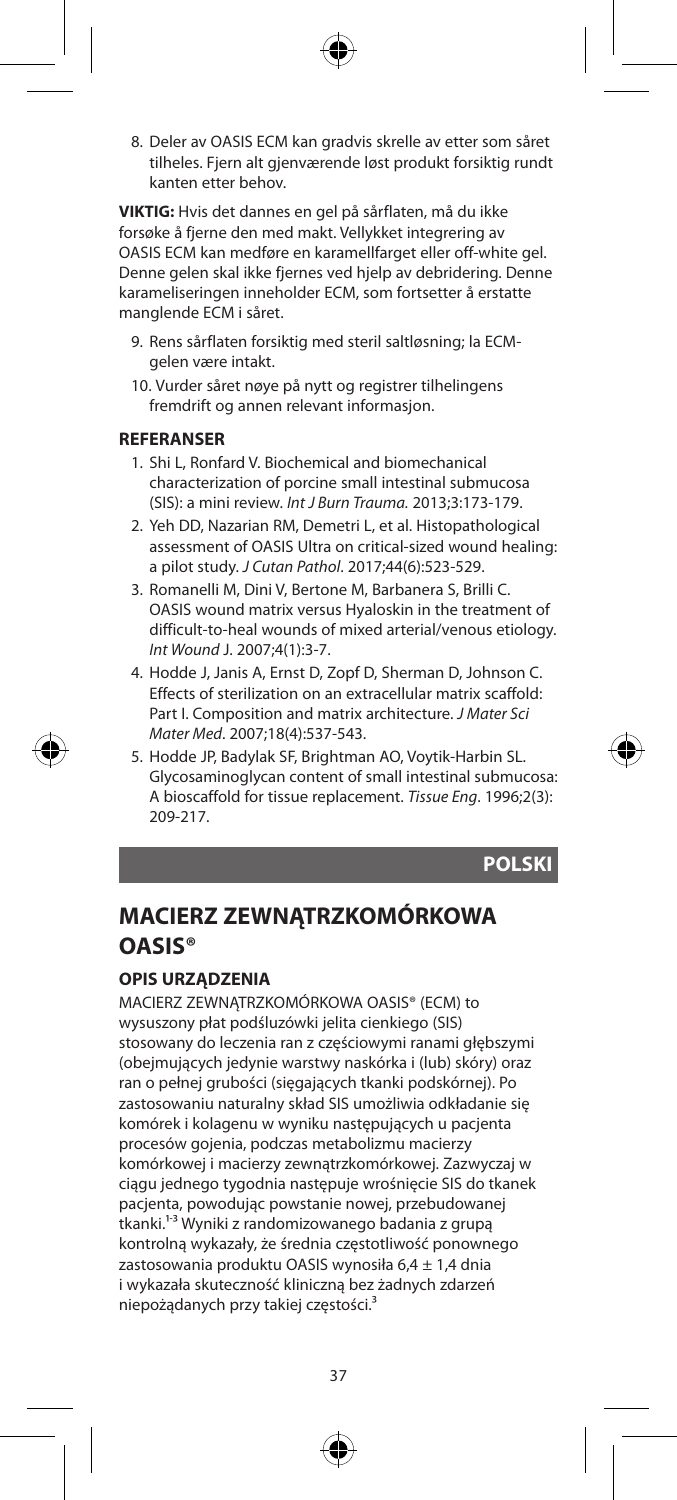8. Deler av OASIS ECM kan gradvis skrelle av etter som såret tilheles. Fjern alt gjenværende løst produkt forsiktig rundt kanten etter behov.

**VIKTIG:** Hvis det dannes en gel på sårflaten, må du ikke forsøke å fjerne den med makt. Vellykket integrering av OASIS ECM kan medføre en karamellfarget eller off-white gel. Denne gelen skal ikke fjernes ved hjelp av debridering. Denne karameliseringen inneholder ECM, som fortsetter å erstatte manglende ECM i såret.

9. Rens sårflaten forsiktig med steril saltløsning; la ECM-gelen være intakt.
10. Vurder såret nøye på nytt og registrer tilhelingens fremdrift og annen relevant informasjon.

### REFERANSER

1. Shi L, Ronfard V. Biochemical and biomechanical characterization of porcine small intestinal submucosa (SIS): a mini review. *Int J Burn Trauma.* 2013;3:173-179.
2. Yeh DD, Nazarian RM, Demetri L, et al. Histopathological assessment of OASIS Ultra on critical-sized wound healing: a pilot study. *J Cutan Pathol*. 2017;44(6):523-529.
3. Romanelli M, Dini V, Bertone M, Barbanera S, Brilli C. OASIS wound matrix versus Hyaloskin in the treatment of difficult-to-heal wounds of mixed arterial/venous etiology. *Int Wound J*. 2007;4(1):3-7.
4. Hodde J, Janis A, Ernst D, Zopf D, Sherman D, Johnson C. Effects of sterilization on an extracellular matrix scaffold: Part I. Composition and matrix architecture. *J Mater Sci Mater Med*. 2007;18(4):537-543.
5. Hodde JP, Badylak SF, Brightman AO, Voytik-Harbin SL. Glycosaminoglycan content of small intestinal submucosa: A bioscaffold for tissue replacement. *Tissue Eng*. 1996;2(3): 209-217.

## POLSKI

# MACIERZ ZEWNĄTRZKOMÓRKOWA OASIS®

### OPIS URZĄDZENIA

MACIERZ ZEWNĄTRZKOMÓRKOWA OASIS® (ECM) to wysuszony płat podśluzówki jelita cienkiego (SIS) stosowany do leczenia ran z częściowymi ranami głębszymi (obejmujących jedynie warstwy naskórka i (lub) skóry) oraz ran o pełnej grubości (sięgających tkanki podskórnej). Po zastosowaniu naturalny skład SIS umożliwia odkładanie się komórek i kolagenu w wyniku następujących u pacjenta procesów gojenia, podczas metabolizmu macierzy komórkowej i macierzy zewnątrzkomórkowej. Zazwyczaj w ciągu jednego tygodnia następuje wrośnięcie SIS do tkanek pacjenta, powodując powstanie nowej, przebudowanej tkanki.[1-3] Wyniki z randomizowanego badania z grupą kontrolną wykazały, że średnia częstotliwość ponownego zastosowania produktu OASIS wynosiła 6,4 ± 1,4 dnia i wykazała skuteczność kliniczną bez żadnych zdarzeń niepożądanych przy takiej częstości.[3]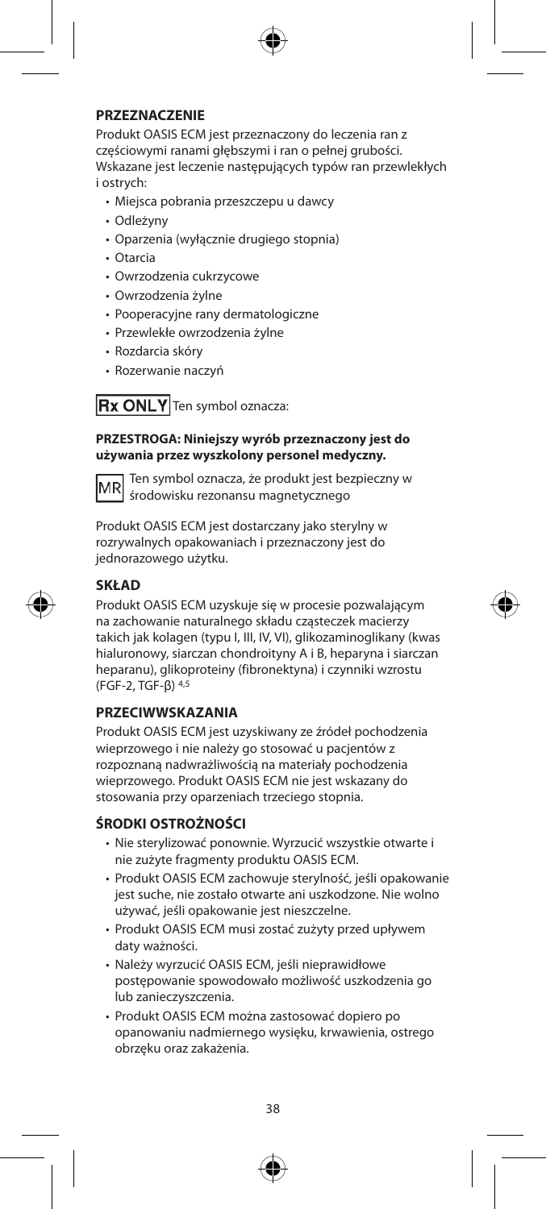## PRZEZNACZENIE

Produkt OASIS ECM jest przeznaczony do leczenia ran z częściowymi ranami głębszymi i ran o pełnej grubości. Wskazane jest leczenie następujących typów ran przewlekłych i ostrych:

- Miejsca pobrania przeszczepu u dawcy
- Odleżyny
- Oparzenia (wyłącznie drugiego stopnia)
- Otarcia
- Owrzodzenia cukrzycowe
- Owrzodzenia żylne
- Pooperacyjne rany dermatologiczne
- Przewlekłe owrzodzenia żylne
- Rozdarcia skóry
- Rozerwanie naczyń

**Rx ONLY** Ten symbol oznacza:

**PRZESTROGA: Niniejszy wyrób przeznaczony jest do używania przez wyszkolony personel medyczny.**

MR Ten symbol oznacza, że produkt jest bezpieczny w środowisku rezonansu magnetycznego

Produkt OASIS ECM jest dostarczany jako sterylny w rozrywalnych opakowaniach i przeznaczony jest do jednorazowego użytku.

## SKŁAD

Produkt OASIS ECM uzyskuje się w procesie pozwalającym na zachowanie naturalnego składu cząsteczek macierzy takich jak kolagen (typu I, III, IV, VI), glikozaminoglikany (kwas hialuronowy, siarczan chondroityny A i B, heparyna i siarczan heparanu), glikoproteiny (fibronektyna) i czynniki wzrostu (FGF-2, TGF-β) [4,5]

## PRZECIWWSKAZANIA

Produkt OASIS ECM jest uzyskiwany ze źródeł pochodzenia wieprzowego i nie należy go stosować u pacjentów z rozpoznaną nadwrażliwością na materiały pochodzenia wieprzowego. Produkt OASIS ECM nie jest wskazany do stosowania przy oparzeniach trzeciego stopnia.

## ŚRODKI OSTROŻNOŚCI

- Nie sterylizować ponownie. Wyrzucić wszystkie otwarte i nie zużyte fragmenty produktu OASIS ECM.
- Produkt OASIS ECM zachowuje sterylność, jeśli opakowanie jest suche, nie zostało otwarte ani uszkodzone. Nie wolno używać, jeśli opakowanie jest nieszczelne.
- Produkt OASIS ECM musi zostać zużyty przed upływem daty ważności.
- Należy wyrzucić OASIS ECM, jeśli nieprawidłowe postępowanie spowodowało możliwość uszkodzenia go lub zanieczyszczenia.
- Produkt OASIS ECM można zastosować dopiero po opanowaniu nadmiernego wysięku, krwawienia, ostrego obrzęku oraz zakażenia.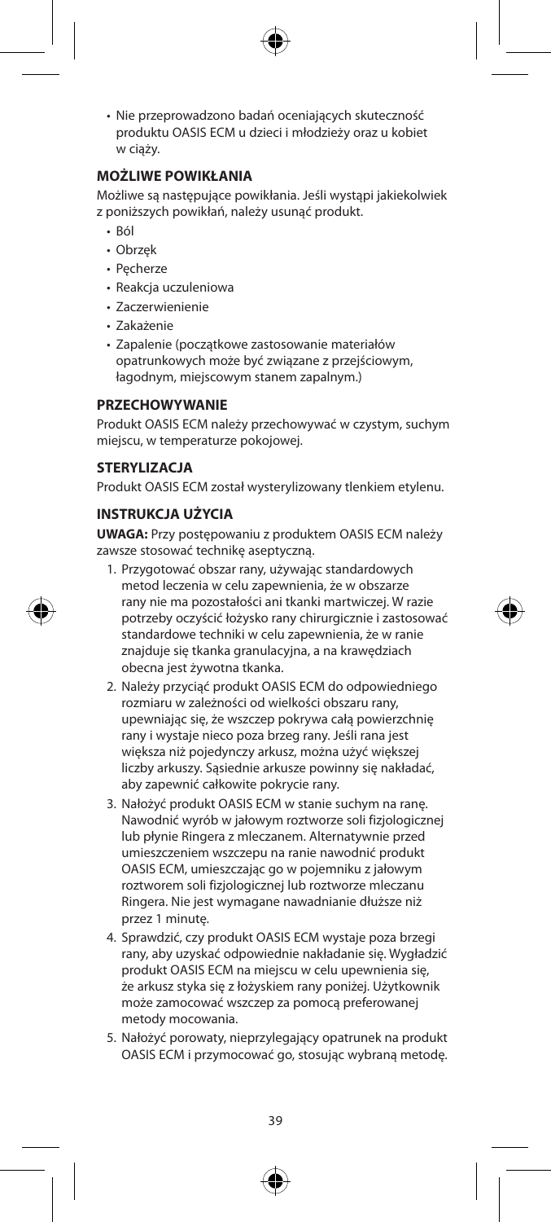- Nie przeprowadzono badań oceniających skuteczność produktu OASIS ECM u dzieci i młodzieży oraz u kobiet w ciąży.

## MOŻLIWE POWIKŁANIA

Możliwe są następujące powikłania. Jeśli wystąpi jakiekolwiek z poniższych powikłań, należy usunąć produkt.

- Ból
- Obrzęk
- Pęcherze
- Reakcja uczuleniowa
- Zaczerwienienie
- Zakażenie
- Zapalenie (początkowe zastosowanie materiałów opatrunkowych może być związane z przejściowym, łagodnym, miejscowym stanem zapalnym.)

## PRZECHOWYWANIE

Produkt OASIS ECM należy przechowywać w czystym, suchym miejscu, w temperaturze pokojowej.

## STERYLIZACJA

Produkt OASIS ECM został wysterylizowany tlenkiem etylenu.

## INSTRUKCJA UŻYCIA

**UWAGA:** Przy postępowaniu z produktem OASIS ECM należy zawsze stosować technikę aseptyczną.

1. Przygotować obszar rany, używając standardowych metod leczenia w celu zapewnienia, że w obszarze rany nie ma pozostałości ani tkanki martwiczej. W razie potrzeby oczyścić łożysko rany chirurgicznie i zastosować standardowe techniki w celu zapewnienia, że w ranie znajduje się tkanka granulacyjna, a na krawędziach obecna jest żywotna tkanka.
2. Należy przyciąć produkt OASIS ECM do odpowiedniego rozmiaru w zależności od wielkości obszaru rany, upewniając się, że wszczep pokrywa całą powierzchnię rany i wystaje nieco poza brzeg rany. Jeśli rana jest większa niż pojedynczy arkusz, można użyć większej liczby arkuszy. Sąsiednie arkusze powinny się nakładać, aby zapewnić całkowite pokrycie rany.
3. Nałożyć produkt OASIS ECM w stanie suchym na ranę. Nawodnić wyrób w jałowym roztworze soli fizjologicznej lub płynie Ringera z mleczanem. Alternatywnie przed umieszczeniem wszczepu na ranie nawodnić produkt OASIS ECM, umieszczając go w pojemniku z jałowym roztworem soli fizjologicznej lub roztworze mleczanu Ringera. Nie jest wymagane nawadnianie dłuższe niż przez 1 minutę.
4. Sprawdzić, czy produkt OASIS ECM wystaje poza brzegi rany, aby uzyskać odpowiednie nakładanie się. Wygładzić produkt OASIS ECM na miejscu w celu upewnienia się, że arkusz styka się z łożyskiem rany poniżej. Użytkownik może zamocować wszczep za pomocą preferowanej metody mocowania.
5. Nałożyć porowaty, nieprzylegający opatrunek na produkt OASIS ECM i przymocować go, stosując wybraną metodę.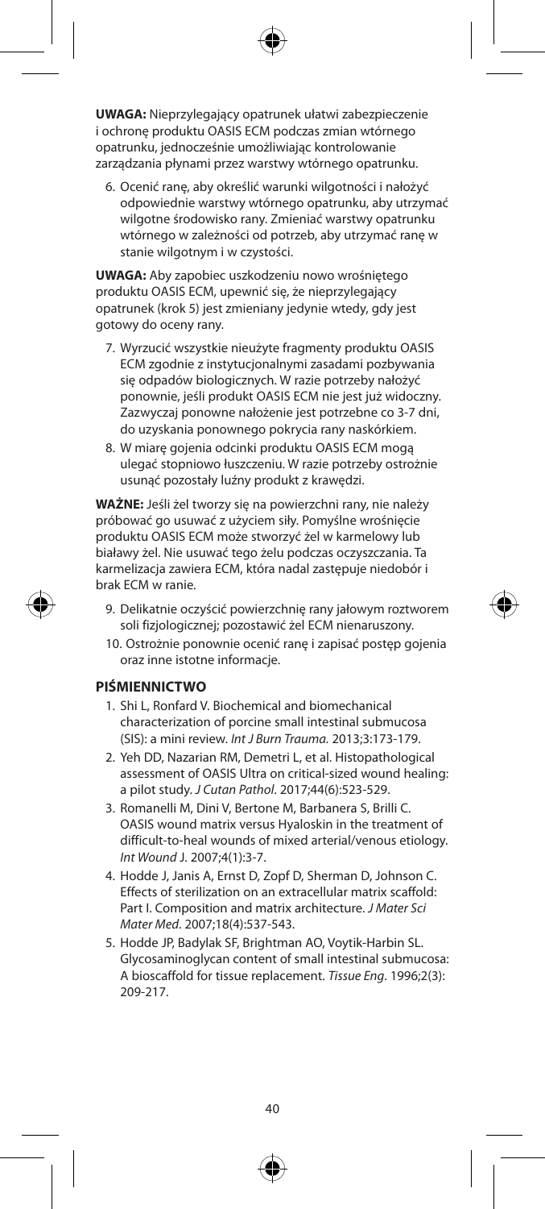**UWAGA:** Nieprzylegający opatrunek ułatwi zabezpieczenie i ochronę produktu OASIS ECM podczas zmian wtórnego opatrunku, jednocześnie umożliwiając kontrolowanie zarządzania płynami przez warstwy wtórnego opatrunku.

6. Ocenić ranę, aby określić warunki wilgotności i nałożyć odpowiednie warstwy wtórnego opatrunku, aby utrzymać wilgotne środowisko rany. Zmieniać warstwy opatrunku wtórnego w zależności od potrzeb, aby utrzymać ranę w stanie wilgotnym i w czystości.

**UWAGA:** Aby zapobiec uszkodzeniu nowo wrośniętego produktu OASIS ECM, upewnić się, że nieprzylegający opatrunek (krok 5) jest zmieniany jedynie wtedy, gdy jest gotowy do oceny rany.

7. Wyrzucić wszystkie nieużyte fragmenty produktu OASIS ECM zgodnie z instytucjonalnymi zasadami pozbywania się odpadów biologicznych. W razie potrzeby nałożyć ponownie, jeśli produkt OASIS ECM nie jest już widoczny. Zazwyczaj ponowne nałożenie jest potrzebne co 3-7 dni, do uzyskania ponownego pokrycia rany naskórkiem.
8. W miarę gojenia odcinki produktu OASIS ECM mogą ulegać stopniowo łuszczeniu. W razie potrzeby ostrożnie usunąć pozostały luźny produkt z krawędzi.

**WAŻNE:** Jeśli żel tworzy się na powierzchni rany, nie należy próbować go usuwać z użyciem siły. Pomyślne wrośnięcie produktu OASIS ECM może stworzyć żel w karmelowy lub białawy żel. Nie usuwać tego żelu podczas oczyszczania. Ta karmelizacja zawiera ECM, która nadal zastępuje niedobór i brak ECM w ranie.

9. Delikatnie oczyścić powierzchnię rany jałowym roztworem soli fizjologicznej; pozostawić żel ECM nienaruszony.
10. Ostrożnie ponownie ocenić ranę i zapisać postęp gojenia oraz inne istotne informacje.

## PIŚMIENNICTWO

1. Shi L, Ronfard V. Biochemical and biomechanical characterization of porcine small intestinal submucosa (SIS): a mini review. *Int J Burn Trauma.* 2013;3:173-179.
2. Yeh DD, Nazarian RM, Demetri L, et al. Histopathological assessment of OASIS Ultra on critical-sized wound healing: a pilot study. *J Cutan Pathol.* 2017;44(6):523-529.
3. Romanelli M, Dini V, Bertone M, Barbanera S, Brilli C. OASIS wound matrix versus Hyaloskin in the treatment of difficult-to-heal wounds of mixed arterial/venous etiology. *Int Wound* J. 2007;4(1):3-7.
4. Hodde J, Janis A, Ernst D, Zopf D, Sherman D, Johnson C. Effects of sterilization on an extracellular matrix scaffold: Part I. Composition and matrix architecture. *J Mater Sci Mater Med.* 2007;18(4):537-543.
5. Hodde JP, Badylak SF, Brightman AO, Voytik-Harbin SL. Glycosaminoglycan content of small intestinal submucosa: A bioscaffold for tissue replacement. *Tissue Eng.* 1996;2(3): 209-217.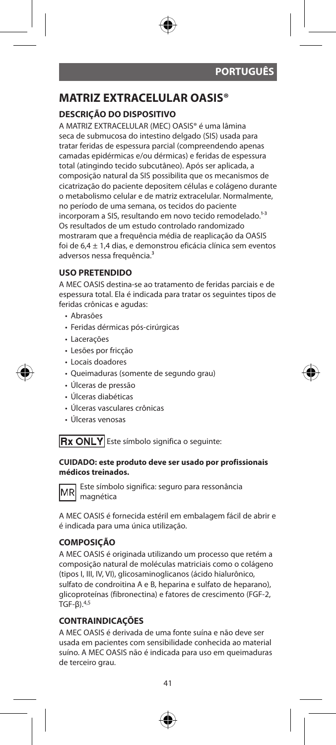# MATRIZ EXTRACELULAR OASIS®

## DESCRIÇÃO DO DISPOSITIVO

A MATRIZ EXTRACELULAR (MEC) OASIS® é uma lâmina seca de submucosa do intestino delgado (SIS) usada para tratar feridas de espessura parcial (compreendendo apenas camadas epidérmicas e/ou dérmicas) e feridas de espessura total (atingindo tecido subcutâneo). Após ser aplicada, a composição natural da SIS possibilita que os mecanismos de cicatrização do paciente depositem células e colágeno durante o metabolismo celular e de matriz extracelular. Normalmente, no período de uma semana, os tecidos do paciente incorporam a SIS, resultando em novo tecido remodelado.[1-3] Os resultados de um estudo controlado randomizado mostraram que a frequência média de reaplicação da OASIS foi de 6,4 ± 1,4 dias, e demonstrou eficácia clínica sem eventos adversos nessa frequência.[3]

## USO PRETENDIDO

A MEC OASIS destina-se ao tratamento de feridas parciais e de espessura total. Ela é indicada para tratar os seguintes tipos de feridas crônicas e agudas:

- Abrasões
- Feridas dérmicas pós-cirúrgicas
- Lacerações
- Lesões por fricção
- Locais doadores
- Queimaduras (somente de segundo grau)
- Úlceras de pressão
- Úlceras diabéticas
- Úlceras vasculares crônicas
- Úlceras venosas

Rx ONLY Este símbolo significa o seguinte:

**CUIDADO: este produto deve ser usado por profissionais médicos treinados.**

MR Este símbolo significa: seguro para ressonância magnética

A MEC OASIS é fornecida estéril em embalagem fácil de abrir e é indicada para uma única utilização.

## COMPOSIÇÃO

A MEC OASIS é originada utilizando um processo que retém a composição natural de moléculas matriciais como o colágeno (tipos I, III, IV, VI), glicosaminoglicanos (ácido hialurônico, sulfato de condroitina A e B, heparina e sulfato de heparano), glicoproteínas (fibronectina) e fatores de crescimento (FGF-2, TGF-β).[4,5]

## CONTRAINDICAÇÕES

A MEC OASIS é derivada de uma fonte suína e não deve ser usada em pacientes com sensibilidade conhecida ao material suíno. A MEC OASIS não é indicada para uso em queimaduras de terceiro grau.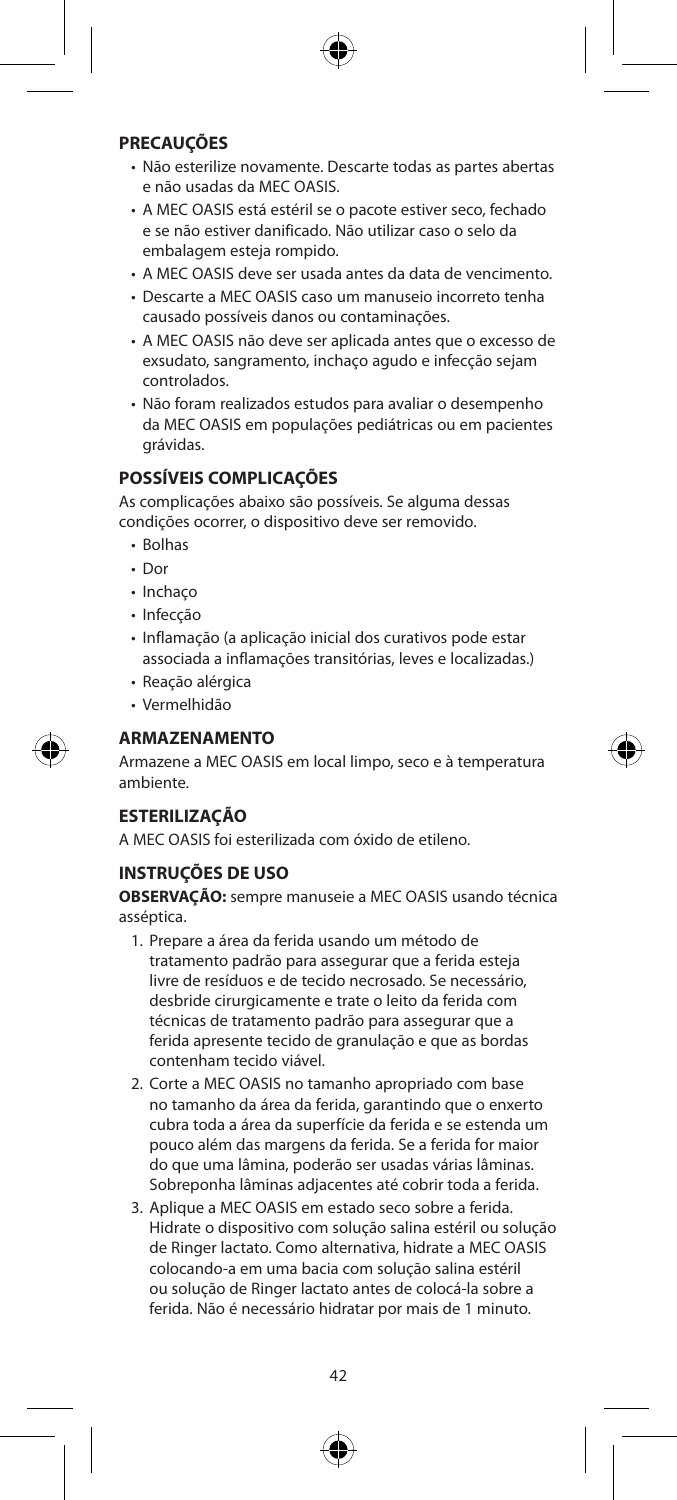## PRECAUÇÕES

- Não esterilize novamente. Descarte todas as partes abertas e não usadas da MEC OASIS.
- A MEC OASIS está estéril se o pacote estiver seco, fechado e se não estiver danificado. Não utilizar caso o selo da embalagem esteja rompido.
- A MEC OASIS deve ser usada antes da data de vencimento.
- Descarte a MEC OASIS caso um manuseio incorreto tenha causado possíveis danos ou contaminações.
- A MEC OASIS não deve ser aplicada antes que o excesso de exsudato, sangramento, inchaço agudo e infecção sejam controlados.
- Não foram realizados estudos para avaliar o desempenho da MEC OASIS em populações pediátricas ou em pacientes grávidas.

## POSSÍVEIS COMPLICAÇÕES

As complicações abaixo são possíveis. Se alguma dessas condições ocorrer, o dispositivo deve ser removido.

- Bolhas
- Dor
- Inchaço
- Infecção
- Inflamação (a aplicação inicial dos curativos pode estar associada a inflamações transitórias, leves e localizadas.)
- Reação alérgica
- Vermelhidão

## ARMAZENAMENTO

Armazene a MEC OASIS em local limpo, seco e à temperatura ambiente.

## ESTERILIZAÇÃO

A MEC OASIS foi esterilizada com óxido de etileno.

## INSTRUÇÕES DE USO

**OBSERVAÇÃO:** sempre manuseie a MEC OASIS usando técnica asséptica.

1. Prepare a área da ferida usando um método de tratamento padrão para assegurar que a ferida esteja livre de resíduos e de tecido necrosado. Se necessário, desbride cirurgicamente e trate o leito da ferida com técnicas de tratamento padrão para assegurar que a ferida apresente tecido de granulação e que as bordas contenham tecido viável.
2. Corte a MEC OASIS no tamanho apropriado com base no tamanho da área da ferida, garantindo que o enxerto cubra toda a área da superfície da ferida e se estenda um pouco além das margens da ferida. Se a ferida for maior do que uma lâmina, poderão ser usadas várias lâminas. Sobreponha lâminas adjacentes até cobrir toda a ferida.
3. Aplique a MEC OASIS em estado seco sobre a ferida. Hidrate o dispositivo com solução salina estéril ou solução de Ringer lactato. Como alternativa, hidrate a MEC OASIS colocando-a em uma bacia com solução salina estéril ou solução de Ringer lactato antes de colocá-la sobre a ferida. Não é necessário hidratar por mais de 1 minuto.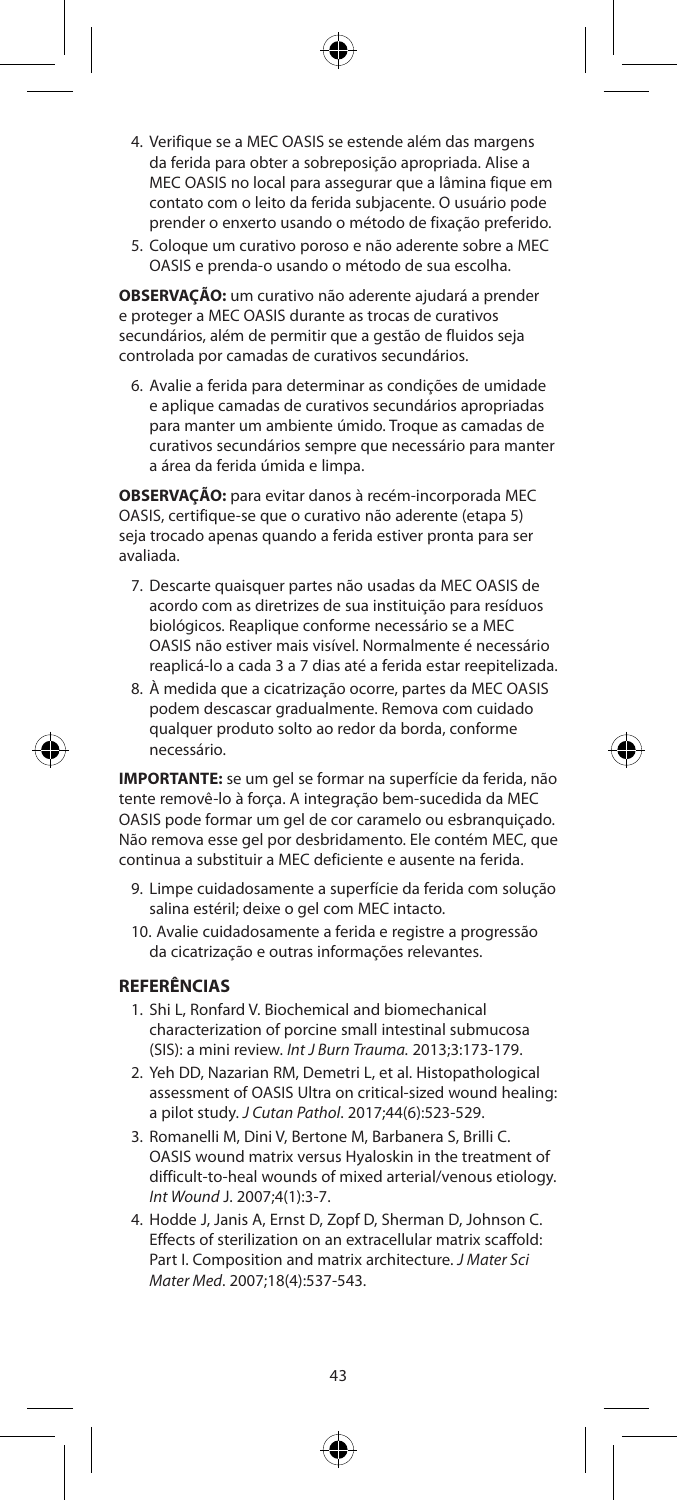4. Verifique se a MEC OASIS se estende além das margens da ferida para obter a sobreposição apropriada. Alise a MEC OASIS no local para assegurar que a lâmina fique em contato com o leito da ferida subjacente. O usuário pode prender o enxerto usando o método de fixação preferido.
5. Coloque um curativo poroso e não aderente sobre a MEC OASIS e prenda-o usando o método de sua escolha.

**OBSERVAÇÃO:** um curativo não aderente ajudará a prender e proteger a MEC OASIS durante as trocas de curativos secundários, além de permitir que a gestão de fluidos seja controlada por camadas de curativos secundários.

6. Avalie a ferida para determinar as condições de umidade e aplique camadas de curativos secundários apropriadas para manter um ambiente úmido. Troque as camadas de curativos secundários sempre que necessário para manter a área da ferida úmida e limpa.

**OBSERVAÇÃO:** para evitar danos à recém-incorporada MEC OASIS, certifique-se que o curativo não aderente (etapa 5) seja trocado apenas quando a ferida estiver pronta para ser avaliada.

7. Descarte quaisquer partes não usadas da MEC OASIS de acordo com as diretrizes de sua instituição para resíduos biológicos. Reaplique conforme necessário se a MEC OASIS não estiver mais visível. Normalmente é necessário reaplicá-lo a cada 3 a 7 dias até a ferida estar reepitelizada.
8. À medida que a cicatrização ocorre, partes da MEC OASIS podem descascar gradualmente. Remova com cuidado qualquer produto solto ao redor da borda, conforme necessário.

**IMPORTANTE:** se um gel se formar na superfície da ferida, não tente removê-lo à força. A integração bem-sucedida da MEC OASIS pode formar um gel de cor caramelo ou esbranquiçado. Não remova esse gel por desbridamento. Ele contém MEC, que continua a substituir a MEC deficiente e ausente na ferida.

9. Limpe cuidadosamente a superfície da ferida com solução salina estéril; deixe o gel com MEC intacto.
10. Avalie cuidadosamente a ferida e registre a progressão da cicatrização e outras informações relevantes.

## REFERÊNCIAS

1. Shi L, Ronfard V. Biochemical and biomechanical characterization of porcine small intestinal submucosa (SIS): a mini review. *Int J Burn Trauma.* 2013;3:173-179.
2. Yeh DD, Nazarian RM, Demetri L, et al. Histopathological assessment of OASIS Ultra on critical-sized wound healing: a pilot study. *J Cutan Pathol*. 2017;44(6):523-529.
3. Romanelli M, Dini V, Bertone M, Barbanera S, Brilli C. OASIS wound matrix versus Hyaloskin in the treatment of difficult-to-heal wounds of mixed arterial/venous etiology. *Int Wound J*. 2007;4(1):3-7.
4. Hodde J, Janis A, Ernst D, Zopf D, Sherman D, Johnson C. Effects of sterilization on an extracellular matrix scaffold: Part I. Composition and matrix architecture. *J Mater Sci Mater Med*. 2007;18(4):537-543.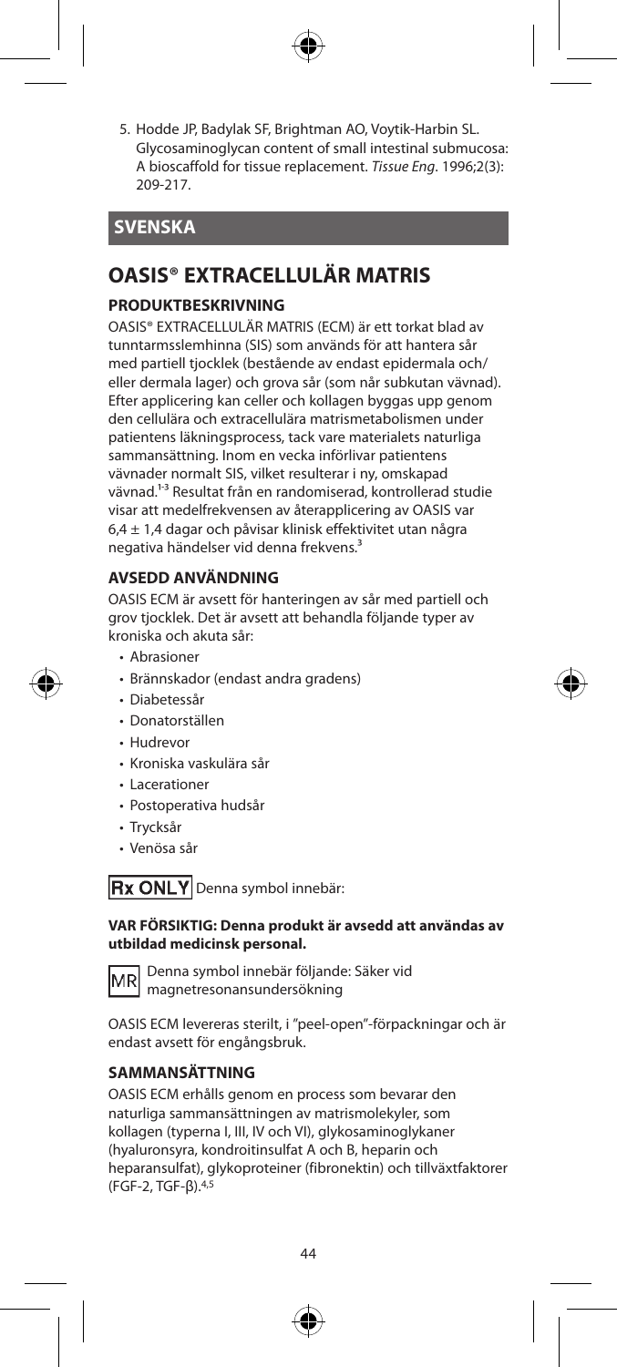5. Hodde JP, Badylak SF, Brightman AO, Voytik-Harbin SL. Glycosaminoglycan content of small intestinal submucosa: A bioscaffold for tissue replacement. *Tissue Eng*. 1996;2(3): 209-217.

## SVENSKA

# OASIS® EXTRACELLULÄR MATRIS

### PRODUKTBESKRIVNING

OASIS® EXTRACELLULÄR MATRIS (ECM) är ett torkat blad av tunntarmsslemhinna (SIS) som används för att hantera sår med partiell tjocklek (bestående av endast epidermala och/eller dermala lager) och grova sår (som når subkutan vävnad). Efter applicering kan celler och kollagen byggas upp genom den cellulära och extracellulära matrismetabolismen under patientens läkningsprocess, tack vare materialets naturliga sammansättning. Inom en vecka införlivar patientens vävnader normalt SIS, vilket resulterar i ny, omskapad vävnad.[1-3] Resultat från en randomiserad, kontrollerad studie visar att medelfrekvensen av återapplicering av OASIS var 6,4 ± 1,4 dagar och påvisar klinisk effektivitet utan några negativa händelser vid denna frekvens.[3]

### AVSEDD ANVÄNDNING

OASIS ECM är avsett för hanteringen av sår med partiell och grov tjocklek. Det är avsett att behandla följande typer av kroniska och akuta sår:

- Abrasioner
- Brännskador (endast andra gradens)
- Diabetessår
- Donatorställen
- Hudrevor
- Kroniska vaskulära sår
- Lacerationer
- Postoperativa hudsår
- Trycksår
- Venösa sår

Rx ONLY Denna symbol innebär:

**VAR FÖRSIKTIG: Denna produkt är avsedd att användas av utbildad medicinsk personal.**

MR Denna symbol innebär följande: Säker vid magnetresonansundersökning

OASIS ECM levereras sterilt, i "peel-open"-förpackningar och är endast avsett för engångsbruk.

### SAMMANSÄTTNING

OASIS ECM erhålls genom en process som bevarar den naturliga sammansättningen av matrismolekyler, som kollagen (typerna I, III, IV och VI), glykosaminoglykaner (hyaluronsyra, kondroitinsulfat A och B, heparin och heparansulfat), glykoproteiner (fibronektin) och tillväxtfaktorer (FGF-2, TGF-β).[4,5]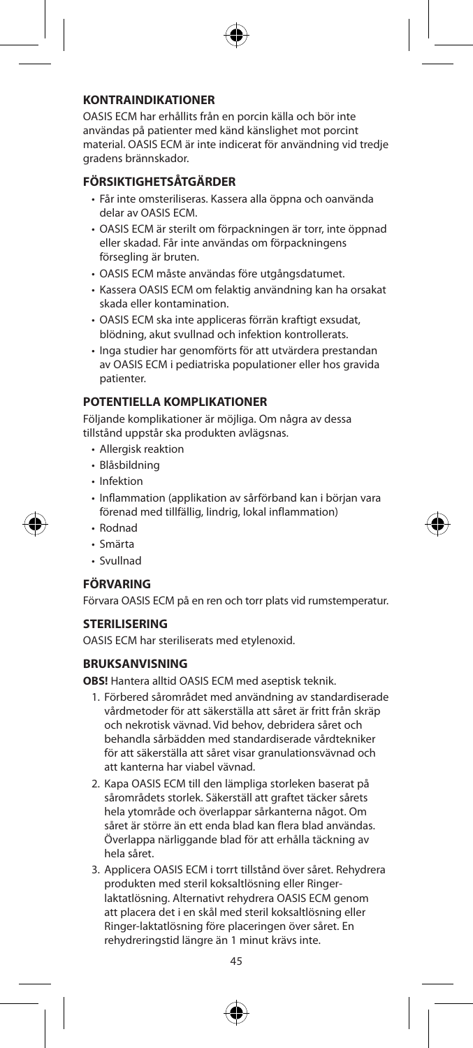## KONTRAINDIKATIONER

OASIS ECM har erhållits från en porcin källa och bör inte användas på patienter med känd känslighet mot porcint material. OASIS ECM är inte indicerat för användning vid tredje gradens brännskador.

## FÖRSIKTIGHETSÅTGÄRDER

- Får inte omsteriliseras. Kassera alla öppna och oanvända delar av OASIS ECM.
- OASIS ECM är sterilt om förpackningen är torr, inte öppnad eller skadad. Får inte användas om förpackningens försegling är bruten.
- OASIS ECM måste användas före utgångsdatumet.
- Kassera OASIS ECM om felaktig användning kan ha orsakat skada eller kontamination.
- OASIS ECM ska inte appliceras förrän kraftigt exsudat, blödning, akut svullnad och infektion kontrollerats.
- Inga studier har genomförts för att utvärdera prestandan av OASIS ECM i pediatriska populationer eller hos gravida patienter.

## POTENTIELLA KOMPLIKATIONER

Följande komplikationer är möjliga. Om några av dessa tillstånd uppstår ska produkten avlägsnas.

- Allergisk reaktion
- Blåsbildning
- Infektion
- Inflammation (applikation av sårförband kan i början vara förenad med tillfällig, lindrig, lokal inflammation)
- Rodnad
- Smärta
- Svullnad

## FÖRVARING

Förvara OASIS ECM på en ren och torr plats vid rumstemperatur.

## STERILISERING

OASIS ECM har steriliserats med etylenoxid.

## BRUKSANVISNING

**OBS!** Hantera alltid OASIS ECM med aseptisk teknik.

1. Förbered sårområdet med användning av standardiserade vårdmetoder för att säkerställa att såret är fritt från skräp och nekrotisk vävnad. Vid behov, debridera såret och behandla sårbädden med standardiserade vårdtekniker för att säkerställa att såret visar granulationsvävnad och att kanterna har viabel vävnad.
2. Kapa OASIS ECM till den lämpliga storleken baserat på sårområdets storlek. Säkerställ att graftet täcker sårets hela ytområde och överlappar sårkanterna något. Om såret är större än ett enda blad kan flera blad användas. Överlappa närliggande blad för att erhålla täckning av hela såret.
3. Applicera OASIS ECM i torrt tillstånd över såret. Rehydrera produkten med steril koksaltlösning eller Ringer-laktatlösning. Alternativt rehydrera OASIS ECM genom att placera det i en skål med steril koksaltlösning eller Ringer-laktatlösning före placeringen över såret. En rehydreringstid längre än 1 minut krävs inte.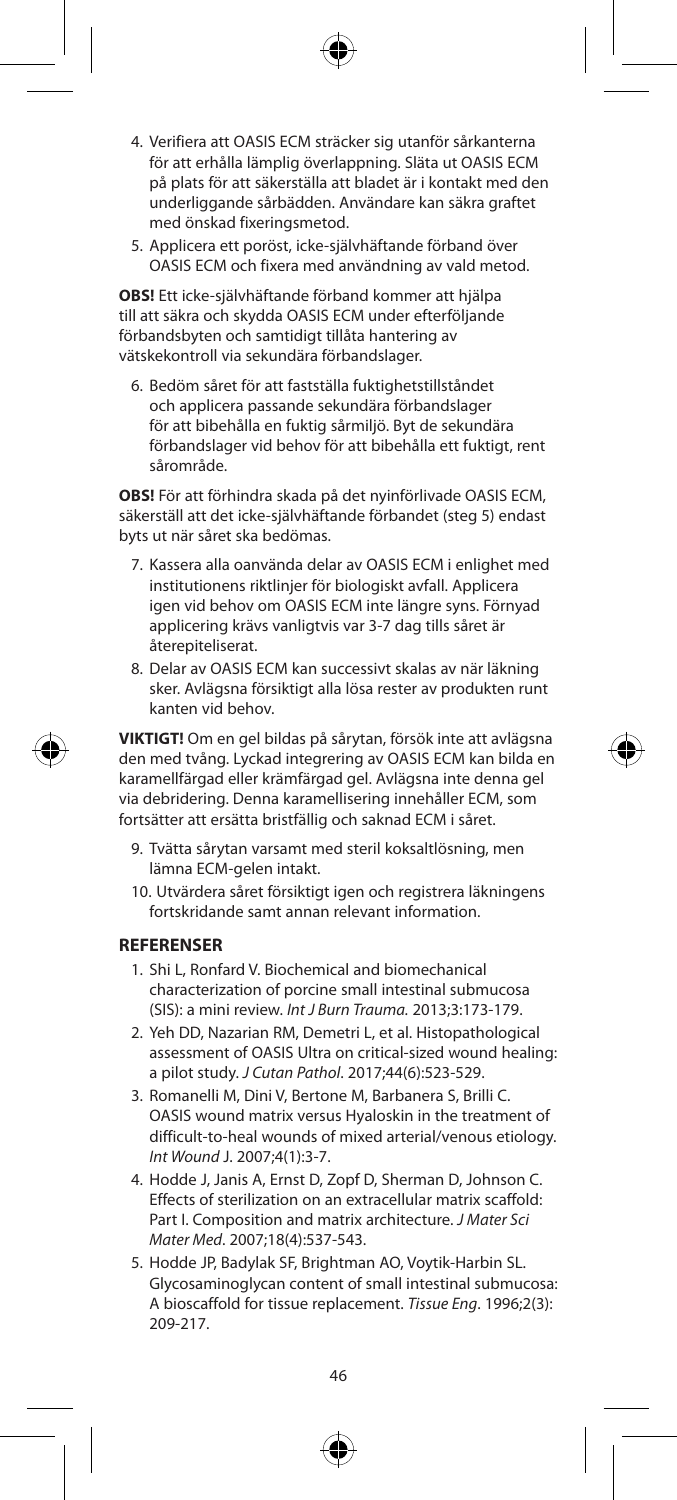4. Verifiera att OASIS ECM sträcker sig utanför sårkanterna för att erhålla lämplig överlappning. Släta ut OASIS ECM på plats för att säkerställa att bladet är i kontakt med den underliggande sårbädden. Användare kan säkra graftet med önskad fixeringsmetod.
5. Applicera ett poröst, icke-självhäftande förband över OASIS ECM och fixera med användning av vald metod.

**OBS!** Ett icke-självhäftande förband kommer att hjälpa till att säkra och skydda OASIS ECM under efterföljande förbandsbyten och samtidigt tillåta hantering av vätskekontroll via sekundära förbandslager.

6. Bedöm såret för att fastställa fuktighetstillståndet och applicera passande sekundära förbandslager för att bibehålla en fuktig sårmiljö. Byt de sekundära förbandslager vid behov för att bibehålla ett fuktigt, rent sårområde.

**OBS!** För att förhindra skada på det nyinförlivade OASIS ECM, säkerställ att det icke-självhäftande förbandet (steg 5) endast byts ut när såret ska bedömas.

7. Kassera alla oanvända delar av OASIS ECM i enlighet med institutionens riktlinjer för biologiskt avfall. Applicera igen vid behov om OASIS ECM inte längre syns. Förnyad applicering krävs vanligtvis var 3-7 dag tills såret är återepiteliserat.
8. Delar av OASIS ECM kan successivt skalas av när läkning sker. Avlägsna försiktigt alla lösa rester av produkten runt kanten vid behov.

**VIKTIGT!** Om en gel bildas på sårytan, försök inte att avlägsna den med tvång. Lyckad integrering av OASIS ECM kan bilda en karamellfärgad eller krämfärgad gel. Avlägsna inte denna gel via debridering. Denna karamellisering innehåller ECM, som fortsätter att ersätta bristfällig och saknad ECM i såret.

9. Tvätta sårytan varsamt med steril koksaltlösning, men lämna ECM-gelen intakt.
10. Utvärdera såret försiktigt igen och registrera läkningens fortskridande samt annan relevant information.

## REFERENSER

1. Shi L, Ronfard V. Biochemical and biomechanical characterization of porcine small intestinal submucosa (SIS): a mini review. *Int J Burn Trauma.* 2013;3:173-179.
2. Yeh DD, Nazarian RM, Demetri L, et al. Histopathological assessment of OASIS Ultra on critical-sized wound healing: a pilot study. *J Cutan Pathol*. 2017;44(6):523-529.
3. Romanelli M, Dini V, Bertone M, Barbanera S, Brilli C. OASIS wound matrix versus Hyaloskin in the treatment of difficult-to-heal wounds of mixed arterial/venous etiology. *Int Wound* J. 2007;4(1):3-7.
4. Hodde J, Janis A, Ernst D, Zopf D, Sherman D, Johnson C. Effects of sterilization on an extracellular matrix scaffold: Part I. Composition and matrix architecture. *J Mater Sci Mater Med*. 2007;18(4):537-543.
5. Hodde JP, Badylak SF, Brightman AO, Voytik-Harbin SL. Glycosaminoglycan content of small intestinal submucosa: A bioscaffold for tissue replacement. *Tissue Eng*. 1996;2(3): 209-217.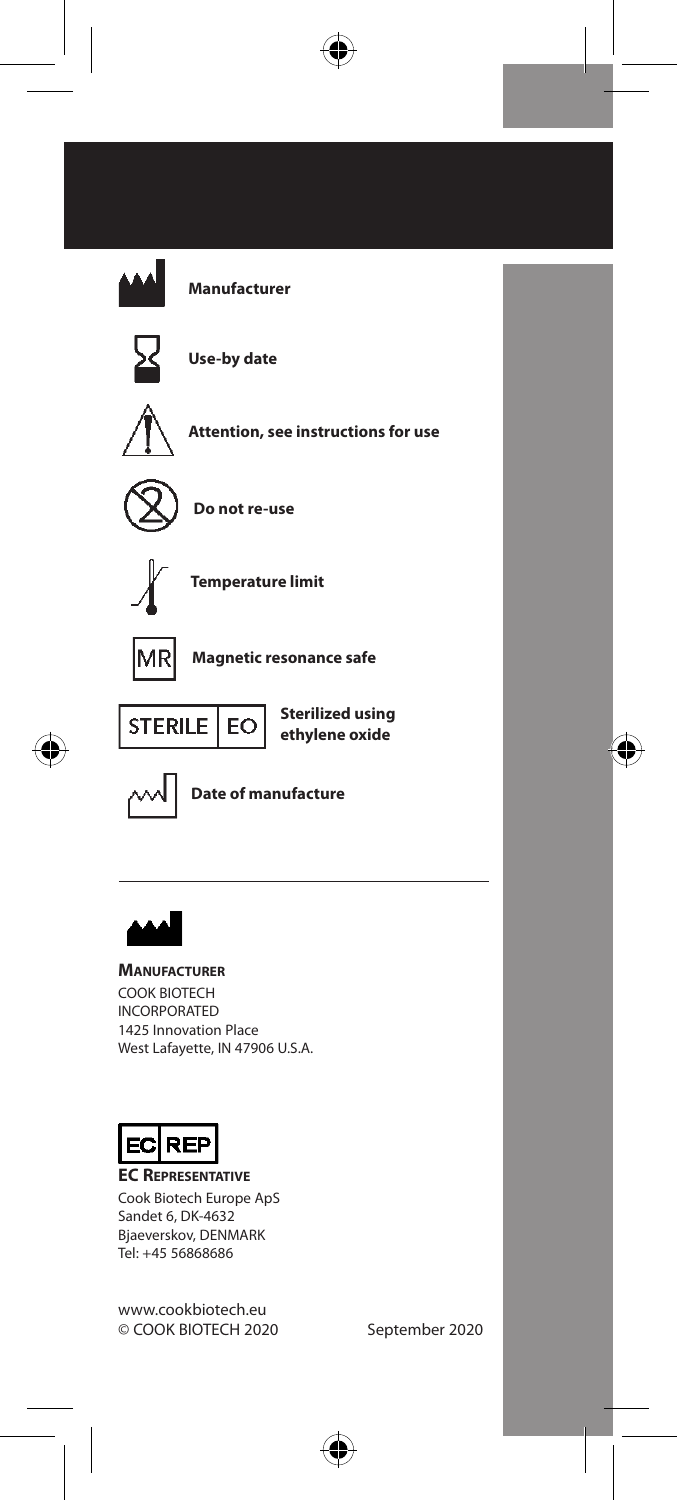**Manufacturer**

**Use-by date**

**Attention, see instructions for use**

**Do not re-use**

**Temperature limit**

**Magnetic resonance safe**

STERILE | EO **Sterilized using ethylene oxide**

**Date of manufacture**

---

**MANUFACTURER**
COOK BIOTECH
INCORPORATED
1425 Innovation Place
West Lafayette, IN 47906 U.S.A.

EC REP

**EC REPRESENTATIVE**
Cook Biotech Europe ApS
Sandet 6, DK-4632
Bjaeverskov, DENMARK
Tel: +45 56868686

www.cookbiotech.eu
© COOK BIOTECH 2020

September 2020